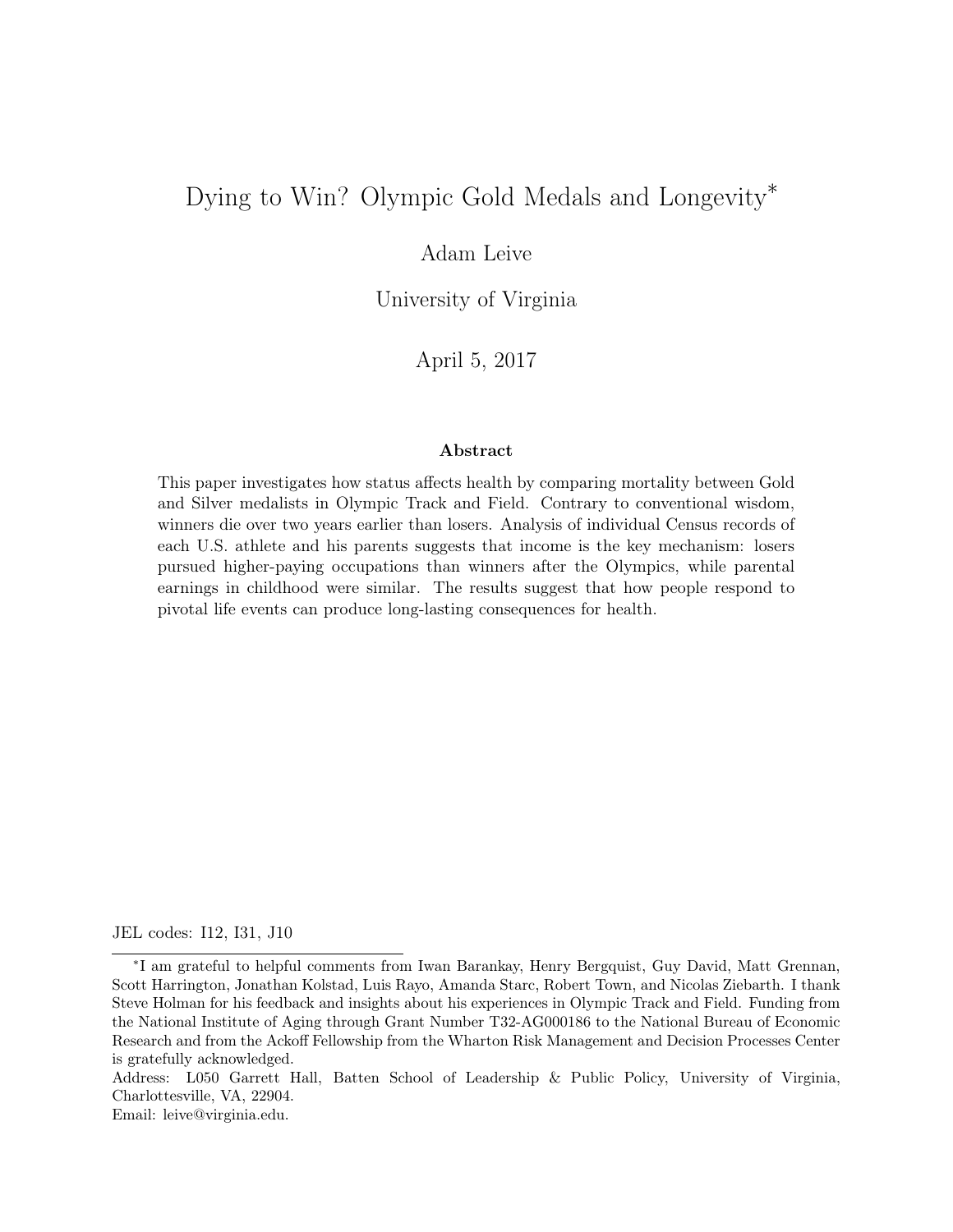# Dying to Win? Olympic Gold Medals and Longevity*

Adam Leive

University of Virginia

April 5, 2017

**Abstract**

This paper investigates how status affects health by comparing mortality between Gold and Silver medalists in Olympic Track and Field. Contrary to conventional wisdom, winners die over two years earlier than losers. Analysis of individual Census records of each U.S. athlete and his parents suggests that income is the key mechanism: losers pursued higher-paying occupations than winners after the Olympics, while parental earnings in childhood were similar. The results suggest that how people respond to pivotal life events can produce long-lasting consequences for health.

JEL codes: I12, I31, J10

---

*I am grateful to helpful comments from Iwan Barankay, Henry Bergquist, Guy David, Matt Grennan, Scott Harrington, Jonathan Kolstad, Luis Rayo, Amanda Starc, Robert Town, and Nicolas Ziebarth. I thank Steve Holman for his feedback and insights about his experiences in Olympic Track and Field. Funding from the National Institute of Aging through Grant Number T32-AG000186 to the National Bureau of Economic Research and from the Ackoff Fellowship from the Wharton Risk Management and Decision Processes Center is gratefully acknowledged.

Address: L050 Garrett Hall, Batten School of Leadership & Public Policy, University of Virginia, Charlottesville, VA, 22904.

Email: leive@virginia.edu.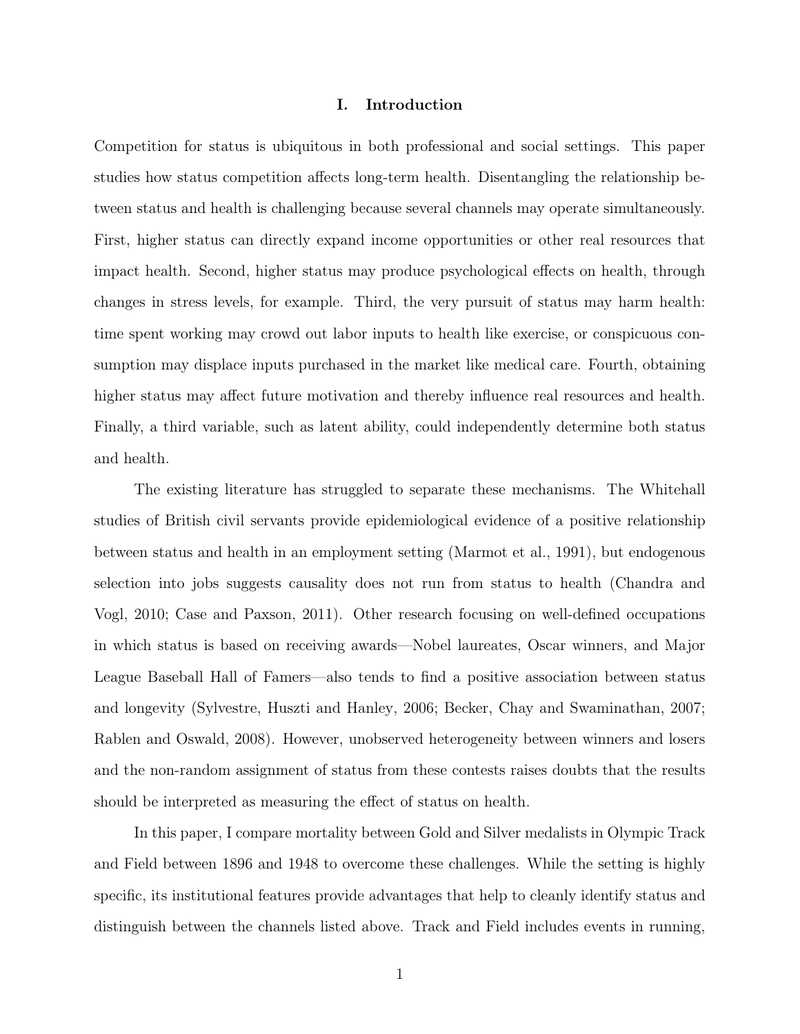# I. Introduction

Competition for status is ubiquitous in both professional and social settings. This paper studies how status competition affects long-term health. Disentangling the relationship between status and health is challenging because several channels may operate simultaneously. First, higher status can directly expand income opportunities or other real resources that impact health. Second, higher status may produce psychological effects on health, through changes in stress levels, for example. Third, the very pursuit of status may harm health: time spent working may crowd out labor inputs to health like exercise, or conspicuous consumption may displace inputs purchased in the market like medical care. Fourth, obtaining higher status may affect future motivation and thereby influence real resources and health. Finally, a third variable, such as latent ability, could independently determine both status and health.

The existing literature has struggled to separate these mechanisms. The Whitehall studies of British civil servants provide epidemiological evidence of a positive relationship between status and health in an employment setting (Marmot et al., 1991), but endogenous selection into jobs suggests causality does not run from status to health (Chandra and Vogl, 2010; Case and Paxson, 2011). Other research focusing on well-defined occupations in which status is based on receiving awards—Nobel laureates, Oscar winners, and Major League Baseball Hall of Famers—also tends to find a positive association between status and longevity (Sylvestre, Huszti and Hanley, 2006; Becker, Chay and Swaminathan, 2007; Rablen and Oswald, 2008). However, unobserved heterogeneity between winners and losers and the non-random assignment of status from these contests raises doubts that the results should be interpreted as measuring the effect of status on health.

In this paper, I compare mortality between Gold and Silver medalists in Olympic Track and Field between 1896 and 1948 to overcome these challenges. While the setting is highly specific, its institutional features provide advantages that help to cleanly identify status and distinguish between the channels listed above. Track and Field includes events in running,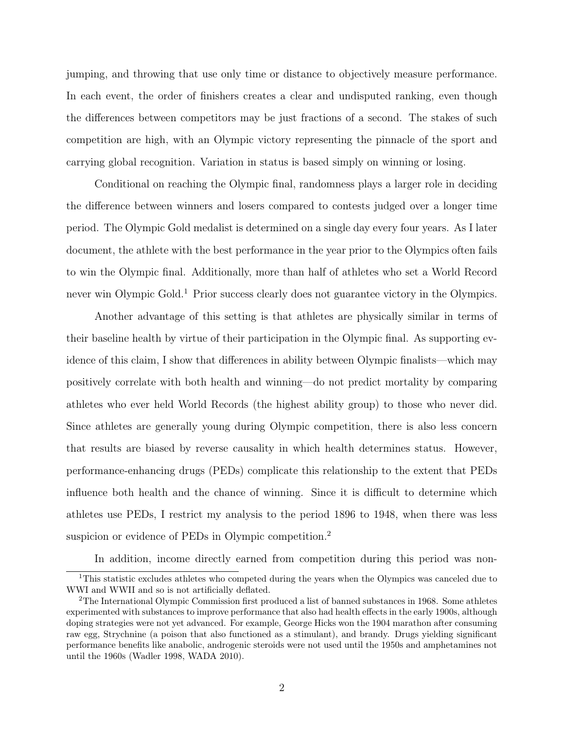jumping, and throwing that use only time or distance to objectively measure performance. In each event, the order of finishers creates a clear and undisputed ranking, even though the differences between competitors may be just fractions of a second. The stakes of such competition are high, with an Olympic victory representing the pinnacle of the sport and carrying global recognition. Variation in status is based simply on winning or losing.

Conditional on reaching the Olympic final, randomness plays a larger role in deciding the difference between winners and losers compared to contests judged over a longer time period. The Olympic Gold medalist is determined on a single day every four years. As I later document, the athlete with the best performance in the year prior to the Olympics often fails to win the Olympic final. Additionally, more than half of athletes who set a World Record never win Olympic Gold.[1] Prior success clearly does not guarantee victory in the Olympics.

Another advantage of this setting is that athletes are physically similar in terms of their baseline health by virtue of their participation in the Olympic final. As supporting evidence of this claim, I show that differences in ability between Olympic finalists—which may positively correlate with both health and winning—do not predict mortality by comparing athletes who ever held World Records (the highest ability group) to those who never did. Since athletes are generally young during Olympic competition, there is also less concern that results are biased by reverse causality in which health determines status. However, performance-enhancing drugs (PEDs) complicate this relationship to the extent that PEDs influence both health and the chance of winning. Since it is difficult to determine which athletes use PEDs, I restrict my analysis to the period 1896 to 1948, when there was less suspicion or evidence of PEDs in Olympic competition.[2]

In addition, income directly earned from competition during this period was non-

[1] This statistic excludes athletes who competed during the years when the Olympics was canceled due to WWI and WWII and so is not artificially deflated.

[2] The International Olympic Commission first produced a list of banned substances in 1968. Some athletes experimented with substances to improve performance that also had health effects in the early 1900s, although doping strategies were not yet advanced. For example, George Hicks won the 1904 marathon after consuming raw egg, Strychnine (a poison that also functioned as a stimulant), and brandy. Drugs yielding significant performance benefits like anabolic, androgenic steroids were not used until the 1950s and amphetamines not until the 1960s (Wadler 1998, WADA 2010).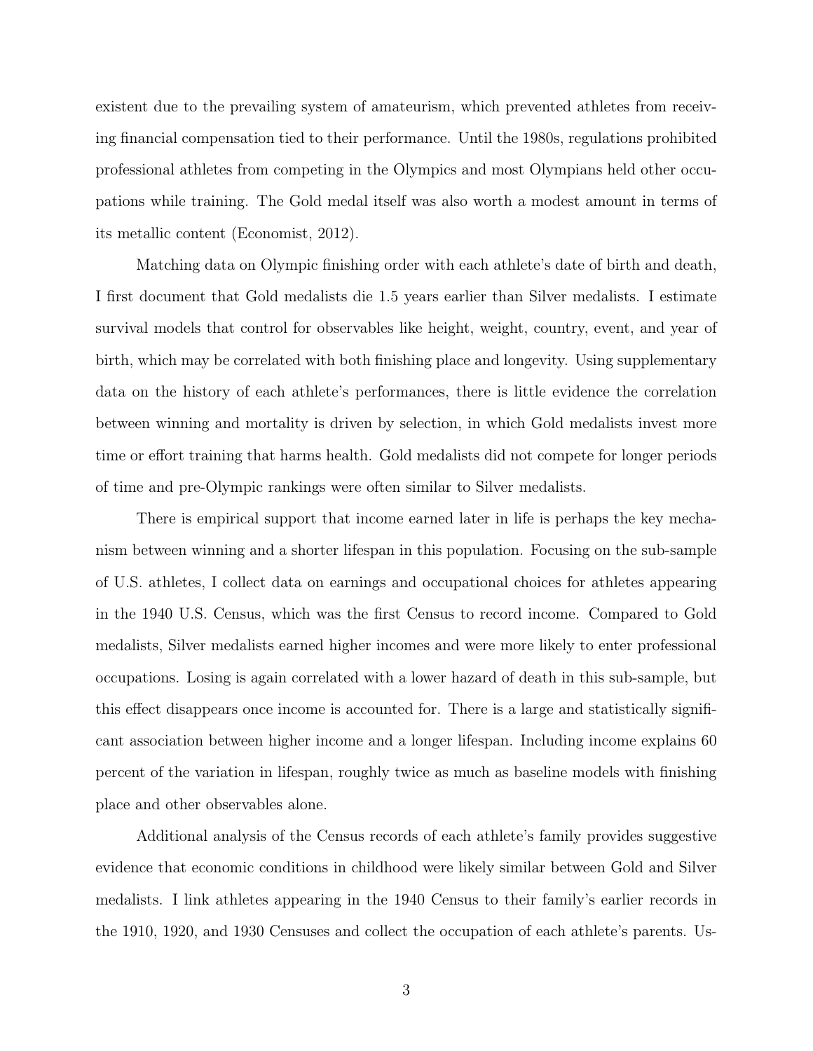existent due to the prevailing system of amateurism, which prevented athletes from receiving financial compensation tied to their performance. Until the 1980s, regulations prohibited professional athletes from competing in the Olympics and most Olympians held other occupations while training. The Gold medal itself was also worth a modest amount in terms of its metallic content (Economist, 2012).

Matching data on Olympic finishing order with each athlete's date of birth and death, I first document that Gold medalists die 1.5 years earlier than Silver medalists. I estimate survival models that control for observables like height, weight, country, event, and year of birth, which may be correlated with both finishing place and longevity. Using supplementary data on the history of each athlete's performances, there is little evidence the correlation between winning and mortality is driven by selection, in which Gold medalists invest more time or effort training that harms health. Gold medalists did not compete for longer periods of time and pre-Olympic rankings were often similar to Silver medalists.

There is empirical support that income earned later in life is perhaps the key mechanism between winning and a shorter lifespan in this population. Focusing on the sub-sample of U.S. athletes, I collect data on earnings and occupational choices for athletes appearing in the 1940 U.S. Census, which was the first Census to record income. Compared to Gold medalists, Silver medalists earned higher incomes and were more likely to enter professional occupations. Losing is again correlated with a lower hazard of death in this sub-sample, but this effect disappears once income is accounted for. There is a large and statistically significant association between higher income and a longer lifespan. Including income explains 60 percent of the variation in lifespan, roughly twice as much as baseline models with finishing place and other observables alone.

Additional analysis of the Census records of each athlete's family provides suggestive evidence that economic conditions in childhood were likely similar between Gold and Silver medalists. I link athletes appearing in the 1940 Census to their family's earlier records in the 1910, 1920, and 1930 Censuses and collect the occupation of each athlete's parents. Us-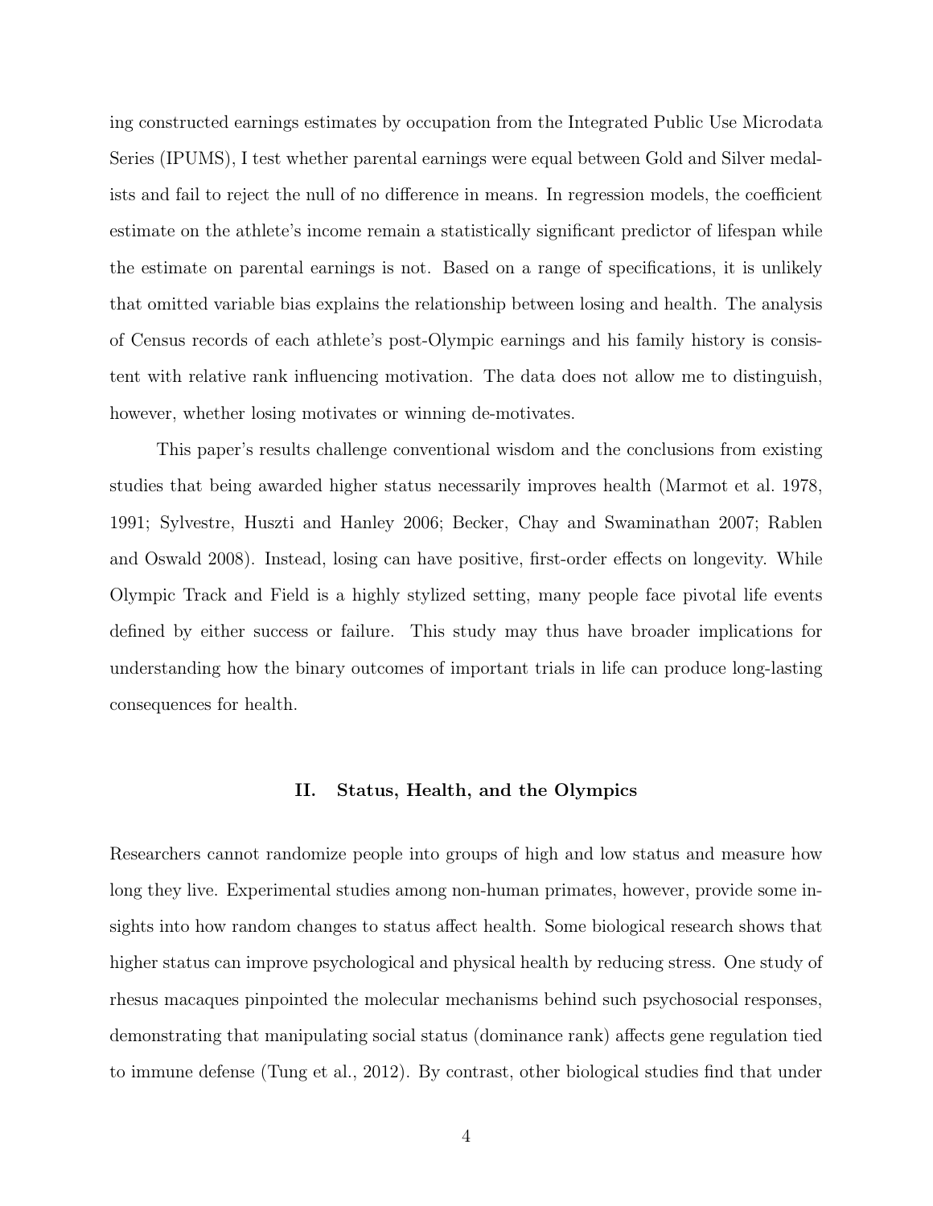ing constructed earnings estimates by occupation from the Integrated Public Use Microdata Series (IPUMS), I test whether parental earnings were equal between Gold and Silver medalists and fail to reject the null of no difference in means. In regression models, the coefficient estimate on the athlete's income remain a statistically significant predictor of lifespan while the estimate on parental earnings is not. Based on a range of specifications, it is unlikely that omitted variable bias explains the relationship between losing and health. The analysis of Census records of each athlete's post-Olympic earnings and his family history is consistent with relative rank influencing motivation. The data does not allow me to distinguish, however, whether losing motivates or winning de-motivates.

This paper's results challenge conventional wisdom and the conclusions from existing studies that being awarded higher status necessarily improves health (Marmot et al. 1978, 1991; Sylvestre, Huszti and Hanley 2006; Becker, Chay and Swaminathan 2007; Rablen and Oswald 2008). Instead, losing can have positive, first-order effects on longevity. While Olympic Track and Field is a highly stylized setting, many people face pivotal life events defined by either success or failure. This study may thus have broader implications for understanding how the binary outcomes of important trials in life can produce long-lasting consequences for health.

## II. Status, Health, and the Olympics

Researchers cannot randomize people into groups of high and low status and measure how long they live. Experimental studies among non-human primates, however, provide some insights into how random changes to status affect health. Some biological research shows that higher status can improve psychological and physical health by reducing stress. One study of rhesus macaques pinpointed the molecular mechanisms behind such psychosocial responses, demonstrating that manipulating social status (dominance rank) affects gene regulation tied to immune defense (Tung et al., 2012). By contrast, other biological studies find that under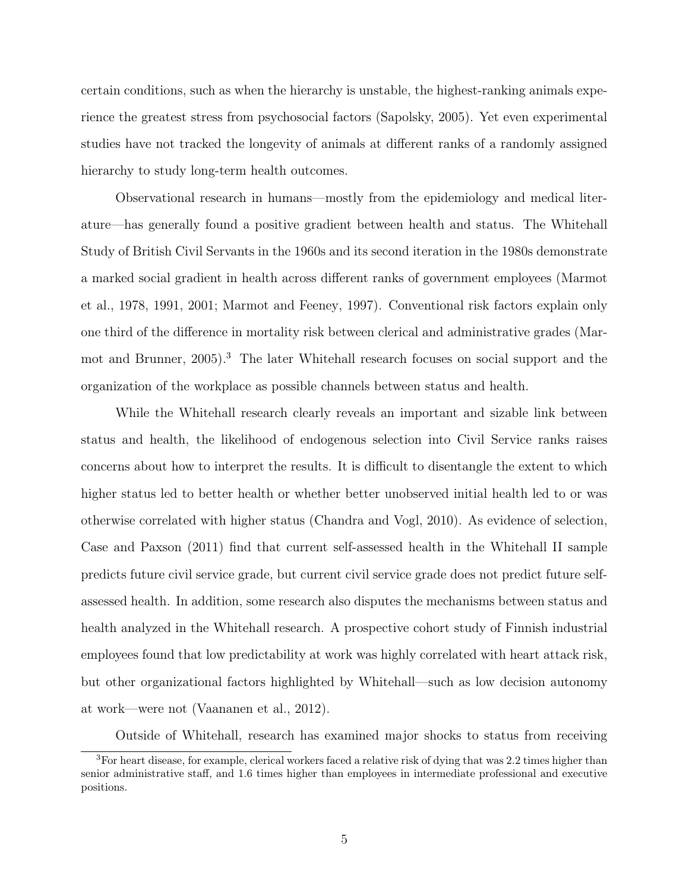certain conditions, such as when the hierarchy is unstable, the highest-ranking animals experience the greatest stress from psychosocial factors (Sapolsky, 2005). Yet even experimental studies have not tracked the longevity of animals at different ranks of a randomly assigned hierarchy to study long-term health outcomes.

Observational research in humans—mostly from the epidemiology and medical literature—has generally found a positive gradient between health and status. The Whitehall Study of British Civil Servants in the 1960s and its second iteration in the 1980s demonstrate a marked social gradient in health across different ranks of government employees (Marmot et al., 1978, 1991, 2001; Marmot and Feeney, 1997). Conventional risk factors explain only one third of the difference in mortality risk between clerical and administrative grades (Marmot and Brunner, 2005).[3] The later Whitehall research focuses on social support and the organization of the workplace as possible channels between status and health.

While the Whitehall research clearly reveals an important and sizable link between status and health, the likelihood of endogenous selection into Civil Service ranks raises concerns about how to interpret the results. It is difficult to disentangle the extent to which higher status led to better health or whether better unobserved initial health led to or was otherwise correlated with higher status (Chandra and Vogl, 2010). As evidence of selection, Case and Paxson (2011) find that current self-assessed health in the Whitehall II sample predicts future civil service grade, but current civil service grade does not predict future self-assessed health. In addition, some research also disputes the mechanisms between status and health analyzed in the Whitehall research. A prospective cohort study of Finnish industrial employees found that low predictability at work was highly correlated with heart attack risk, but other organizational factors highlighted by Whitehall—such as low decision autonomy at work—were not (Vaananen et al., 2012).

Outside of Whitehall, research has examined major shocks to status from receiving

[3] For heart disease, for example, clerical workers faced a relative risk of dying that was 2.2 times higher than senior administrative staff, and 1.6 times higher than employees in intermediate professional and executive positions.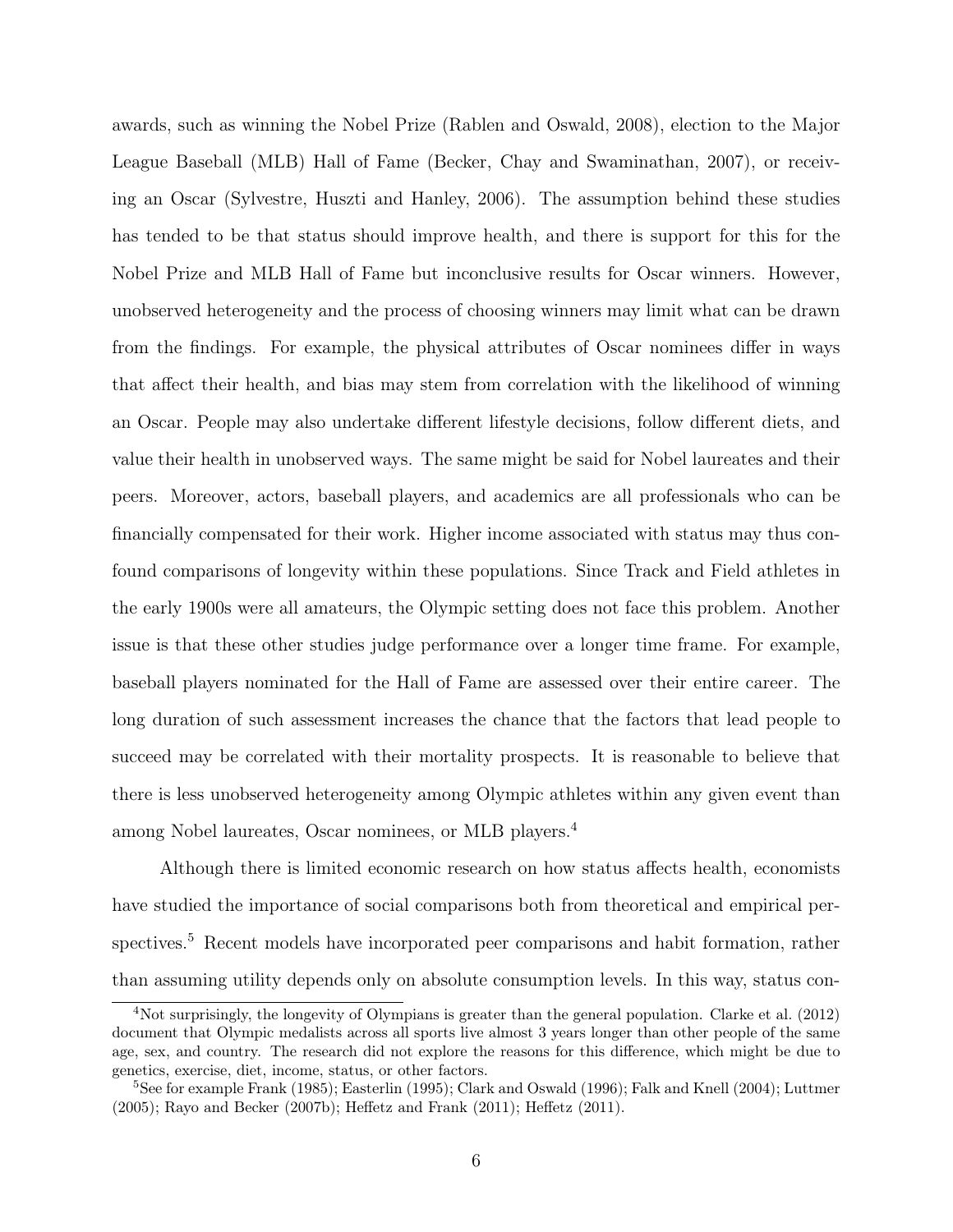awards, such as winning the Nobel Prize (Rablen and Oswald, 2008), election to the Major League Baseball (MLB) Hall of Fame (Becker, Chay and Swaminathan, 2007), or receiving an Oscar (Sylvestre, Huszti and Hanley, 2006). The assumption behind these studies has tended to be that status should improve health, and there is support for this for the Nobel Prize and MLB Hall of Fame but inconclusive results for Oscar winners. However, unobserved heterogeneity and the process of choosing winners may limit what can be drawn from the findings. For example, the physical attributes of Oscar nominees differ in ways that affect their health, and bias may stem from correlation with the likelihood of winning an Oscar. People may also undertake different lifestyle decisions, follow different diets, and value their health in unobserved ways. The same might be said for Nobel laureates and their peers. Moreover, actors, baseball players, and academics are all professionals who can be financially compensated for their work. Higher income associated with status may thus confound comparisons of longevity within these populations. Since Track and Field athletes in the early 1900s were all amateurs, the Olympic setting does not face this problem. Another issue is that these other studies judge performance over a longer time frame. For example, baseball players nominated for the Hall of Fame are assessed over their entire career. The long duration of such assessment increases the chance that the factors that lead people to succeed may be correlated with their mortality prospects. It is reasonable to believe that there is less unobserved heterogeneity among Olympic athletes within any given event than among Nobel laureates, Oscar nominees, or MLB players.[4]

Although there is limited economic research on how status affects health, economists have studied the importance of social comparisons both from theoretical and empirical perspectives.[5] Recent models have incorporated peer comparisons and habit formation, rather than assuming utility depends only on absolute consumption levels. In this way, status con-

[4]Not surprisingly, the longevity of Olympians is greater than the general population. Clarke et al. (2012) document that Olympic medalists across all sports live almost 3 years longer than other people of the same age, sex, and country. The research did not explore the reasons for this difference, which might be due to genetics, exercise, diet, income, status, or other factors.

[5]See for example Frank (1985); Easterlin (1995); Clark and Oswald (1996); Falk and Knell (2004); Luttmer (2005); Rayo and Becker (2007b); Heffetz and Frank (2011); Heffetz (2011).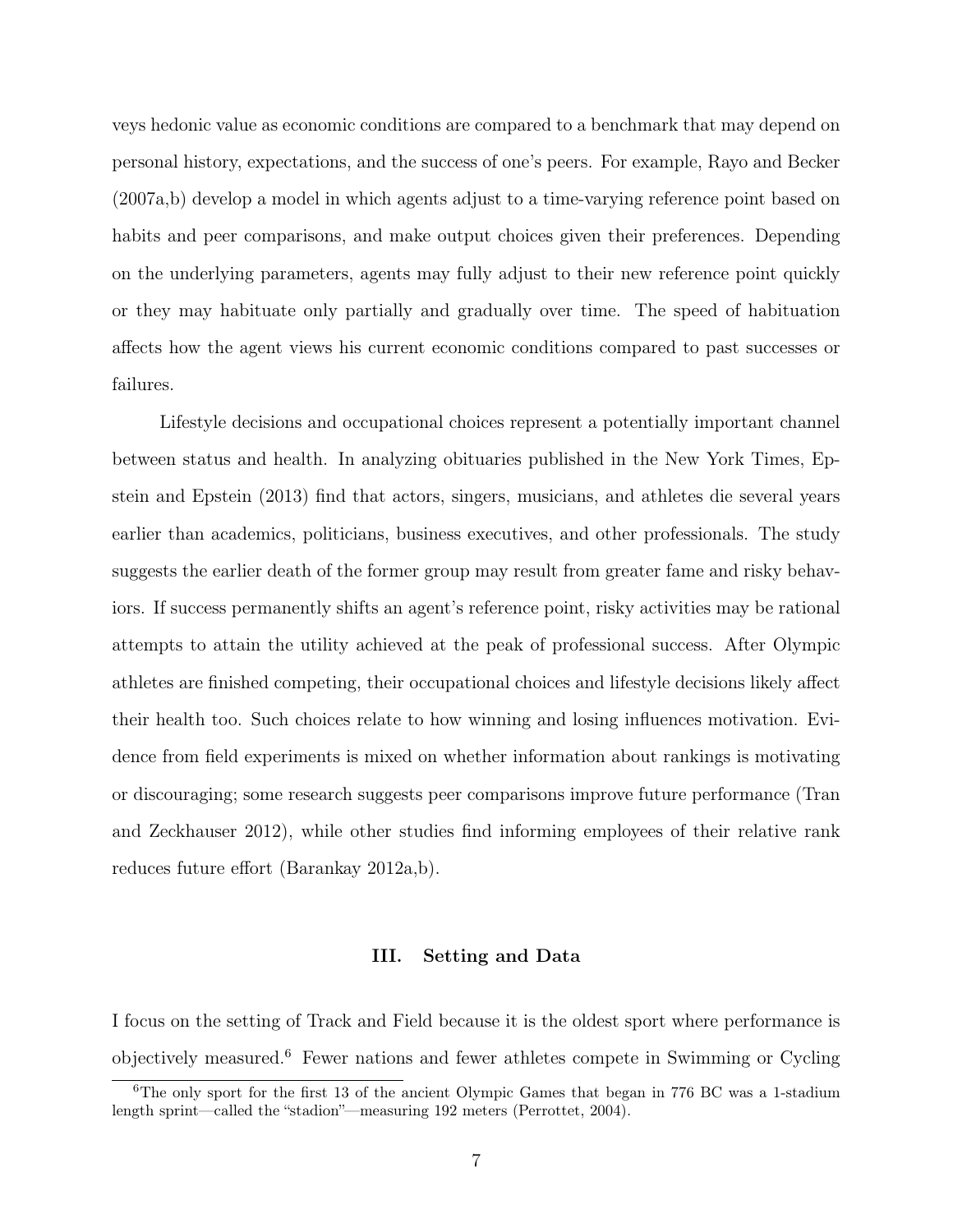veys hedonic value as economic conditions are compared to a benchmark that may depend on personal history, expectations, and the success of one's peers. For example, Rayo and Becker (2007a,b) develop a model in which agents adjust to a time-varying reference point based on habits and peer comparisons, and make output choices given their preferences. Depending on the underlying parameters, agents may fully adjust to their new reference point quickly or they may habituate only partially and gradually over time. The speed of habituation affects how the agent views his current economic conditions compared to past successes or failures.

Lifestyle decisions and occupational choices represent a potentially important channel between status and health. In analyzing obituaries published in the New York Times, Epstein and Epstein (2013) find that actors, singers, musicians, and athletes die several years earlier than academics, politicians, business executives, and other professionals. The study suggests the earlier death of the former group may result from greater fame and risky behaviors. If success permanently shifts an agent's reference point, risky activities may be rational attempts to attain the utility achieved at the peak of professional success. After Olympic athletes are finished competing, their occupational choices and lifestyle decisions likely affect their health too. Such choices relate to how winning and losing influences motivation. Evidence from field experiments is mixed on whether information about rankings is motivating or discouraging; some research suggests peer comparisons improve future performance (Tran and Zeckhauser 2012), while other studies find informing employees of their relative rank reduces future effort (Barankay 2012a,b).

## III. Setting and Data

I focus on the setting of Track and Field because it is the oldest sport where performance is objectively measured.[6] Fewer nations and fewer athletes compete in Swimming or Cycling

[6] The only sport for the first 13 of the ancient Olympic Games that began in 776 BC was a 1-stadium length sprint—called the "stadion"—measuring 192 meters (Perrottet, 2004).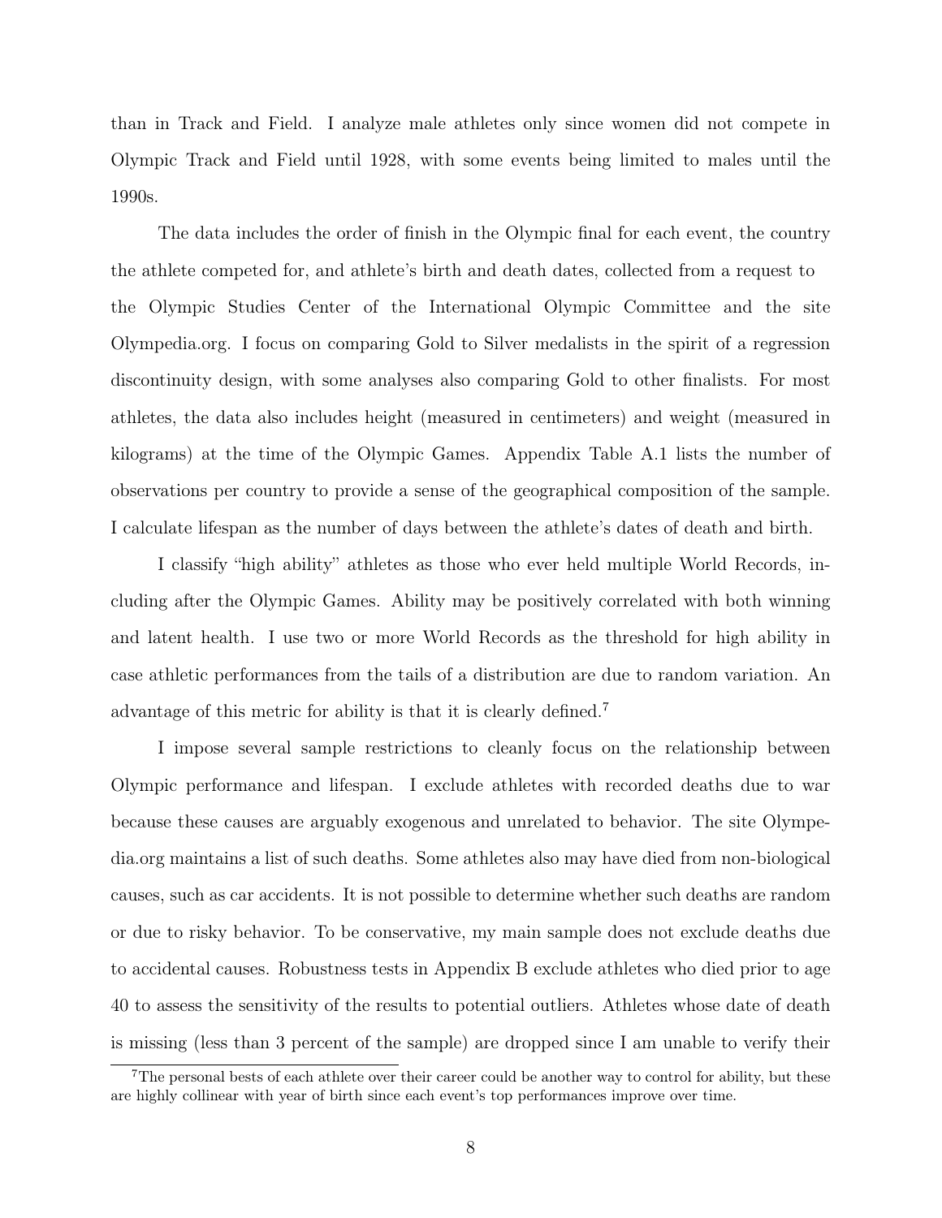than in Track and Field. I analyze male athletes only since women did not compete in Olympic Track and Field until 1928, with some events being limited to males until the 1990s.

The data includes the order of finish in the Olympic final for each event, the country the athlete competed for, and athlete's birth and death dates, collected from a request to the Olympic Studies Center of the International Olympic Committee and the site Olympedia.org. I focus on comparing Gold to Silver medalists in the spirit of a regression discontinuity design, with some analyses also comparing Gold to other finalists. For most athletes, the data also includes height (measured in centimeters) and weight (measured in kilograms) at the time of the Olympic Games. Appendix Table A.1 lists the number of observations per country to provide a sense of the geographical composition of the sample. I calculate lifespan as the number of days between the athlete's dates of death and birth.

I classify "high ability" athletes as those who ever held multiple World Records, including after the Olympic Games. Ability may be positively correlated with both winning and latent health. I use two or more World Records as the threshold for high ability in case athletic performances from the tails of a distribution are due to random variation. An advantage of this metric for ability is that it is clearly defined.[7]

I impose several sample restrictions to cleanly focus on the relationship between Olympic performance and lifespan. I exclude athletes with recorded deaths due to war because these causes are arguably exogenous and unrelated to behavior. The site Olympedia.org maintains a list of such deaths. Some athletes also may have died from non-biological causes, such as car accidents. It is not possible to determine whether such deaths are random or due to risky behavior. To be conservative, my main sample does not exclude deaths due to accidental causes. Robustness tests in Appendix B exclude athletes who died prior to age 40 to assess the sensitivity of the results to potential outliers. Athletes whose date of death is missing (less than 3 percent of the sample) are dropped since I am unable to verify their

[7] The personal bests of each athlete over their career could be another way to control for ability, but these are highly collinear with year of birth since each event's top performances improve over time.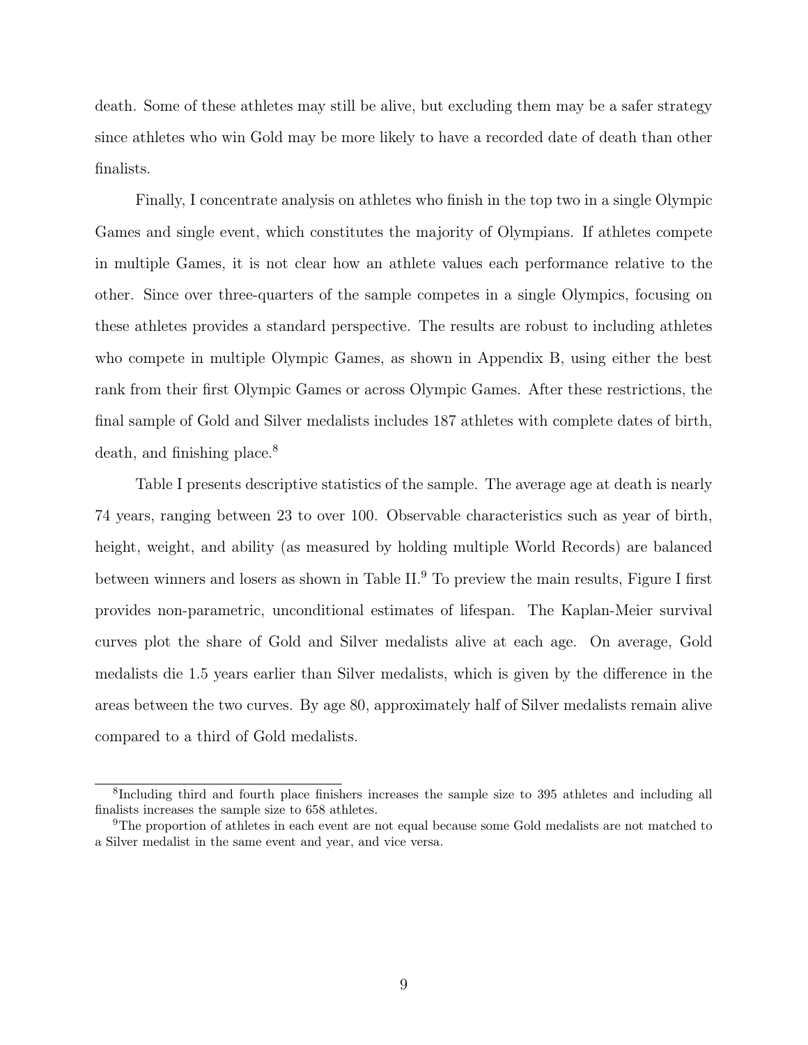death. Some of these athletes may still be alive, but excluding them may be a safer strategy since athletes who win Gold may be more likely to have a recorded date of death than other finalists.

Finally, I concentrate analysis on athletes who finish in the top two in a single Olympic Games and single event, which constitutes the majority of Olympians. If athletes compete in multiple Games, it is not clear how an athlete values each performance relative to the other. Since over three-quarters of the sample competes in a single Olympics, focusing on these athletes provides a standard perspective. The results are robust to including athletes who compete in multiple Olympic Games, as shown in Appendix B, using either the best rank from their first Olympic Games or across Olympic Games. After these restrictions, the final sample of Gold and Silver medalists includes 187 athletes with complete dates of birth, death, and finishing place.[8]

Table I presents descriptive statistics of the sample. The average age at death is nearly 74 years, ranging between 23 to over 100. Observable characteristics such as year of birth, height, weight, and ability (as measured by holding multiple World Records) are balanced between winners and losers as shown in Table II.[9] To preview the main results, Figure I first provides non-parametric, unconditional estimates of lifespan. The Kaplan-Meier survival curves plot the share of Gold and Silver medalists alive at each age. On average, Gold medalists die 1.5 years earlier than Silver medalists, which is given by the difference in the areas between the two curves. By age 80, approximately half of Silver medalists remain alive compared to a third of Gold medalists.

---

[8] Including third and fourth place finishers increases the sample size to 395 athletes and including all finalists increases the sample size to 658 athletes.

[9] The proportion of athletes in each event are not equal because some Gold medalists are not matched to a Silver medalist in the same event and year, and vice versa.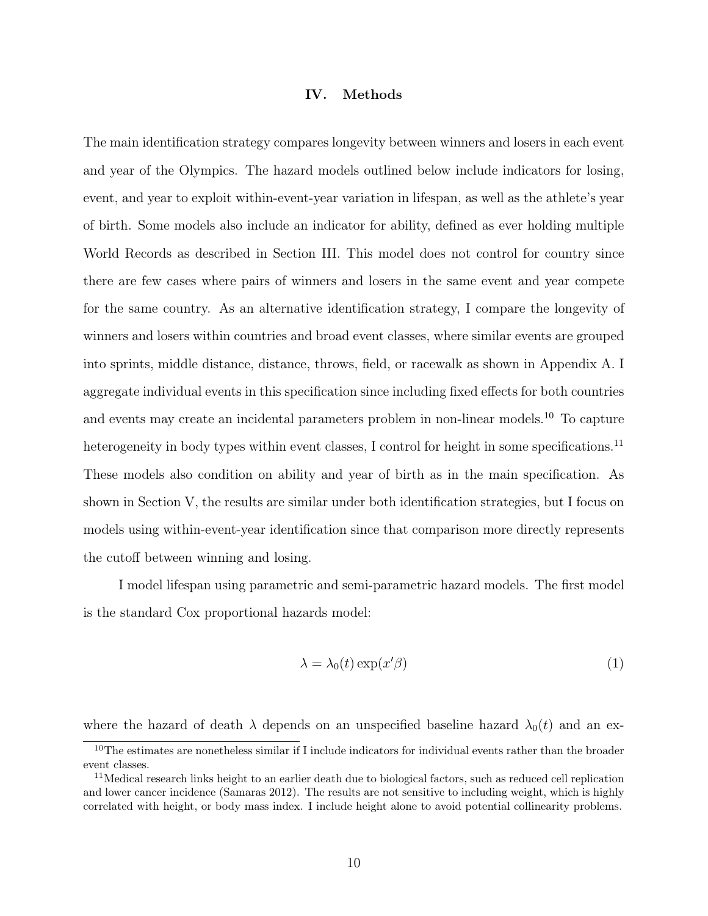## IV. Methods

The main identification strategy compares longevity between winners and losers in each event and year of the Olympics. The hazard models outlined below include indicators for losing, event, and year to exploit within-event-year variation in lifespan, as well as the athlete's year of birth. Some models also include an indicator for ability, defined as ever holding multiple World Records as described in Section III. This model does not control for country since there are few cases where pairs of winners and losers in the same event and year compete for the same country. As an alternative identification strategy, I compare the longevity of winners and losers within countries and broad event classes, where similar events are grouped into sprints, middle distance, distance, throws, field, or racewalk as shown in Appendix A. I aggregate individual events in this specification since including fixed effects for both countries and events may create an incidental parameters problem in non-linear models.[10] To capture heterogeneity in body types within event classes, I control for height in some specifications.[11] These models also condition on ability and year of birth as in the main specification. As shown in Section V, the results are similar under both identification strategies, but I focus on models using within-event-year identification since that comparison more directly represents the cutoff between winning and losing.

I model lifespan using parametric and semi-parametric hazard models. The first model is the standard Cox proportional hazards model:

$$\lambda = \lambda_0(t)\exp(x'\beta) \tag{1}$$

where the hazard of death $\lambda$ depends on an unspecified baseline hazard $\lambda_0(t)$ and an ex-

[10] The estimates are nonetheless similar if I include indicators for individual events rather than the broader event classes.

[11] Medical research links height to an earlier death due to biological factors, such as reduced cell replication and lower cancer incidence (Samaras 2012). The results are not sensitive to including weight, which is highly correlated with height, or body mass index. I include height alone to avoid potential collinearity problems.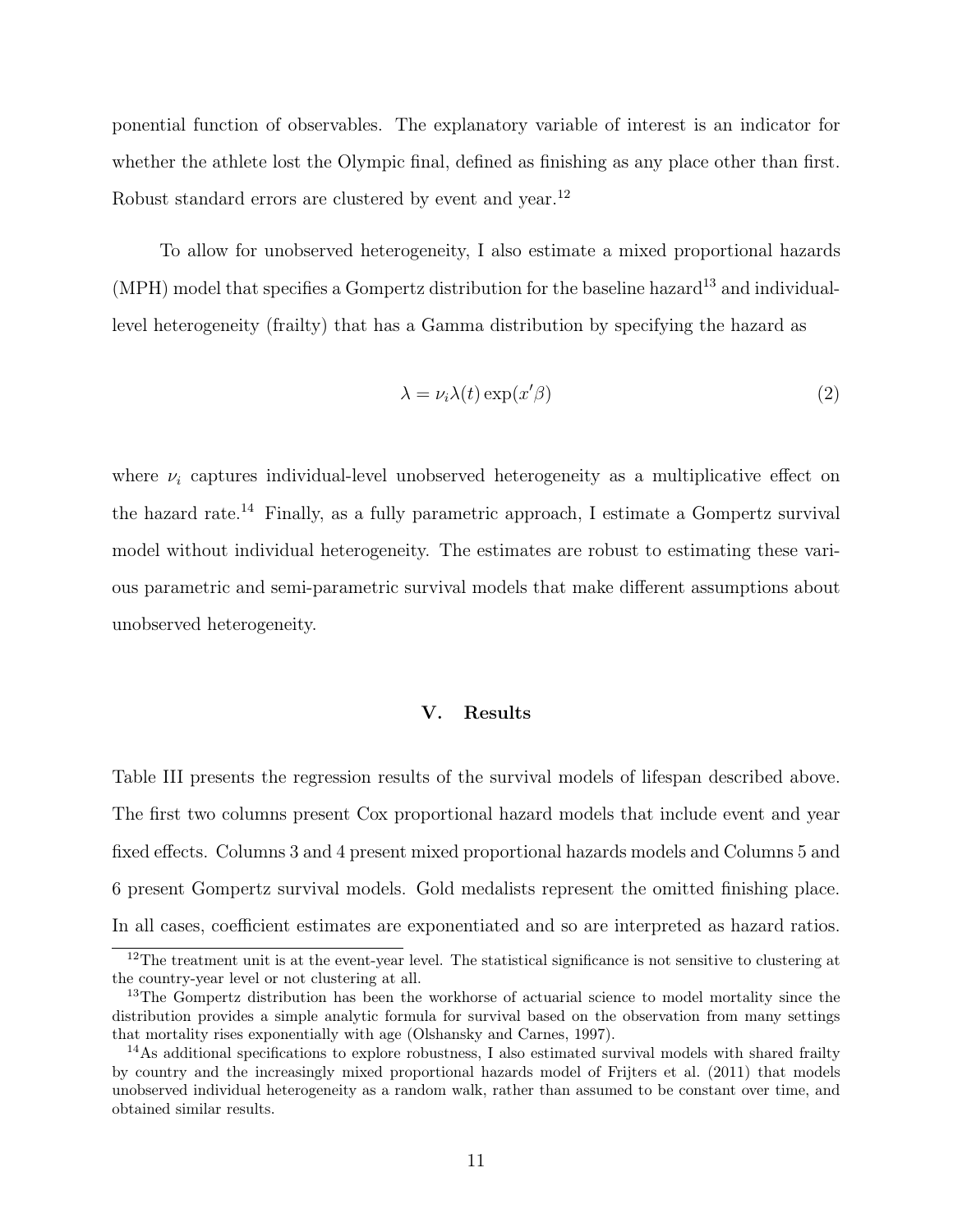ponential function of observables. The explanatory variable of interest is an indicator for whether the athlete lost the Olympic final, defined as finishing as any place other than first. Robust standard errors are clustered by event and year.[12]

To allow for unobserved heterogeneity, I also estimate a mixed proportional hazards (MPH) model that specifies a Gompertz distribution for the baseline hazard[13] and individual-level heterogeneity (frailty) that has a Gamma distribution by specifying the hazard as

$$\lambda = \nu_i \lambda(t) \exp(x'\beta) \tag{2}$$

where $\nu_i$ captures individual-level unobserved heterogeneity as a multiplicative effect on the hazard rate.[14] Finally, as a fully parametric approach, I estimate a Gompertz survival model without individual heterogeneity. The estimates are robust to estimating these various parametric and semi-parametric survival models that make different assumptions about unobserved heterogeneity.

## V. Results

Table III presents the regression results of the survival models of lifespan described above. The first two columns present Cox proportional hazard models that include event and year fixed effects. Columns 3 and 4 present mixed proportional hazards models and Columns 5 and 6 present Gompertz survival models. Gold medalists represent the omitted finishing place. In all cases, coefficient estimates are exponentiated and so are interpreted as hazard ratios.

[12] The treatment unit is at the event-year level. The statistical significance is not sensitive to clustering at the country-year level or not clustering at all.

[13] The Gompertz distribution has been the workhorse of actuarial science to model mortality since the distribution provides a simple analytic formula for survival based on the observation from many settings that mortality rises exponentially with age (Olshansky and Carnes, 1997).

[14] As additional specifications to explore robustness, I also estimated survival models with shared frailty by country and the increasingly mixed proportional hazards model of Frijters et al. (2011) that models unobserved individual heterogeneity as a random walk, rather than assumed to be constant over time, and obtained similar results.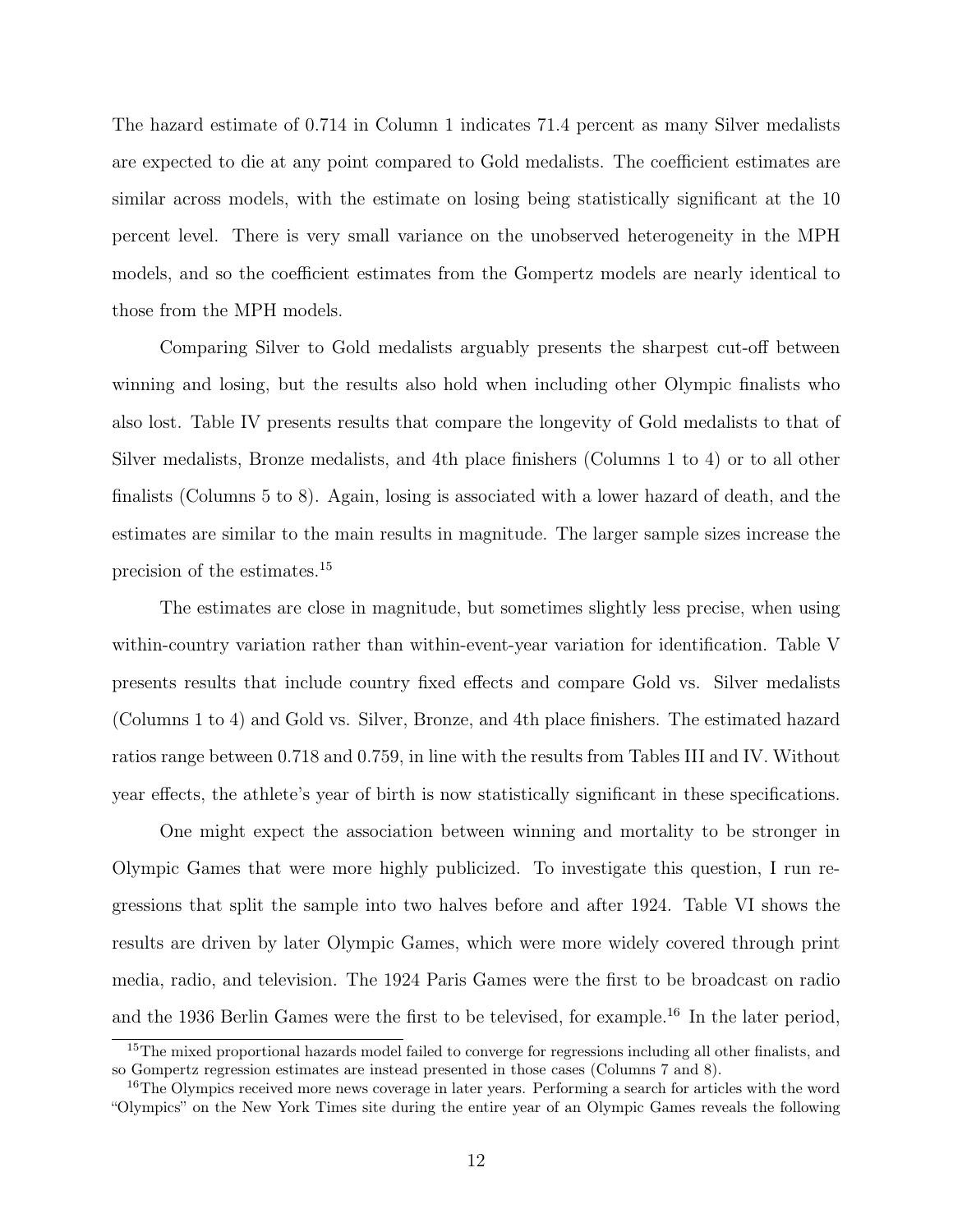The hazard estimate of 0.714 in Column 1 indicates 71.4 percent as many Silver medalists are expected to die at any point compared to Gold medalists. The coefficient estimates are similar across models, with the estimate on losing being statistically significant at the 10 percent level. There is very small variance on the unobserved heterogeneity in the MPH models, and so the coefficient estimates from the Gompertz models are nearly identical to those from the MPH models.

Comparing Silver to Gold medalists arguably presents the sharpest cut-off between winning and losing, but the results also hold when including other Olympic finalists who also lost. Table IV presents results that compare the longevity of Gold medalists to that of Silver medalists, Bronze medalists, and 4th place finishers (Columns 1 to 4) or to all other finalists (Columns 5 to 8). Again, losing is associated with a lower hazard of death, and the estimates are similar to the main results in magnitude. The larger sample sizes increase the precision of the estimates.[15]

The estimates are close in magnitude, but sometimes slightly less precise, when using within-country variation rather than within-event-year variation for identification. Table V presents results that include country fixed effects and compare Gold vs. Silver medalists (Columns 1 to 4) and Gold vs. Silver, Bronze, and 4th place finishers. The estimated hazard ratios range between 0.718 and 0.759, in line with the results from Tables III and IV. Without year effects, the athlete's year of birth is now statistically significant in these specifications.

One might expect the association between winning and mortality to be stronger in Olympic Games that were more highly publicized. To investigate this question, I run regressions that split the sample into two halves before and after 1924. Table VI shows the results are driven by later Olympic Games, which were more widely covered through print media, radio, and television. The 1924 Paris Games were the first to be broadcast on radio and the 1936 Berlin Games were the first to be televised, for example.[16] In the later period,

[15] The mixed proportional hazards model failed to converge for regressions including all other finalists, and so Gompertz regression estimates are instead presented in those cases (Columns 7 and 8).

[16] The Olympics received more news coverage in later years. Performing a search for articles with the word "Olympics" on the New York Times site during the entire year of an Olympic Games reveals the following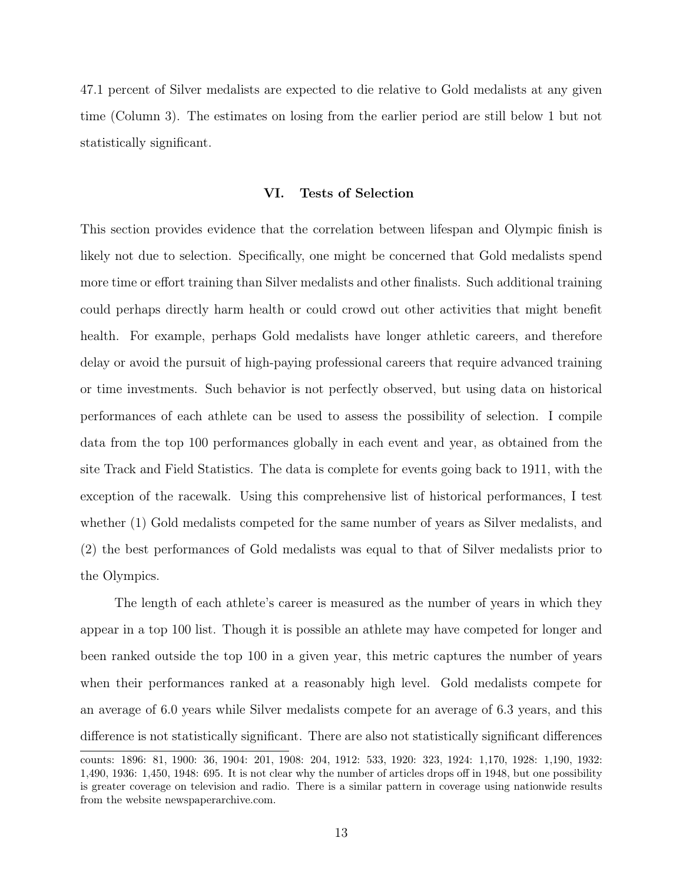47.1 percent of Silver medalists are expected to die relative to Gold medalists at any given time (Column 3). The estimates on losing from the earlier period are still below 1 but not statistically significant.

## VI. Tests of Selection

This section provides evidence that the correlation between lifespan and Olympic finish is likely not due to selection. Specifically, one might be concerned that Gold medalists spend more time or effort training than Silver medalists and other finalists. Such additional training could perhaps directly harm health or could crowd out other activities that might benefit health. For example, perhaps Gold medalists have longer athletic careers, and therefore delay or avoid the pursuit of high-paying professional careers that require advanced training or time investments. Such behavior is not perfectly observed, but using data on historical performances of each athlete can be used to assess the possibility of selection. I compile data from the top 100 performances globally in each event and year, as obtained from the site Track and Field Statistics. The data is complete for events going back to 1911, with the exception of the racewalk. Using this comprehensive list of historical performances, I test whether (1) Gold medalists competed for the same number of years as Silver medalists, and (2) the best performances of Gold medalists was equal to that of Silver medalists prior to the Olympics.

The length of each athlete's career is measured as the number of years in which they appear in a top 100 list. Though it is possible an athlete may have competed for longer and been ranked outside the top 100 in a given year, this metric captures the number of years when their performances ranked at a reasonably high level. Gold medalists compete for an average of 6.0 years while Silver medalists compete for an average of 6.3 years, and this difference is not statistically significant. There are also not statistically significant differences

counts: 1896: 81, 1900: 36, 1904: 201, 1908: 204, 1912: 533, 1920: 323, 1924: 1,170, 1928: 1,190, 1932: 1,490, 1936: 1,450, 1948: 695. It is not clear why the number of articles drops off in 1948, but one possibility is greater coverage on television and radio. There is a similar pattern in coverage using nationwide results from the website newspaperarchive.com.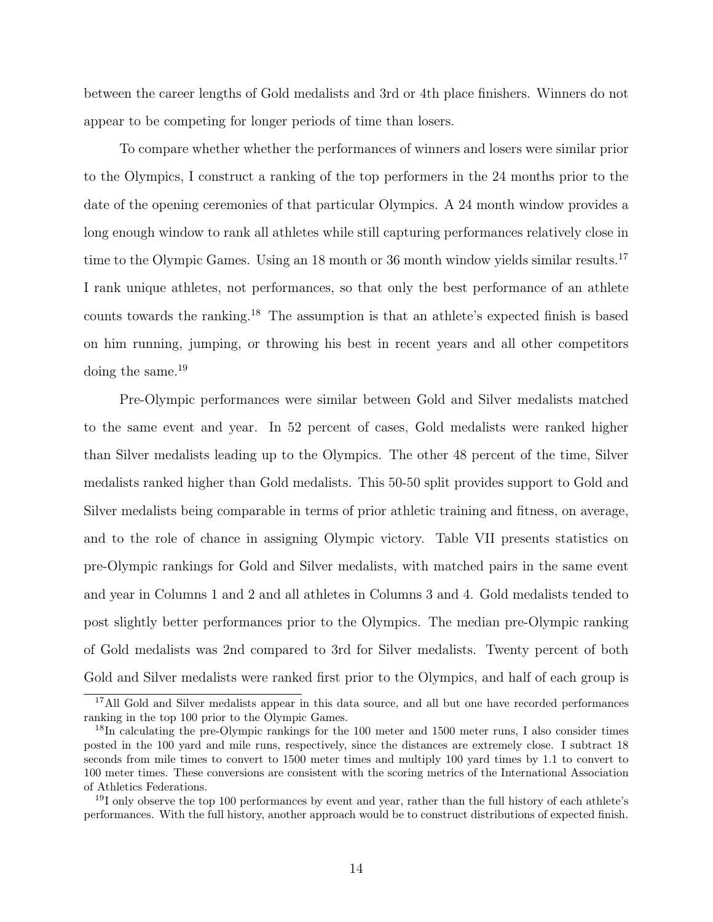between the career lengths of Gold medalists and 3rd or 4th place finishers. Winners do not appear to be competing for longer periods of time than losers.

To compare whether whether the performances of winners and losers were similar prior to the Olympics, I construct a ranking of the top performers in the 24 months prior to the date of the opening ceremonies of that particular Olympics. A 24 month window provides a long enough window to rank all athletes while still capturing performances relatively close in time to the Olympic Games. Using an 18 month or 36 month window yields similar results.[17] I rank unique athletes, not performances, so that only the best performance of an athlete counts towards the ranking.[18] The assumption is that an athlete's expected finish is based on him running, jumping, or throwing his best in recent years and all other competitors doing the same.[19]

Pre-Olympic performances were similar between Gold and Silver medalists matched to the same event and year. In 52 percent of cases, Gold medalists were ranked higher than Silver medalists leading up to the Olympics. The other 48 percent of the time, Silver medalists ranked higher than Gold medalists. This 50-50 split provides support to Gold and Silver medalists being comparable in terms of prior athletic training and fitness, on average, and to the role of chance in assigning Olympic victory. Table VII presents statistics on pre-Olympic rankings for Gold and Silver medalists, with matched pairs in the same event and year in Columns 1 and 2 and all athletes in Columns 3 and 4. Gold medalists tended to post slightly better performances prior to the Olympics. The median pre-Olympic ranking of Gold medalists was 2nd compared to 3rd for Silver medalists. Twenty percent of both Gold and Silver medalists were ranked first prior to the Olympics, and half of each group is

[17] All Gold and Silver medalists appear in this data source, and all but one have recorded performances ranking in the top 100 prior to the Olympic Games.

[18] In calculating the pre-Olympic rankings for the 100 meter and 1500 meter runs, I also consider times posted in the 100 yard and mile runs, respectively, since the distances are extremely close. I subtract 18 seconds from mile times to convert to 1500 meter times and multiply 100 yard times by 1.1 to convert to 100 meter times. These conversions are consistent with the scoring metrics of the International Association of Athletics Federations.

[19] I only observe the top 100 performances by event and year, rather than the full history of each athlete's performances. With the full history, another approach would be to construct distributions of expected finish.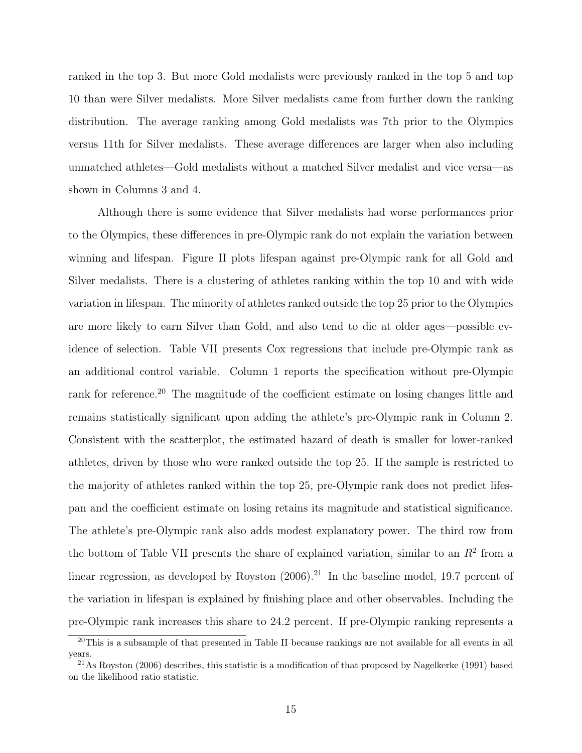ranked in the top 3. But more Gold medalists were previously ranked in the top 5 and top 10 than were Silver medalists. More Silver medalists came from further down the ranking distribution. The average ranking among Gold medalists was 7th prior to the Olympics versus 11th for Silver medalists. These average differences are larger when also including unmatched athletes—Gold medalists without a matched Silver medalist and vice versa—as shown in Columns 3 and 4.

Although there is some evidence that Silver medalists had worse performances prior to the Olympics, these differences in pre-Olympic rank do not explain the variation between winning and lifespan. Figure II plots lifespan against pre-Olympic rank for all Gold and Silver medalists. There is a clustering of athletes ranking within the top 10 and with wide variation in lifespan. The minority of athletes ranked outside the top 25 prior to the Olympics are more likely to earn Silver than Gold, and also tend to die at older ages—possible evidence of selection. Table VII presents Cox regressions that include pre-Olympic rank as an additional control variable. Column 1 reports the specification without pre-Olympic rank for reference.[20] The magnitude of the coefficient estimate on losing changes little and remains statistically significant upon adding the athlete's pre-Olympic rank in Column 2. Consistent with the scatterplot, the estimated hazard of death is smaller for lower-ranked athletes, driven by those who were ranked outside the top 25. If the sample is restricted to the majority of athletes ranked within the top 25, pre-Olympic rank does not predict lifespan and the coefficient estimate on losing retains its magnitude and statistical significance. The athlete's pre-Olympic rank also adds modest explanatory power. The third row from the bottom of Table VII presents the share of explained variation, similar to an $R^2$ from a linear regression, as developed by Royston (2006).[21] In the baseline model, 19.7 percent of the variation in lifespan is explained by finishing place and other observables. Including the pre-Olympic rank increases this share to 24.2 percent. If pre-Olympic ranking represents a

[20]This is a subsample of that presented in Table II because rankings are not available for all events in all years.

[21]As Royston (2006) describes, this statistic is a modification of that proposed by Nagelkerke (1991) based on the likelihood ratio statistic.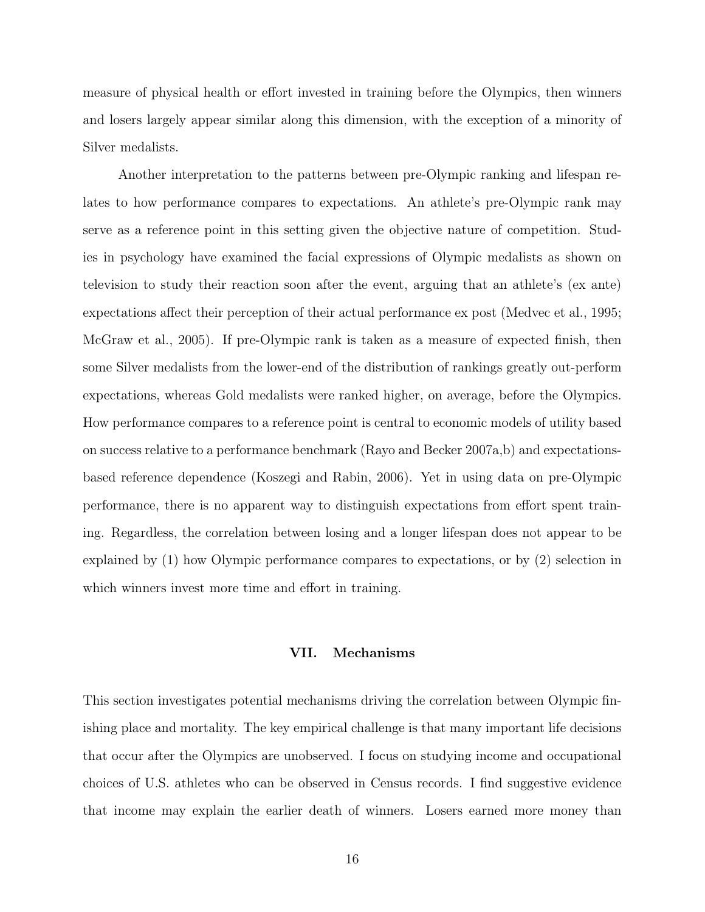measure of physical health or effort invested in training before the Olympics, then winners and losers largely appear similar along this dimension, with the exception of a minority of Silver medalists.

Another interpretation to the patterns between pre-Olympic ranking and lifespan relates to how performance compares to expectations. An athlete's pre-Olympic rank may serve as a reference point in this setting given the objective nature of competition. Studies in psychology have examined the facial expressions of Olympic medalists as shown on television to study their reaction soon after the event, arguing that an athlete's (ex ante) expectations affect their perception of their actual performance ex post (Medvec et al., 1995; McGraw et al., 2005). If pre-Olympic rank is taken as a measure of expected finish, then some Silver medalists from the lower-end of the distribution of rankings greatly out-perform expectations, whereas Gold medalists were ranked higher, on average, before the Olympics. How performance compares to a reference point is central to economic models of utility based on success relative to a performance benchmark (Rayo and Becker 2007a,b) and expectations-based reference dependence (Koszegi and Rabin, 2006). Yet in using data on pre-Olympic performance, there is no apparent way to distinguish expectations from effort spent training. Regardless, the correlation between losing and a longer lifespan does not appear to be explained by (1) how Olympic performance compares to expectations, or by (2) selection in which winners invest more time and effort in training.

## VII. Mechanisms

This section investigates potential mechanisms driving the correlation between Olympic finishing place and mortality. The key empirical challenge is that many important life decisions that occur after the Olympics are unobserved. I focus on studying income and occupational choices of U.S. athletes who can be observed in Census records. I find suggestive evidence that income may explain the earlier death of winners. Losers earned more money than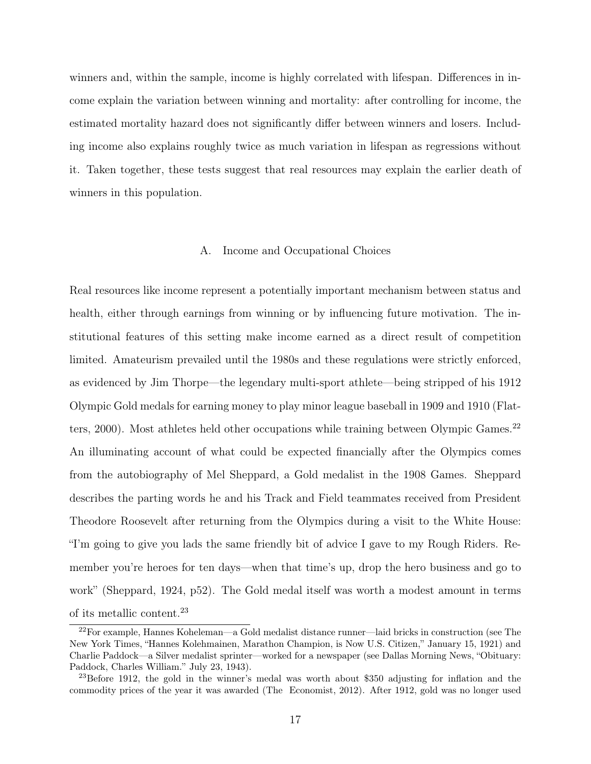winners and, within the sample, income is highly correlated with lifespan. Differences in income explain the variation between winning and mortality: after controlling for income, the estimated mortality hazard does not significantly differ between winners and losers. Including income also explains roughly twice as much variation in lifespan as regressions without it. Taken together, these tests suggest that real resources may explain the earlier death of winners in this population.

### A. Income and Occupational Choices

Real resources like income represent a potentially important mechanism between status and health, either through earnings from winning or by influencing future motivation. The institutional features of this setting make income earned as a direct result of competition limited. Amateurism prevailed until the 1980s and these regulations were strictly enforced, as evidenced by Jim Thorpe—the legendary multi-sport athlete—being stripped of his 1912 Olympic Gold medals for earning money to play minor league baseball in 1909 and 1910 (Flatters, 2000). Most athletes held other occupations while training between Olympic Games.[22] An illuminating account of what could be expected financially after the Olympics comes from the autobiography of Mel Sheppard, a Gold medalist in the 1908 Games. Sheppard describes the parting words he and his Track and Field teammates received from President Theodore Roosevelt after returning from the Olympics during a visit to the White House: "I'm going to give you lads the same friendly bit of advice I gave to my Rough Riders. Remember you're heroes for ten days—when that time's up, drop the hero business and go to work" (Sheppard, 1924, p52). The Gold medal itself was worth a modest amount in terms of its metallic content.[23]

[22] For example, Hannes Koheleman—a Gold medalist distance runner—laid bricks in construction (see The New York Times, "Hannes Kolehmainen, Marathon Champion, is Now U.S. Citizen," January 15, 1921) and Charlie Paddock—a Silver medalist sprinter—worked for a newspaper (see Dallas Morning News, "Obituary: Paddock, Charles William." July 23, 1943).

[23] Before 1912, the gold in the winner's medal was worth about $350 adjusting for inflation and the commodity prices of the year it was awarded (The Economist, 2012). After 1912, gold was no longer used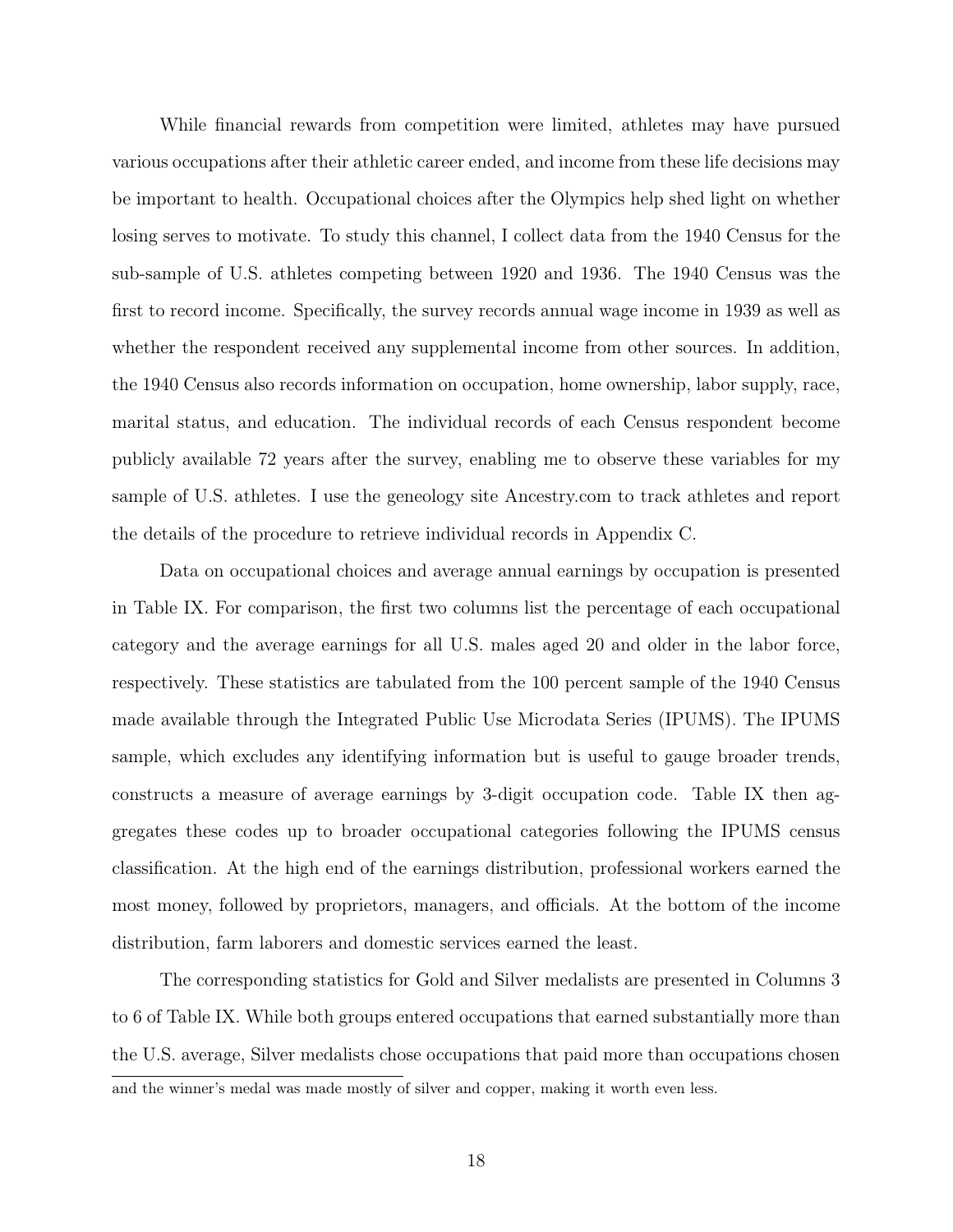While financial rewards from competition were limited, athletes may have pursued various occupations after their athletic career ended, and income from these life decisions may be important to health. Occupational choices after the Olympics help shed light on whether losing serves to motivate. To study this channel, I collect data from the 1940 Census for the sub-sample of U.S. athletes competing between 1920 and 1936. The 1940 Census was the first to record income. Specifically, the survey records annual wage income in 1939 as well as whether the respondent received any supplemental income from other sources. In addition, the 1940 Census also records information on occupation, home ownership, labor supply, race, marital status, and education. The individual records of each Census respondent become publicly available 72 years after the survey, enabling me to observe these variables for my sample of U.S. athletes. I use the geneology site Ancestry.com to track athletes and report the details of the procedure to retrieve individual records in Appendix C.

Data on occupational choices and average annual earnings by occupation is presented in Table IX. For comparison, the first two columns list the percentage of each occupational category and the average earnings for all U.S. males aged 20 and older in the labor force, respectively. These statistics are tabulated from the 100 percent sample of the 1940 Census made available through the Integrated Public Use Microdata Series (IPUMS). The IPUMS sample, which excludes any identifying information but is useful to gauge broader trends, constructs a measure of average earnings by 3-digit occupation code. Table IX then aggregates these codes up to broader occupational categories following the IPUMS census classification. At the high end of the earnings distribution, professional workers earned the most money, followed by proprietors, managers, and officials. At the bottom of the income distribution, farm laborers and domestic services earned the least.

The corresponding statistics for Gold and Silver medalists are presented in Columns 3 to 6 of Table IX. While both groups entered occupations that earned substantially more than the U.S. average, Silver medalists chose occupations that paid more than occupations chosen

and the winner's medal was made mostly of silver and copper, making it worth even less.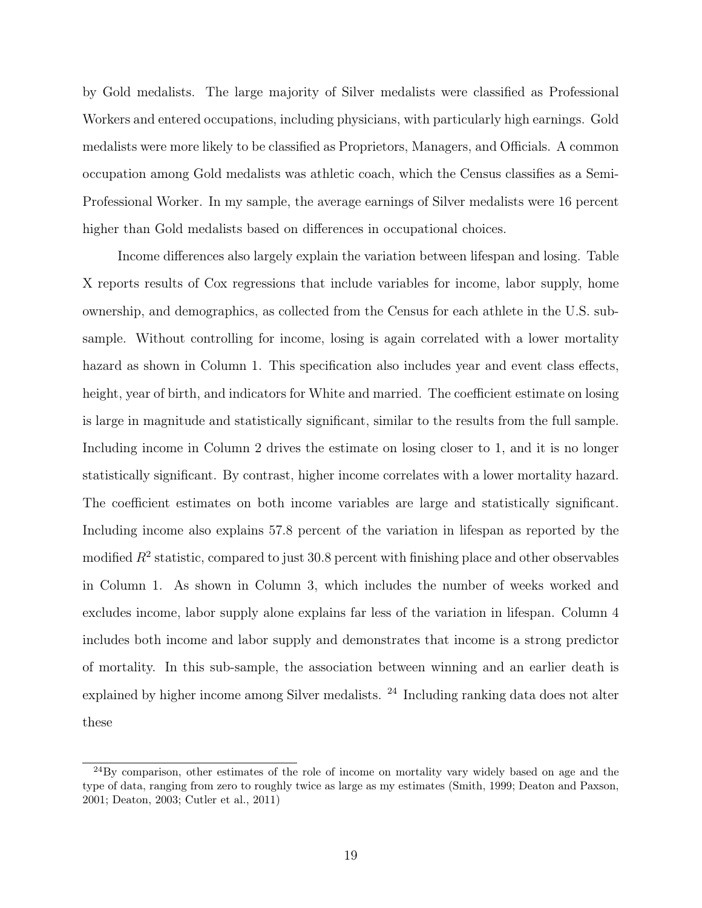by Gold medalists. The large majority of Silver medalists were classified as Professional Workers and entered occupations, including physicians, with particularly high earnings. Gold medalists were more likely to be classified as Proprietors, Managers, and Officials. A common occupation among Gold medalists was athletic coach, which the Census classifies as a Semi-Professional Worker. In my sample, the average earnings of Silver medalists were 16 percent higher than Gold medalists based on differences in occupational choices.

Income differences also largely explain the variation between lifespan and losing. Table X reports results of Cox regressions that include variables for income, labor supply, home ownership, and demographics, as collected from the Census for each athlete in the U.S. sub-sample. Without controlling for income, losing is again correlated with a lower mortality hazard as shown in Column 1. This specification also includes year and event class effects, height, year of birth, and indicators for White and married. The coefficient estimate on losing is large in magnitude and statistically significant, similar to the results from the full sample. Including income in Column 2 drives the estimate on losing closer to 1, and it is no longer statistically significant. By contrast, higher income correlates with a lower mortality hazard. The coefficient estimates on both income variables are large and statistically significant. Including income also explains 57.8 percent of the variation in lifespan as reported by the modified $R^2$ statistic, compared to just 30.8 percent with finishing place and other observables in Column 1. As shown in Column 3, which includes the number of weeks worked and excludes income, labor supply alone explains far less of the variation in lifespan. Column 4 includes both income and labor supply and demonstrates that income is a strong predictor of mortality. In this sub-sample, the association between winning and an earlier death is explained by higher income among Silver medalists. [24] Including ranking data does not alter these

[24] By comparison, other estimates of the role of income on mortality vary widely based on age and the type of data, ranging from zero to roughly twice as large as my estimates (Smith, 1999; Deaton and Paxson, 2001; Deaton, 2003; Cutler et al., 2011)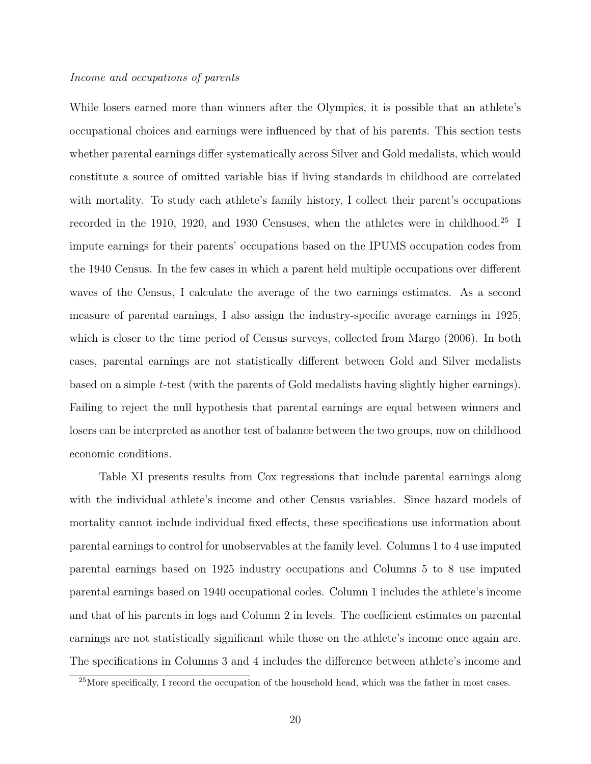*Income and occupations of parents*

While losers earned more than winners after the Olympics, it is possible that an athlete's occupational choices and earnings were influenced by that of his parents. This section tests whether parental earnings differ systematically across Silver and Gold medalists, which would constitute a source of omitted variable bias if living standards in childhood are correlated with mortality. To study each athlete's family history, I collect their parent's occupations recorded in the 1910, 1920, and 1930 Censuses, when the athletes were in childhood.[25] I impute earnings for their parents' occupations based on the IPUMS occupation codes from the 1940 Census. In the few cases in which a parent held multiple occupations over different waves of the Census, I calculate the average of the two earnings estimates. As a second measure of parental earnings, I also assign the industry-specific average earnings in 1925, which is closer to the time period of Census surveys, collected from Margo (2006). In both cases, parental earnings are not statistically different between Gold and Silver medalists based on a simple $t$-test (with the parents of Gold medalists having slightly higher earnings). Failing to reject the null hypothesis that parental earnings are equal between winners and losers can be interpreted as another test of balance between the two groups, now on childhood economic conditions.

Table XI presents results from Cox regressions that include parental earnings along with the individual athlete's income and other Census variables. Since hazard models of mortality cannot include individual fixed effects, these specifications use information about parental earnings to control for unobservables at the family level. Columns 1 to 4 use imputed parental earnings based on 1925 industry occupations and Columns 5 to 8 use imputed parental earnings based on 1940 occupational codes. Column 1 includes the athlete's income and that of his parents in logs and Column 2 in levels. The coefficient estimates on parental earnings are not statistically significant while those on the athlete's income once again are. The specifications in Columns 3 and 4 includes the difference between athlete's income and

[25]More specifically, I record the occupation of the household head, which was the father in most cases.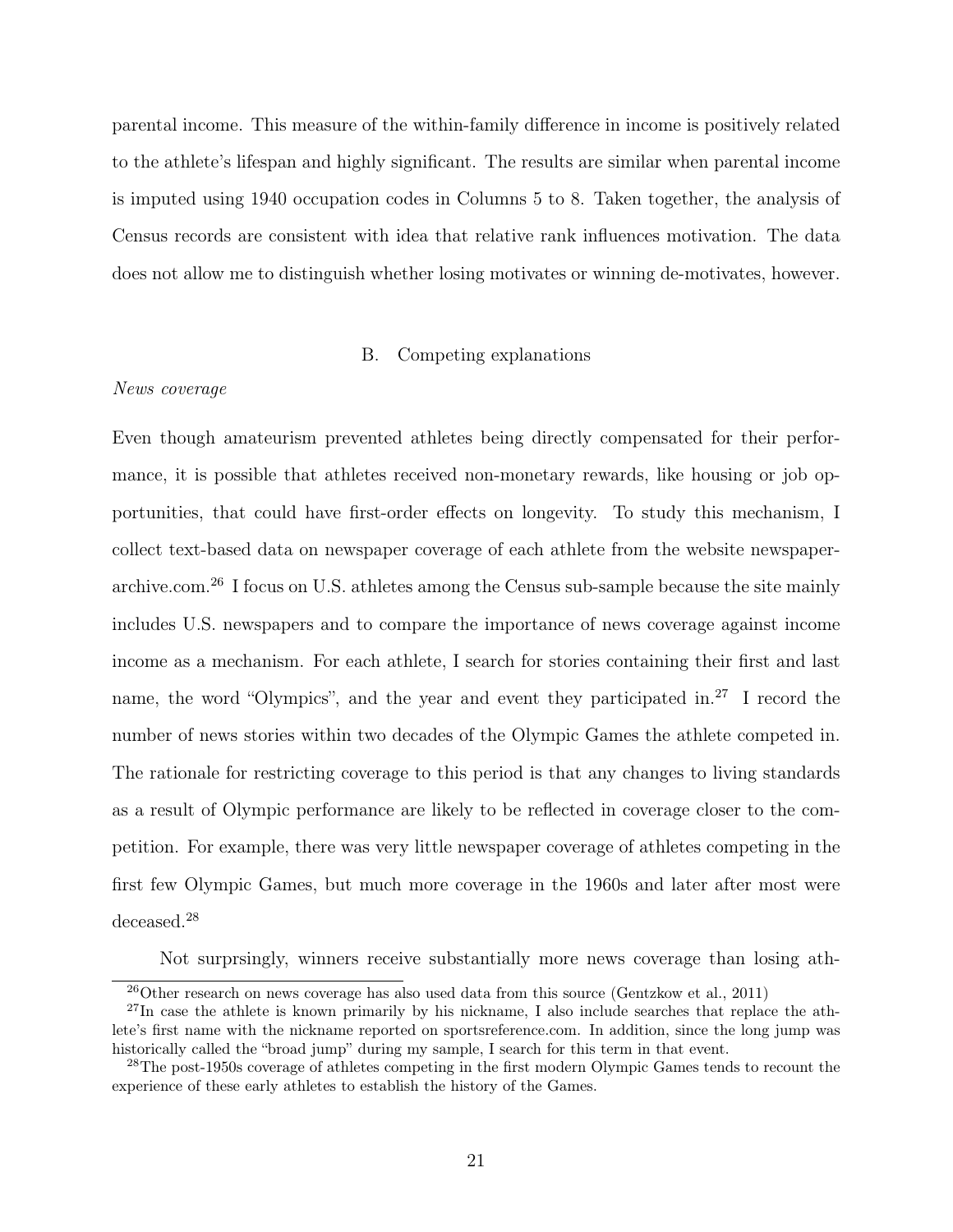parental income. This measure of the within-family difference in income is positively related to the athlete's lifespan and highly significant. The results are similar when parental income is imputed using 1940 occupation codes in Columns 5 to 8. Taken together, the analysis of Census records are consistent with idea that relative rank influences motivation. The data does not allow me to distinguish whether losing motivates or winning de-motivates, however.

## B. Competing explanations

*News coverage*

Even though amateurism prevented athletes being directly compensated for their performance, it is possible that athletes received non-monetary rewards, like housing or job opportunities, that could have first-order effects on longevity. To study this mechanism, I collect text-based data on newspaper coverage of each athlete from the website newspaperarchive.com.[26] I focus on U.S. athletes among the Census sub-sample because the site mainly includes U.S. newspapers and to compare the importance of news coverage against income income as a mechanism. For each athlete, I search for stories containing their first and last name, the word "Olympics", and the year and event they participated in.[27] I record the number of news stories within two decades of the Olympic Games the athlete competed in. The rationale for restricting coverage to this period is that any changes to living standards as a result of Olympic performance are likely to be reflected in coverage closer to the competition. For example, there was very little newspaper coverage of athletes competing in the first few Olympic Games, but much more coverage in the 1960s and later after most were deceased.[28]

Not surprsingly, winners receive substantially more news coverage than losing ath-

[26] Other research on news coverage has also used data from this source (Gentzkow et al., 2011)

[27] In case the athlete is known primarily by his nickname, I also include searches that replace the athlete's first name with the nickname reported on sportsreference.com. In addition, since the long jump was historically called the "broad jump" during my sample, I search for this term in that event.

[28] The post-1950s coverage of athletes competing in the first modern Olympic Games tends to recount the experience of these early athletes to establish the history of the Games.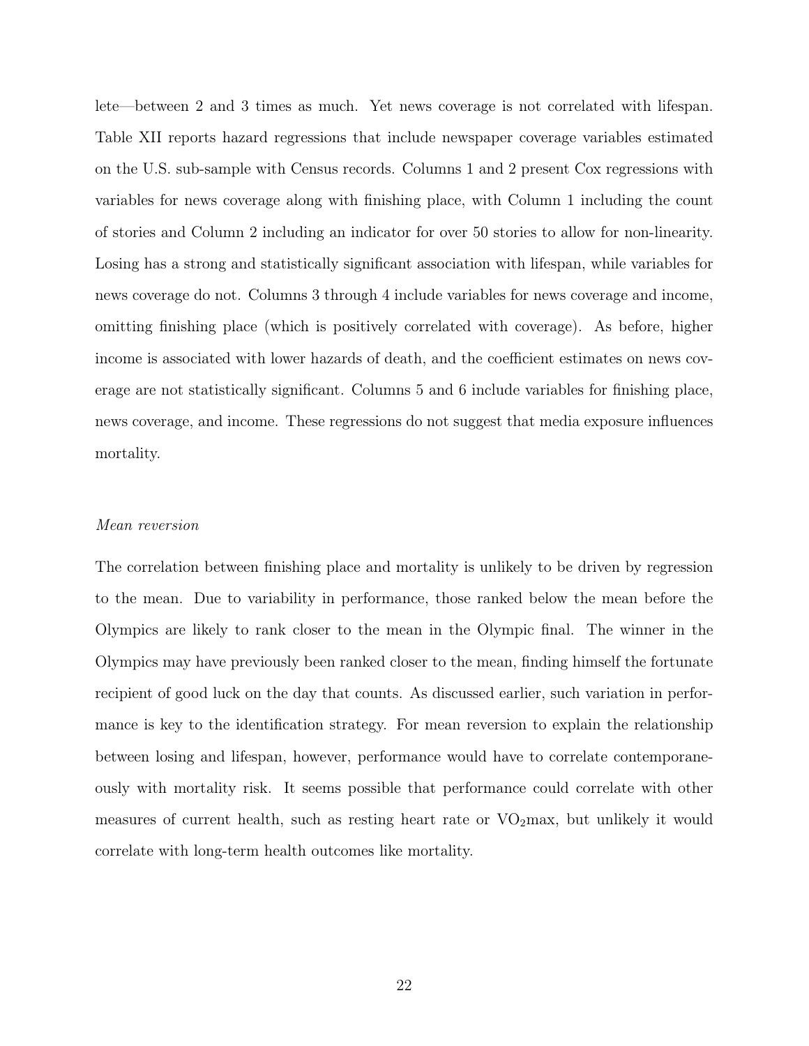lete—between 2 and 3 times as much. Yet news coverage is not correlated with lifespan. Table XII reports hazard regressions that include newspaper coverage variables estimated on the U.S. sub-sample with Census records. Columns 1 and 2 present Cox regressions with variables for news coverage along with finishing place, with Column 1 including the count of stories and Column 2 including an indicator for over 50 stories to allow for non-linearity. Losing has a strong and statistically significant association with lifespan, while variables for news coverage do not. Columns 3 through 4 include variables for news coverage and income, omitting finishing place (which is positively correlated with coverage). As before, higher income is associated with lower hazards of death, and the coefficient estimates on news coverage are not statistically significant. Columns 5 and 6 include variables for finishing place, news coverage, and income. These regressions do not suggest that media exposure influences mortality.

*Mean reversion*

The correlation between finishing place and mortality is unlikely to be driven by regression to the mean. Due to variability in performance, those ranked below the mean before the Olympics are likely to rank closer to the mean in the Olympic final. The winner in the Olympics may have previously been ranked closer to the mean, finding himself the fortunate recipient of good luck on the day that counts. As discussed earlier, such variation in performance is key to the identification strategy. For mean reversion to explain the relationship between losing and lifespan, however, performance would have to correlate contemporaneously with mortality risk. It seems possible that performance could correlate with other measures of current health, such as resting heart rate or $VO_2$max, but unlikely it would correlate with long-term health outcomes like mortality.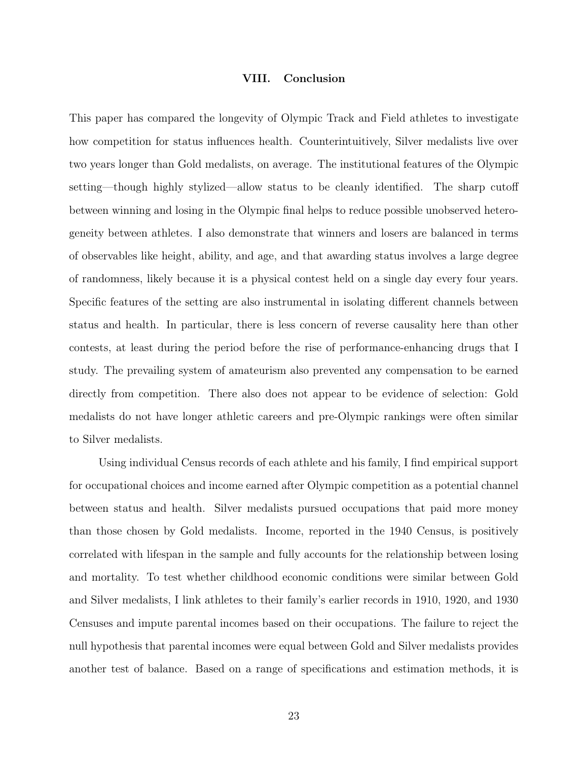## VIII. Conclusion

This paper has compared the longevity of Olympic Track and Field athletes to investigate how competition for status influences health. Counterintuitively, Silver medalists live over two years longer than Gold medalists, on average. The institutional features of the Olympic setting—though highly stylized—allow status to be cleanly identified. The sharp cutoff between winning and losing in the Olympic final helps to reduce possible unobserved heterogeneity between athletes. I also demonstrate that winners and losers are balanced in terms of observables like height, ability, and age, and that awarding status involves a large degree of randomness, likely because it is a physical contest held on a single day every four years. Specific features of the setting are also instrumental in isolating different channels between status and health. In particular, there is less concern of reverse causality here than other contests, at least during the period before the rise of performance-enhancing drugs that I study. The prevailing system of amateurism also prevented any compensation to be earned directly from competition. There also does not appear to be evidence of selection: Gold medalists do not have longer athletic careers and pre-Olympic rankings were often similar to Silver medalists.

Using individual Census records of each athlete and his family, I find empirical support for occupational choices and income earned after Olympic competition as a potential channel between status and health. Silver medalists pursued occupations that paid more money than those chosen by Gold medalists. Income, reported in the 1940 Census, is positively correlated with lifespan in the sample and fully accounts for the relationship between losing and mortality. To test whether childhood economic conditions were similar between Gold and Silver medalists, I link athletes to their family's earlier records in 1910, 1920, and 1930 Censuses and impute parental incomes based on their occupations. The failure to reject the null hypothesis that parental incomes were equal between Gold and Silver medalists provides another test of balance. Based on a range of specifications and estimation methods, it is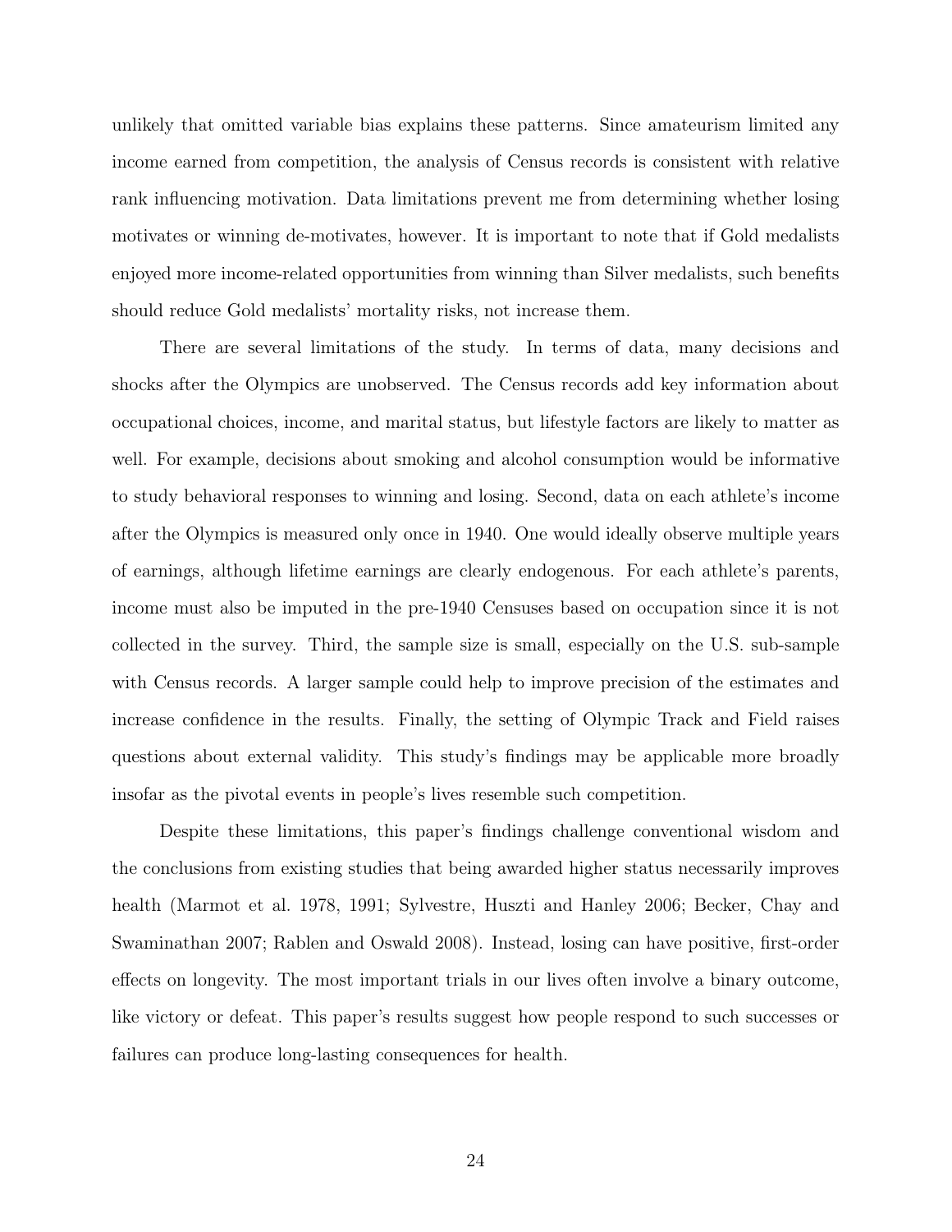unlikely that omitted variable bias explains these patterns. Since amateurism limited any income earned from competition, the analysis of Census records is consistent with relative rank influencing motivation. Data limitations prevent me from determining whether losing motivates or winning de-motivates, however. It is important to note that if Gold medalists enjoyed more income-related opportunities from winning than Silver medalists, such benefits should reduce Gold medalists' mortality risks, not increase them.

There are several limitations of the study. In terms of data, many decisions and shocks after the Olympics are unobserved. The Census records add key information about occupational choices, income, and marital status, but lifestyle factors are likely to matter as well. For example, decisions about smoking and alcohol consumption would be informative to study behavioral responses to winning and losing. Second, data on each athlete's income after the Olympics is measured only once in 1940. One would ideally observe multiple years of earnings, although lifetime earnings are clearly endogenous. For each athlete's parents, income must also be imputed in the pre-1940 Censuses based on occupation since it is not collected in the survey. Third, the sample size is small, especially on the U.S. sub-sample with Census records. A larger sample could help to improve precision of the estimates and increase confidence in the results. Finally, the setting of Olympic Track and Field raises questions about external validity. This study's findings may be applicable more broadly insofar as the pivotal events in people's lives resemble such competition.

Despite these limitations, this paper's findings challenge conventional wisdom and the conclusions from existing studies that being awarded higher status necessarily improves health (Marmot et al. 1978, 1991; Sylvestre, Huszti and Hanley 2006; Becker, Chay and Swaminathan 2007; Rablen and Oswald 2008). Instead, losing can have positive, first-order effects on longevity. The most important trials in our lives often involve a binary outcome, like victory or defeat. This paper's results suggest how people respond to such successes or failures can produce long-lasting consequences for health.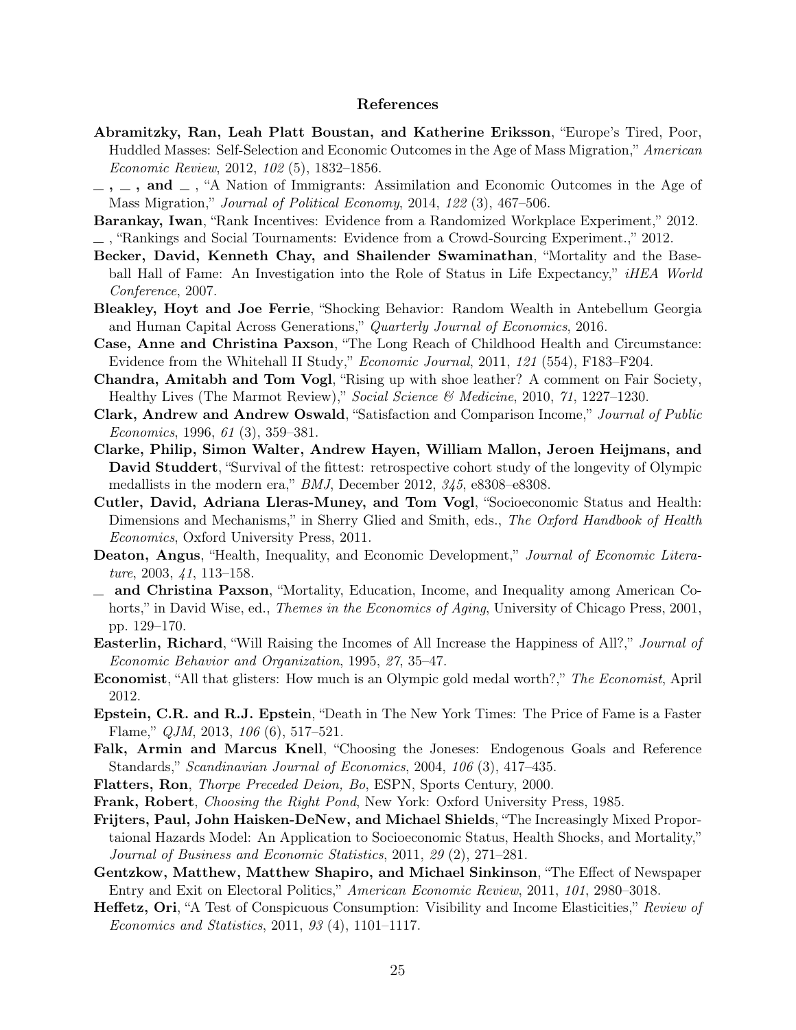# References

**Abramitzky, Ran, Leah Platt Boustan, and Katherine Eriksson**, "Europe's Tired, Poor, Huddled Masses: Self-Selection and Economic Outcomes in the Age of Mass Migration," *American Economic Review*, 2012, *102* (5), 1832–1856.

**\_\_, \_\_, and \_\_**, "A Nation of Immigrants: Assimilation and Economic Outcomes in the Age of Mass Migration," *Journal of Political Economy*, 2014, *122* (3), 467–506.

**Barankay, Iwan**, "Rank Incentives: Evidence from a Randomized Workplace Experiment," 2012.

**\_\_**, "Rankings and Social Tournaments: Evidence from a Crowd-Sourcing Experiment.," 2012.

**Becker, David, Kenneth Chay, and Shailender Swaminathan**, "Mortality and the Baseball Hall of Fame: An Investigation into the Role of Status in Life Expectancy," *iHEA World Conference*, 2007.

**Bleakley, Hoyt and Joe Ferrie**, "Shocking Behavior: Random Wealth in Antebellum Georgia and Human Capital Across Generations," *Quarterly Journal of Economics*, 2016.

**Case, Anne and Christina Paxson**, "The Long Reach of Childhood Health and Circumstance: Evidence from the Whitehall II Study," *Economic Journal*, 2011, *121* (554), F183–F204.

**Chandra, Amitabh and Tom Vogl**, "Rising up with shoe leather? A comment on Fair Society, Healthy Lives (The Marmot Review)," *Social Science & Medicine*, 2010, *71*, 1227–1230.

**Clark, Andrew and Andrew Oswald**, "Satisfaction and Comparison Income," *Journal of Public Economics*, 1996, *61* (3), 359–381.

**Clarke, Philip, Simon Walter, Andrew Hayen, William Mallon, Jeroen Heijmans, and David Studdert**, "Survival of the fittest: retrospective cohort study of the longevity of Olympic medallists in the modern era," *BMJ*, December 2012, *345*, e8308–e8308.

**Cutler, David, Adriana Lleras-Muney, and Tom Vogl**, "Socioeconomic Status and Health: Dimensions and Mechanisms," in Sherry Glied and Smith, eds., *The Oxford Handbook of Health Economics*, Oxford University Press, 2011.

**Deaton, Angus**, "Health, Inequality, and Economic Development," *Journal of Economic Literature*, 2003, *41*, 113–158.

**\_\_ and Christina Paxson**, "Mortality, Education, Income, and Inequality among American Cohorts," in David Wise, ed., *Themes in the Economics of Aging*, University of Chicago Press, 2001, pp. 129–170.

**Easterlin, Richard**, "Will Raising the Incomes of All Increase the Happiness of All?," *Journal of Economic Behavior and Organization*, 1995, *27*, 35–47.

**Economist**, "All that glisters: How much is an Olympic gold medal worth?," *The Economist*, April 2012.

**Epstein, C.R. and R.J. Epstein**, "Death in The New York Times: The Price of Fame is a Faster Flame," *QJM*, 2013, *106* (6), 517–521.

**Falk, Armin and Marcus Knell**, "Choosing the Joneses: Endogenous Goals and Reference Standards," *Scandinavian Journal of Economics*, 2004, *106* (3), 417–435.

**Flatters, Ron**, *Thorpe Preceded Deion, Bo*, ESPN, Sports Century, 2000.

**Frank, Robert**, *Choosing the Right Pond*, New York: Oxford University Press, 1985.

**Frijters, Paul, John Haisken-DeNew, and Michael Shields**, "The Increasingly Mixed Proportaional Hazards Model: An Application to Socioeconomic Status, Health Shocks, and Mortality," *Journal of Business and Economic Statistics*, 2011, *29* (2), 271–281.

**Gentzkow, Matthew, Matthew Shapiro, and Michael Sinkinson**, "The Effect of Newspaper Entry and Exit on Electoral Politics," *American Economic Review*, 2011, *101*, 2980–3018.

**Heffetz, Ori**, "A Test of Conspicuous Consumption: Visibility and Income Elasticities," *Review of Economics and Statistics*, 2011, *93* (4), 1101–1117.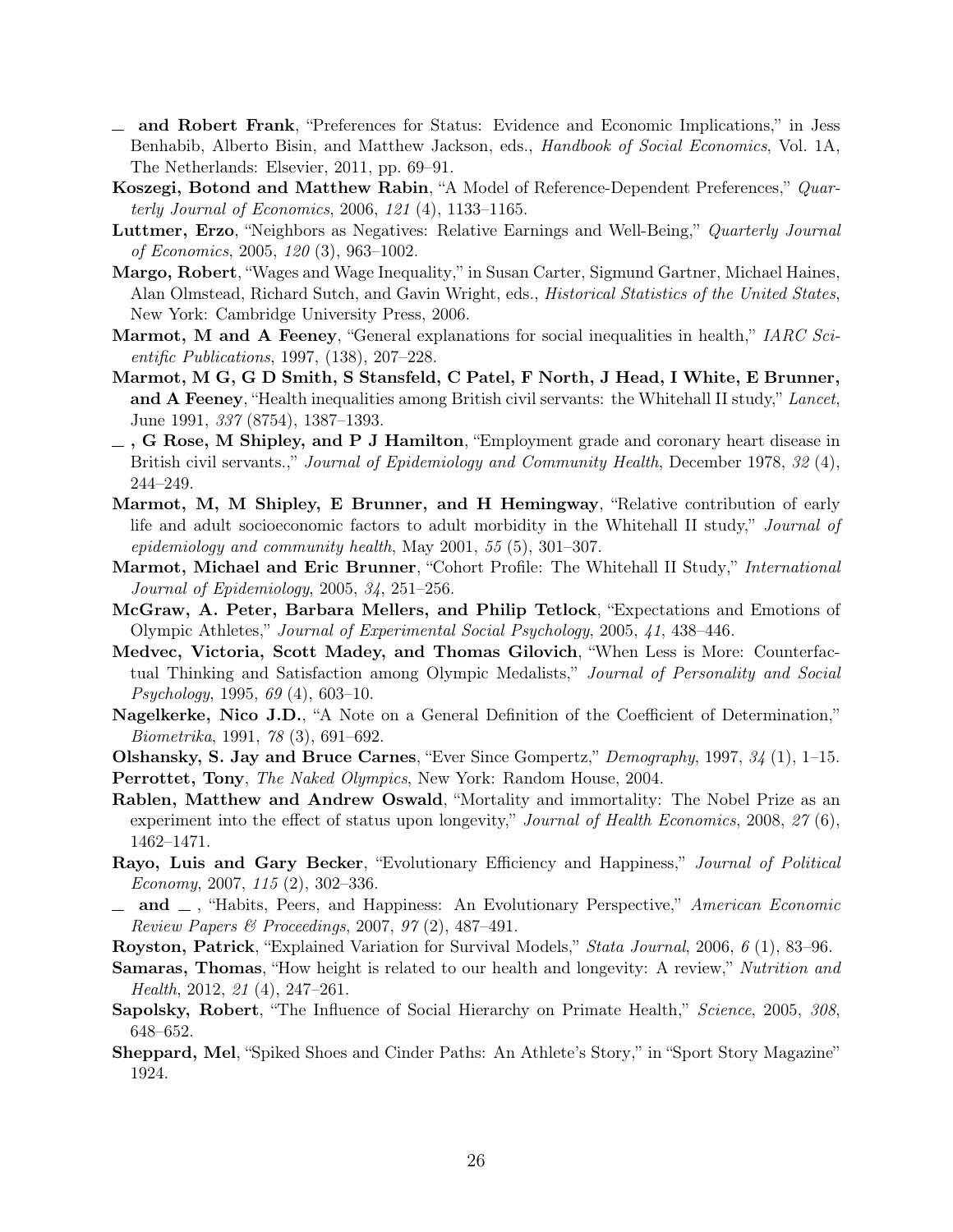— **and Robert Frank**, "Preferences for Status: Evidence and Economic Implications," in Jess Benhabib, Alberto Bisin, and Matthew Jackson, eds., *Handbook of Social Economics*, Vol. 1A, The Netherlands: Elsevier, 2011, pp. 69–91.

**Koszegi, Botond and Matthew Rabin**, "A Model of Reference-Dependent Preferences," *Quarterly Journal of Economics*, 2006, *121* (4), 1133–1165.

**Luttmer, Erzo**, "Neighbors as Negatives: Relative Earnings and Well-Being," *Quarterly Journal of Economics*, 2005, *120* (3), 963–1002.

**Margo, Robert**, "Wages and Wage Inequality," in Susan Carter, Sigmund Gartner, Michael Haines, Alan Olmstead, Richard Sutch, and Gavin Wright, eds., *Historical Statistics of the United States*, New York: Cambridge University Press, 2006.

**Marmot, M and A Feeney**, "General explanations for social inequalities in health," *IARC Scientific Publications*, 1997, (138), 207–228.

**Marmot, M G, G D Smith, S Stansfeld, C Patel, F North, J Head, I White, E Brunner, and A Feeney**, "Health inequalities among British civil servants: the Whitehall II study," *Lancet*, June 1991, *337* (8754), 1387–1393.

— **, G Rose, M Shipley, and P J Hamilton**, "Employment grade and coronary heart disease in British civil servants.," *Journal of Epidemiology and Community Health*, December 1978, *32* (4), 244–249.

**Marmot, M, M Shipley, E Brunner, and H Hemingway**, "Relative contribution of early life and adult socioeconomic factors to adult morbidity in the Whitehall II study," *Journal of epidemiology and community health*, May 2001, *55* (5), 301–307.

**Marmot, Michael and Eric Brunner**, "Cohort Profile: The Whitehall II Study," *International Journal of Epidemiology*, 2005, *34*, 251–256.

**McGraw, A. Peter, Barbara Mellers, and Philip Tetlock**, "Expectations and Emotions of Olympic Athletes," *Journal of Experimental Social Psychology*, 2005, *41*, 438–446.

**Medvec, Victoria, Scott Madey, and Thomas Gilovich**, "When Less is More: Counterfactual Thinking and Satisfaction among Olympic Medalists," *Journal of Personality and Social Psychology*, 1995, *69* (4), 603–10.

**Nagelkerke, Nico J.D.**, "A Note on a General Definition of the Coefficient of Determination," *Biometrika*, 1991, *78* (3), 691–692.

**Olshansky, S. Jay and Bruce Carnes**, "Ever Since Gompertz," *Demography*, 1997, *34* (1), 1–15.

**Perrottet, Tony**, *The Naked Olympics*, New York: Random House, 2004.

**Rablen, Matthew and Andrew Oswald**, "Mortality and immortality: The Nobel Prize as an experiment into the effect of status upon longevity," *Journal of Health Economics*, 2008, *27* (6), 1462–1471.

**Rayo, Luis and Gary Becker**, "Evolutionary Efficiency and Happiness," *Journal of Political Economy*, 2007, *115* (2), 302–336.

— **and** — , "Habits, Peers, and Happiness: An Evolutionary Perspective," *American Economic Review Papers & Proceedings*, 2007, *97* (2), 487–491.

**Royston, Patrick**, "Explained Variation for Survival Models," *Stata Journal*, 2006, *6* (1), 83–96.

**Samaras, Thomas**, "How height is related to our health and longevity: A review," *Nutrition and Health*, 2012, *21* (4), 247–261.

**Sapolsky, Robert**, "The Influence of Social Hierarchy on Primate Health," *Science*, 2005, *308*, 648–652.

**Sheppard, Mel**, "Spiked Shoes and Cinder Paths: An Athlete's Story," in "Sport Story Magazine" 1924.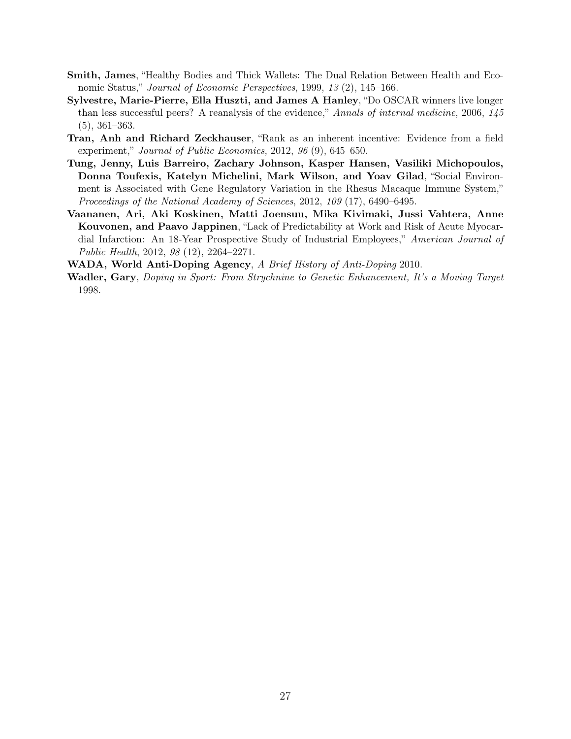**Smith, James**, "Healthy Bodies and Thick Wallets: The Dual Relation Between Health and Economic Status," *Journal of Economic Perspectives*, 1999, *13* (2), 145–166.

**Sylvestre, Marie-Pierre, Ella Huszti, and James A Hanley**, "Do OSCAR winners live longer than less successful peers? A reanalysis of the evidence," *Annals of internal medicine*, 2006, *145* (5), 361–363.

**Tran, Anh and Richard Zeckhauser**, "Rank as an inherent incentive: Evidence from a field experiment," *Journal of Public Economics*, 2012, *96* (9), 645–650.

**Tung, Jenny, Luis Barreiro, Zachary Johnson, Kasper Hansen, Vasiliki Michopoulos, Donna Toufexis, Katelyn Michelini, Mark Wilson, and Yoav Gilad**, "Social Environment is Associated with Gene Regulatory Variation in the Rhesus Macaque Immune System," *Proceedings of the National Academy of Sciences*, 2012, *109* (17), 6490–6495.

**Vaananen, Ari, Aki Koskinen, Matti Joensuu, Mika Kivimaki, Jussi Vahtera, Anne Kouvonen, and Paavo Jappinen**, "Lack of Predictability at Work and Risk of Acute Myocardial Infarction: An 18-Year Prospective Study of Industrial Employees," *American Journal of Public Health*, 2012, *98* (12), 2264–2271.

**WADA, World Anti-Doping Agency**, *A Brief History of Anti-Doping* 2010.

**Wadler, Gary**, *Doping in Sport: From Strychnine to Genetic Enhancement, It's a Moving Target* 1998.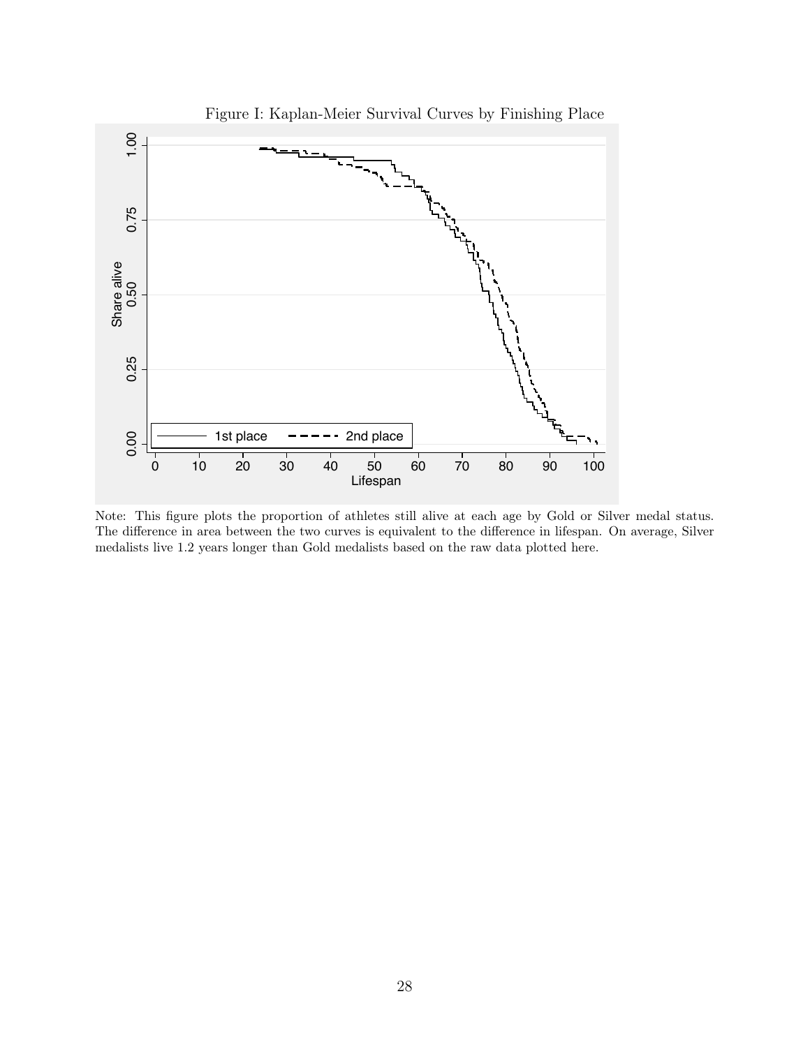Figure I: Kaplan-Meier Survival Curves by Finishing Place

Note: This figure plots the proportion of athletes still alive at each age by Gold or Silver medal status. The difference in area between the two curves is equivalent to the difference in lifespan. On average, Silver medalists live 1.2 years longer than Gold medalists based on the raw data plotted here.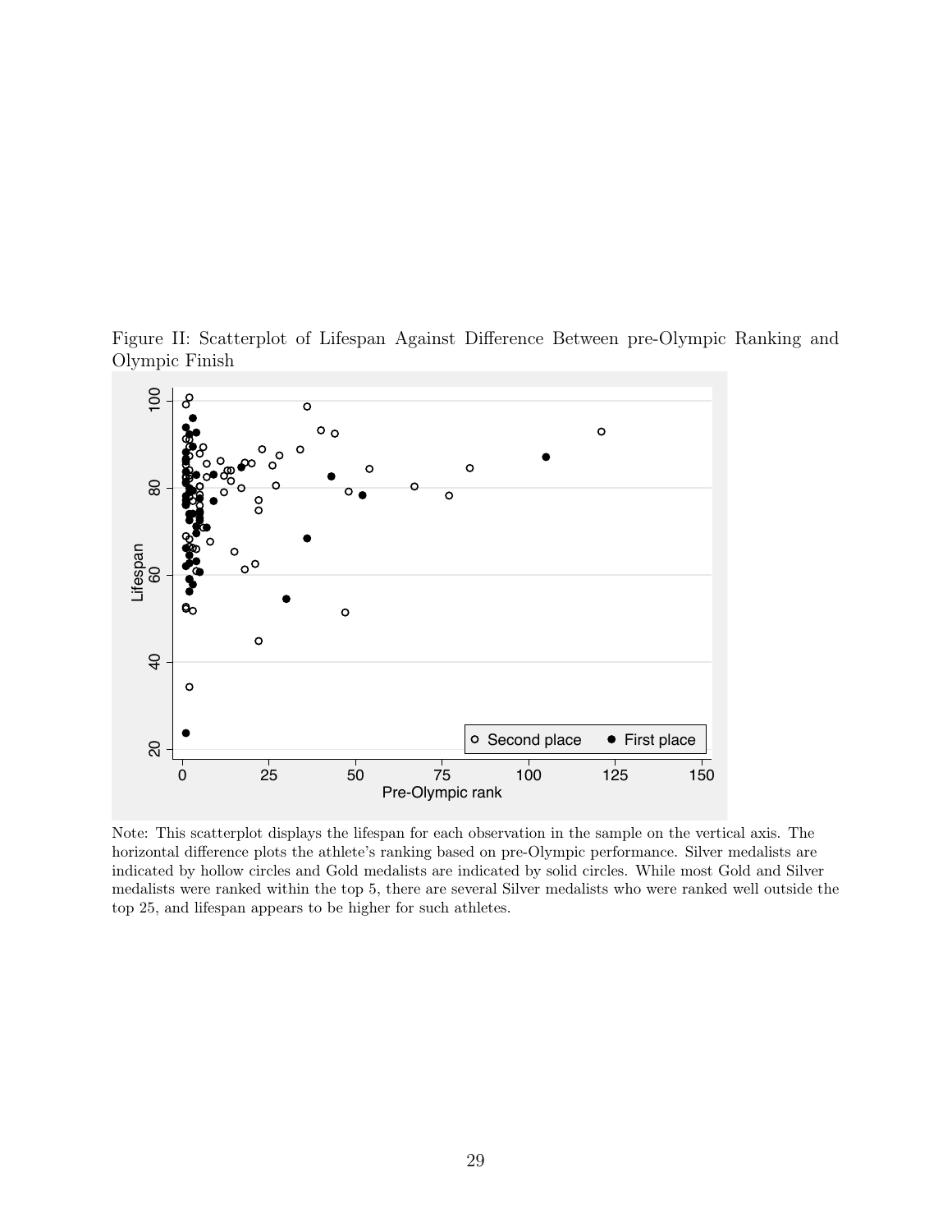Figure II: Scatterplot of Lifespan Against Difference Between pre-Olympic Ranking and Olympic Finish

Note: This scatterplot displays the lifespan for each observation in the sample on the vertical axis. The horizontal difference plots the athlete's ranking based on pre-Olympic performance. Silver medalists are indicated by hollow circles and Gold medalists are indicated by solid circles. While most Gold and Silver medalists were ranked within the top 5, there are several Silver medalists who were ranked well outside the top 25, and lifespan appears to be higher for such athletes.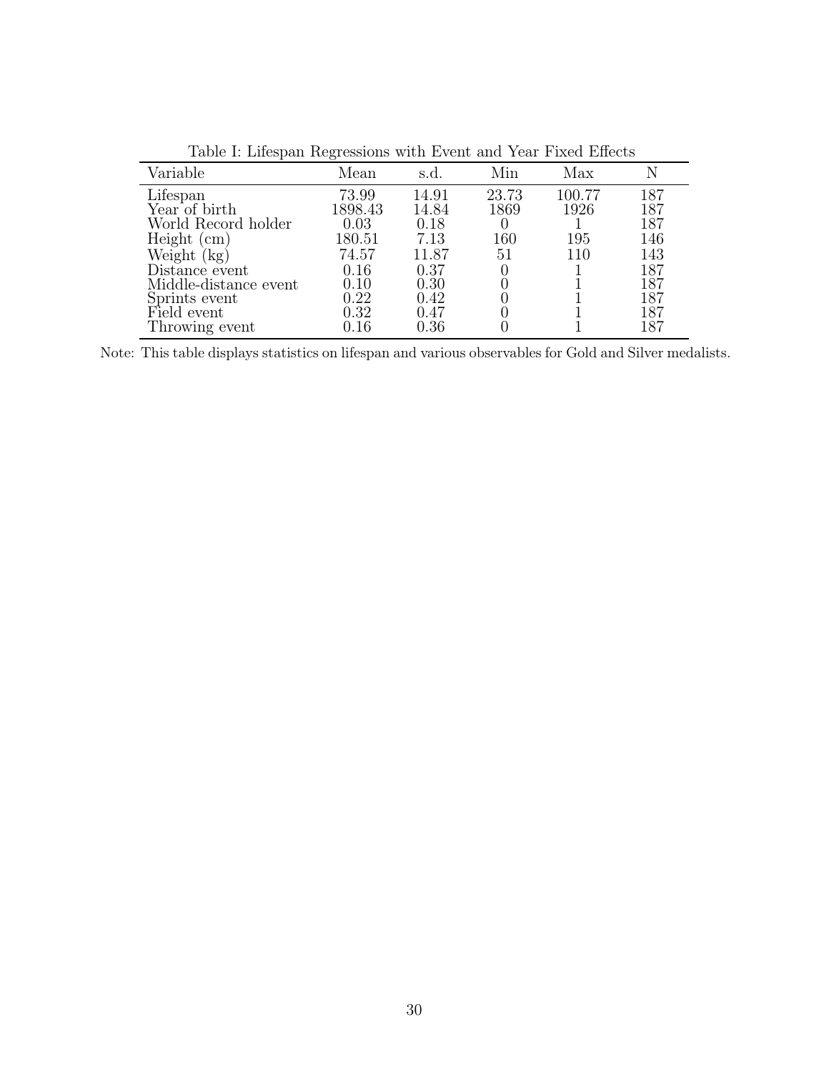Table I: Lifespan Regressions with Event and Year Fixed Effects

| Variable | Mean | s.d. | Min | Max | N |
|---|---|---|---|---|---|
| Lifespan | 73.99 | 14.91 | 23.73 | 100.77 | 187 |
| Year of birth | 1898.43 | 14.84 | 1869 | 1926 | 187 |
| World Record holder | 0.03 | 0.18 | 0 | 1 | 187 |
| Height (cm) | 180.51 | 7.13 | 160 | 195 | 146 |
| Weight (kg) | 74.57 | 11.87 | 51 | 110 | 143 |
| Distance event | 0.16 | 0.37 | 0 | 1 | 187 |
| Middle-distance event | 0.10 | 0.30 | 0 | 1 | 187 |
| Sprints event | 0.22 | 0.42 | 0 | 1 | 187 |
| Field event | 0.32 | 0.47 | 0 | 1 | 187 |
| Throwing event | 0.16 | 0.36 | 0 | 1 | 187 |

Note: This table displays statistics on lifespan and various observables for Gold and Silver medalists.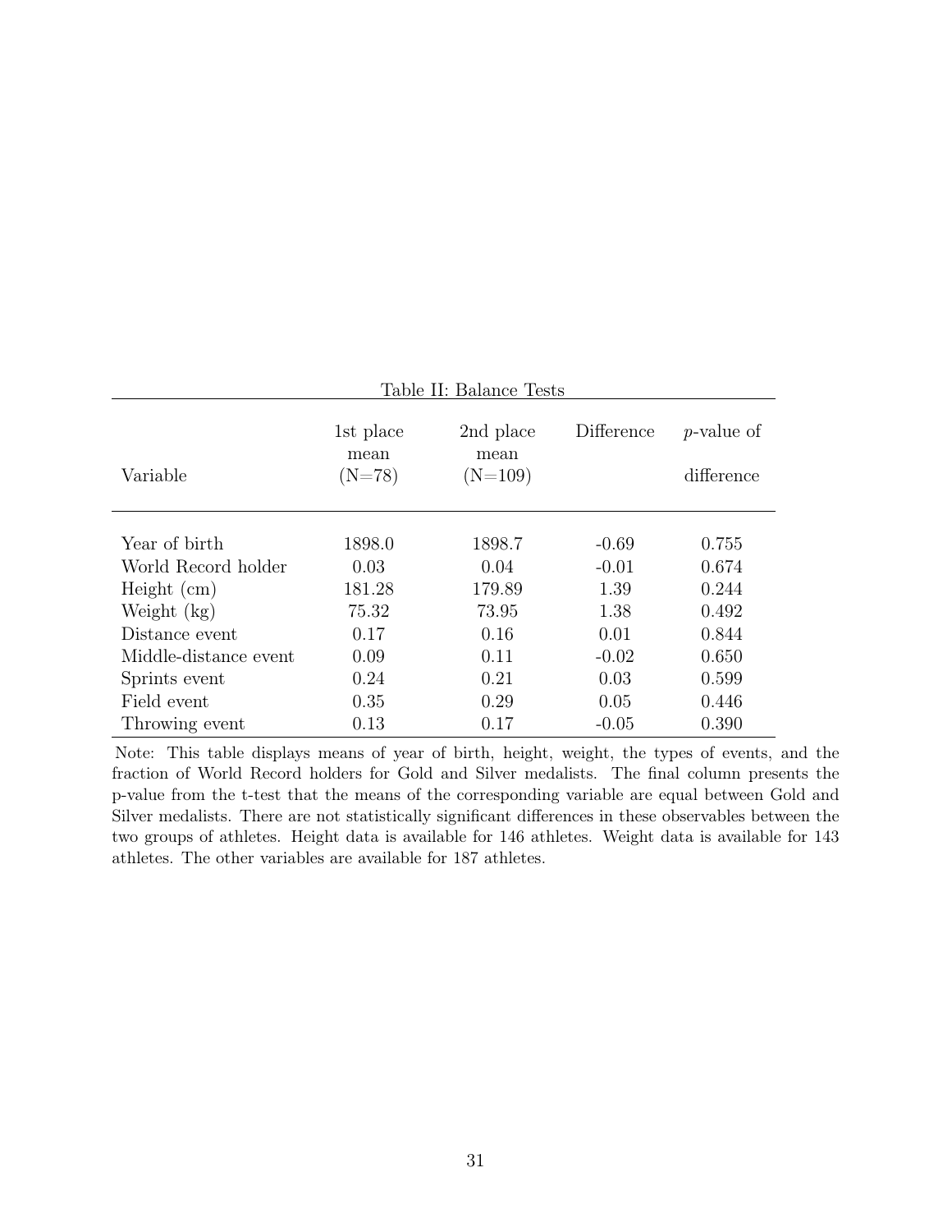Table II: Balance Tests

| Variable | 1st place mean (N=78) | 2nd place mean (N=109) | Difference | $p$-value of difference |
|---|---|---|---|---|
| Year of birth | 1898.0 | 1898.7 | -0.69 | 0.755 |
| World Record holder | 0.03 | 0.04 | -0.01 | 0.674 |
| Height (cm) | 181.28 | 179.89 | 1.39 | 0.244 |
| Weight (kg) | 75.32 | 73.95 | 1.38 | 0.492 |
| Distance event | 0.17 | 0.16 | 0.01 | 0.844 |
| Middle-distance event | 0.09 | 0.11 | -0.02 | 0.650 |
| Sprints event | 0.24 | 0.21 | 0.03 | 0.599 |
| Field event | 0.35 | 0.29 | 0.05 | 0.446 |
| Throwing event | 0.13 | 0.17 | -0.05 | 0.390 |

Note: This table displays means of year of birth, height, weight, the types of events, and the fraction of World Record holders for Gold and Silver medalists. The final column presents the p-value from the t-test that the means of the corresponding variable are equal between Gold and Silver medalists. There are not statistically significant differences in these observables between the two groups of athletes. Height data is available for 146 athletes. Weight data is available for 143 athletes. The other variables are available for 187 athletes.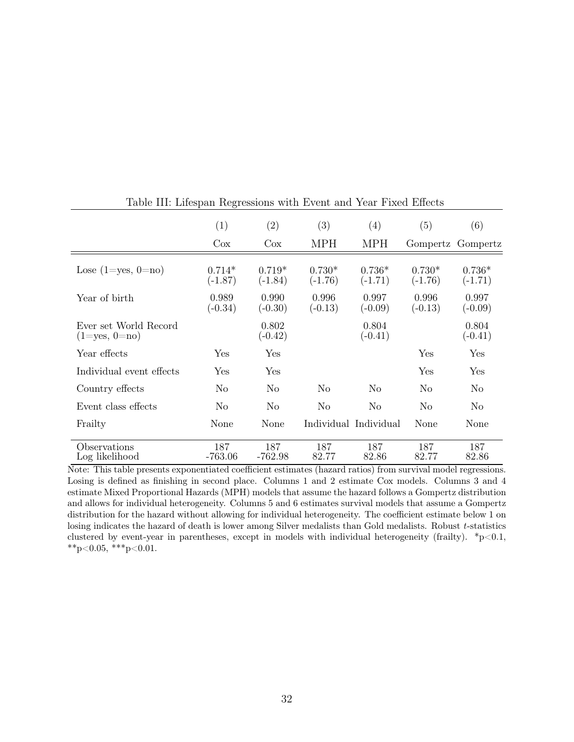Table III: Lifespan Regressions with Event and Year Fixed Effects

| | (1) | (2) | (3) | (4) | (5) | (6) |
|---|---|---|---|---|---|---|
| | Cox | Cox | MPH | MPH | Gompertz | Gompertz |
| Lose (1=yes, 0=no) | 0.714* (-1.87) | 0.719* (-1.84) | 0.730* (-1.76) | 0.736* (-1.71) | 0.730* (-1.76) | 0.736* (-1.71) |
| Year of birth | 0.989 (-0.34) | 0.990 (-0.30) | 0.996 (-0.13) | 0.997 (-0.09) | 0.996 (-0.13) | 0.997 (-0.09) |
| Ever set World Record (1=yes, 0=no) | | 0.802 (-0.42) | | 0.804 (-0.41) | | 0.804 (-0.41) |
| Year effects | Yes | Yes | | | Yes | Yes |
| Individual event effects | Yes | Yes | | | Yes | Yes |
| Country effects | No | No | No | No | No | No |
| Event class effects | No | No | No | No | No | No |
| Frailty | None | None | Individual | Individual | None | None |
| Observations | 187 | 187 | 187 | 187 | 187 | 187 |
| Log likelihood | -763.06 | -762.98 | 82.77 | 82.86 | 82.77 | 82.86 |

Note: This table presents exponentiated coefficient estimates (hazard ratios) from survival model regressions. Losing is defined as finishing in second place. Columns 1 and 2 estimate Cox models. Columns 3 and 4 estimate Mixed Proportional Hazards (MPH) models that assume the hazard follows a Gompertz distribution and allows for individual heterogeneity. Columns 5 and 6 estimates survival models that assume a Gompertz distribution for the hazard without allowing for individual heterogeneity. The coefficient estimate below 1 on losing indicates the hazard of death is lower among Silver medalists than Gold medalists. Robust *t*-statistics clustered by event-year in parentheses, except in models with individual heterogeneity (frailty). *p<0.1, **p<0.05, ***p<0.01.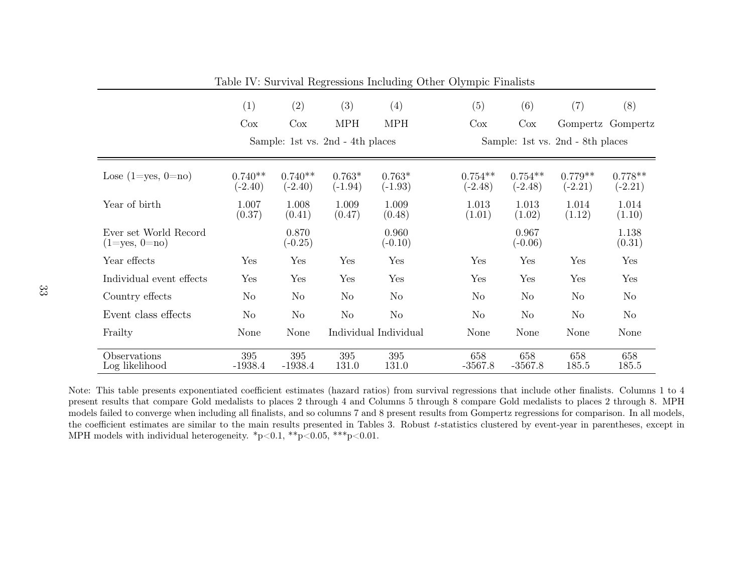Table IV: Survival Regressions Including Other Olympic Finalists

| | (1) | (2) | (3) | (4) | (5) | (6) | (7) | (8) |
|---|---|---|---|---|---|---|---|---|
| | Cox | Cox | MPH | MPH | Cox | Cox | Gompertz | Gompertz |
| | Sample: 1st vs. 2nd - 4th places | | | | Sample: 1st vs. 2nd - 8th places | | | |
| Lose (1=yes, 0=no) | 0.740** | 0.740** | 0.763* | 0.763* | 0.754** | 0.754** | 0.779** | 0.778** |
| | (-2.40) | (-2.40) | (-1.94) | (-1.93) | (-2.48) | (-2.48) | (-2.21) | (-2.21) |
| Year of birth | 1.007 | 1.008 | 1.009 | 1.009 | 1.013 | 1.013 | 1.014 | 1.014 |
| | (0.37) | (0.41) | (0.47) | (0.48) | (1.01) | (1.02) | (1.12) | (1.10) |
| Ever set World Record (1=yes, 0=no) | | 0.870 | | 0.960 | | 0.967 | | 1.138 |
| | | (-0.25) | | (-0.10) | | (-0.06) | | (0.31) |
| Year effects | Yes | Yes | Yes | Yes | Yes | Yes | Yes | Yes |
| Individual event effects | Yes | Yes | Yes | Yes | Yes | Yes | Yes | Yes |
| Country effects | No | No | No | No | No | No | No | No |
| Event class effects | No | No | No | No | No | No | No | No |
| Frailty | None | None | Individual | Individual | None | None | None | None |
| Observations | 395 | 395 | 395 | 395 | 658 | 658 | 658 | 658 |
| Log likelihood | -1938.4 | -1938.4 | 131.0 | 131.0 | -3567.8 | -3567.8 | 185.5 | 185.5 |

Note: This table presents exponentiated coefficient estimates (hazard ratios) from survival regressions that include other finalists. Columns 1 to 4 present results that compare Gold medalists to places 2 through 4 and Columns 5 through 8 compare Gold medalists to places 2 through 8. MPH models failed to converge when including all finalists, and so columns 7 and 8 present results from Gompertz regressions for comparison. In all models, the coefficient estimates are similar to the main results presented in Tables 3. Robust *t*-statistics clustered by event-year in parentheses, except in MPH models with individual heterogeneity. *p<0.1, **p<0.05, ***p<0.01.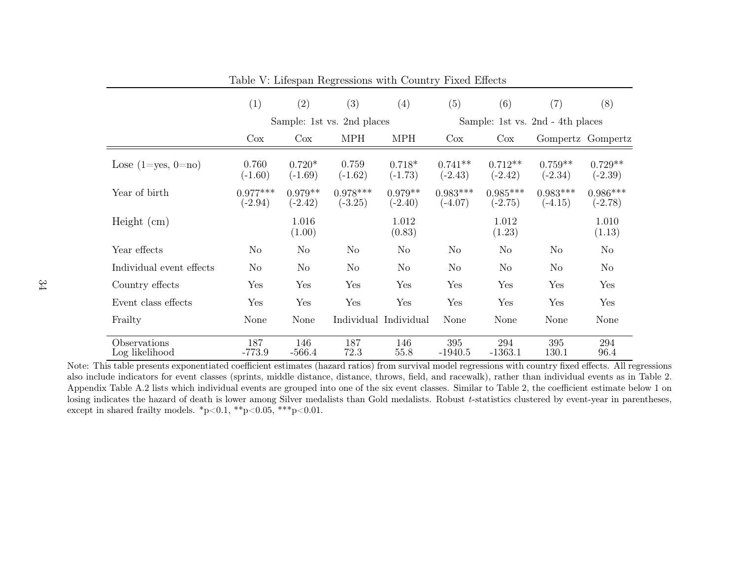Table V: Lifespan Regressions with Country Fixed Effects

| | (1) | (2) | (3) | (4) | (5) | (6) | (7) | (8) |
|---|---|---|---|---|---|---|---|---|
| | Sample: 1st vs. 2nd places | | | | Sample: 1st vs. 2nd - 4th places | | | |
| | Cox | Cox | MPH | MPH | Cox | Cox | Gompertz | Gompertz |
| Lose (1=yes, 0=no) | 0.760 | 0.720* | 0.759 | 0.718* | 0.741** | 0.712** | 0.759** | 0.729** |
| | (-1.60) | (-1.69) | (-1.62) | (-1.73) | (-2.43) | (-2.42) | (-2.34) | (-2.39) |
| Year of birth | 0.977*** | 0.979** | 0.978*** | 0.979** | 0.983*** | 0.985*** | 0.983*** | 0.986*** |
| | (-2.94) | (-2.42) | (-3.25) | (-2.40) | (-4.07) | (-2.75) | (-4.15) | (-2.78) |
| Height (cm) | | 1.016 | | 1.012 | | 1.012 | | 1.010 |
| | | (1.00) | | (0.83) | | (1.23) | | (1.13) |
| Year effects | No | No | No | No | No | No | No | No |
| Individual event effects | No | No | No | No | No | No | No | No |
| Country effects | Yes | Yes | Yes | Yes | Yes | Yes | Yes | Yes |
| Event class effects | Yes | Yes | Yes | Yes | Yes | Yes | Yes | Yes |
| Frailty | None | None | Individual | Individual | None | None | None | None |
| Observations | 187 | 146 | 187 | 146 | 395 | 294 | 395 | 294 |
| Log likelihood | -773.9 | -566.4 | 72.3 | 55.8 | -1940.5 | -1363.1 | 130.1 | 96.4 |

Note: This table presents exponentiated coefficient estimates (hazard ratios) from survival model regressions with country fixed effects. All regressions also include indicators for event classes (sprints, middle distance, distance, throws, field, and racewalk), rather than individual events as in Table 2. Appendix Table A.2 lists which individual events are grouped into one of the six event classes. Similar to Table 2, the coefficient estimate below 1 on losing indicates the hazard of death is lower among Silver medalists than Gold medalists. Robust *t*-statistics clustered by event-year in parentheses, except in shared frailty models. *p<0.1, **p<0.05, ***p<0.01.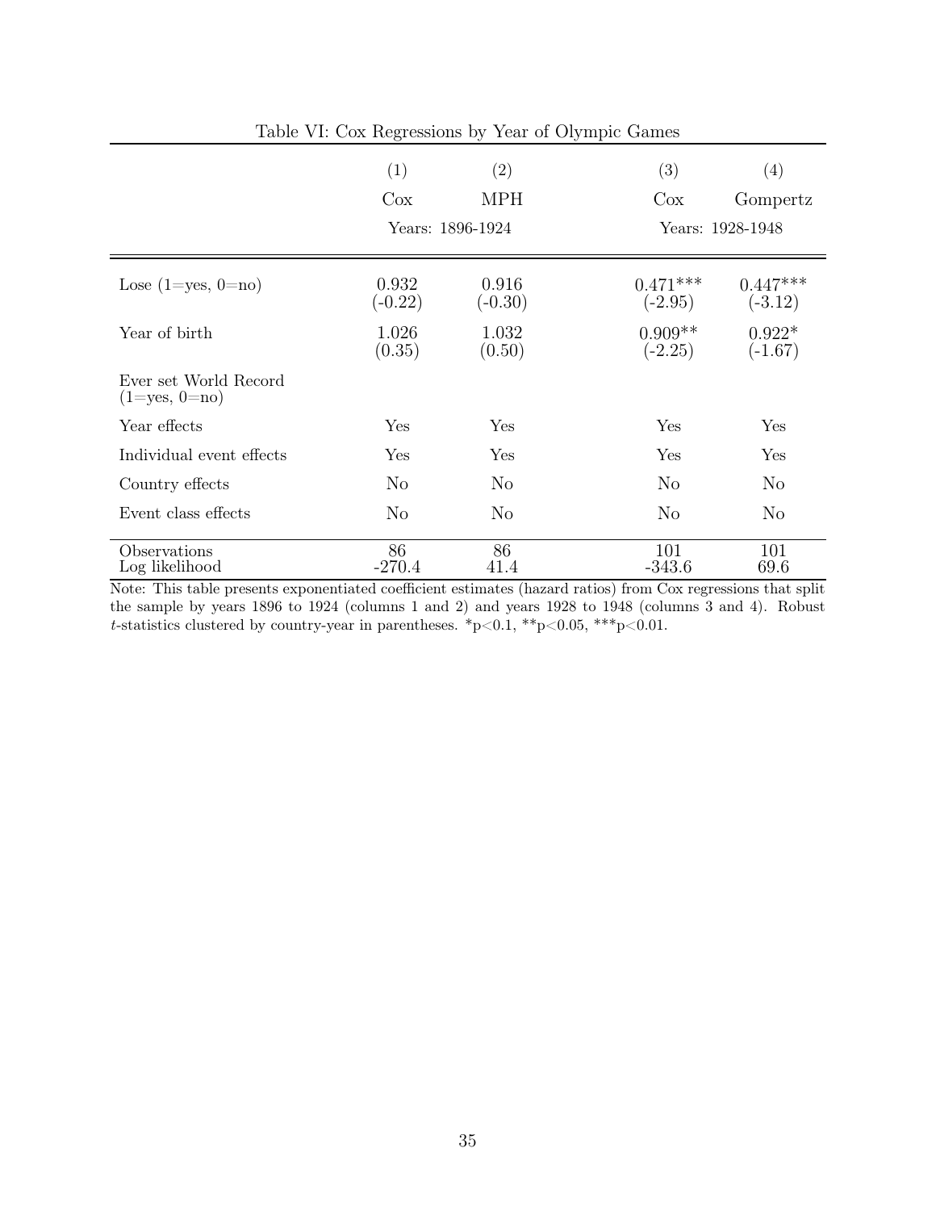Table VI: Cox Regressions by Year of Olympic Games

| | (1) | (2) | (3) | (4) |
|---|---|---|---|---|
| | Cox | MPH | Cox | Gompertz |
| | Years: 1896-1924 | | Years: 1928-1948 | |
| Lose (1=yes, 0=no) | 0.932 | 0.916 | 0.471*** | 0.447*** |
| | (-0.22) | (-0.30) | (-2.95) | (-3.12) |
| Year of birth | 1.026 | 1.032 | 0.909** | 0.922* |
| | (0.35) | (0.50) | (-2.25) | (-1.67) |
| Ever set World Record (1=yes, 0=no) | | | | |
| Year effects | Yes | Yes | Yes | Yes |
| Individual event effects | Yes | Yes | Yes | Yes |
| Country effects | No | No | No | No |
| Event class effects | No | No | No | No |
| Observations | 86 | 86 | 101 | 101 |
| Log likelihood | -270.4 | 41.4 | -343.6 | 69.6 |

Note: This table presents exponentiated coefficient estimates (hazard ratios) from Cox regressions that split the sample by years 1896 to 1924 (columns 1 and 2) and years 1928 to 1948 (columns 3 and 4). Robust $t$-statistics clustered by country-year in parentheses. *p<0.1, **p<0.05, ***p<0.01.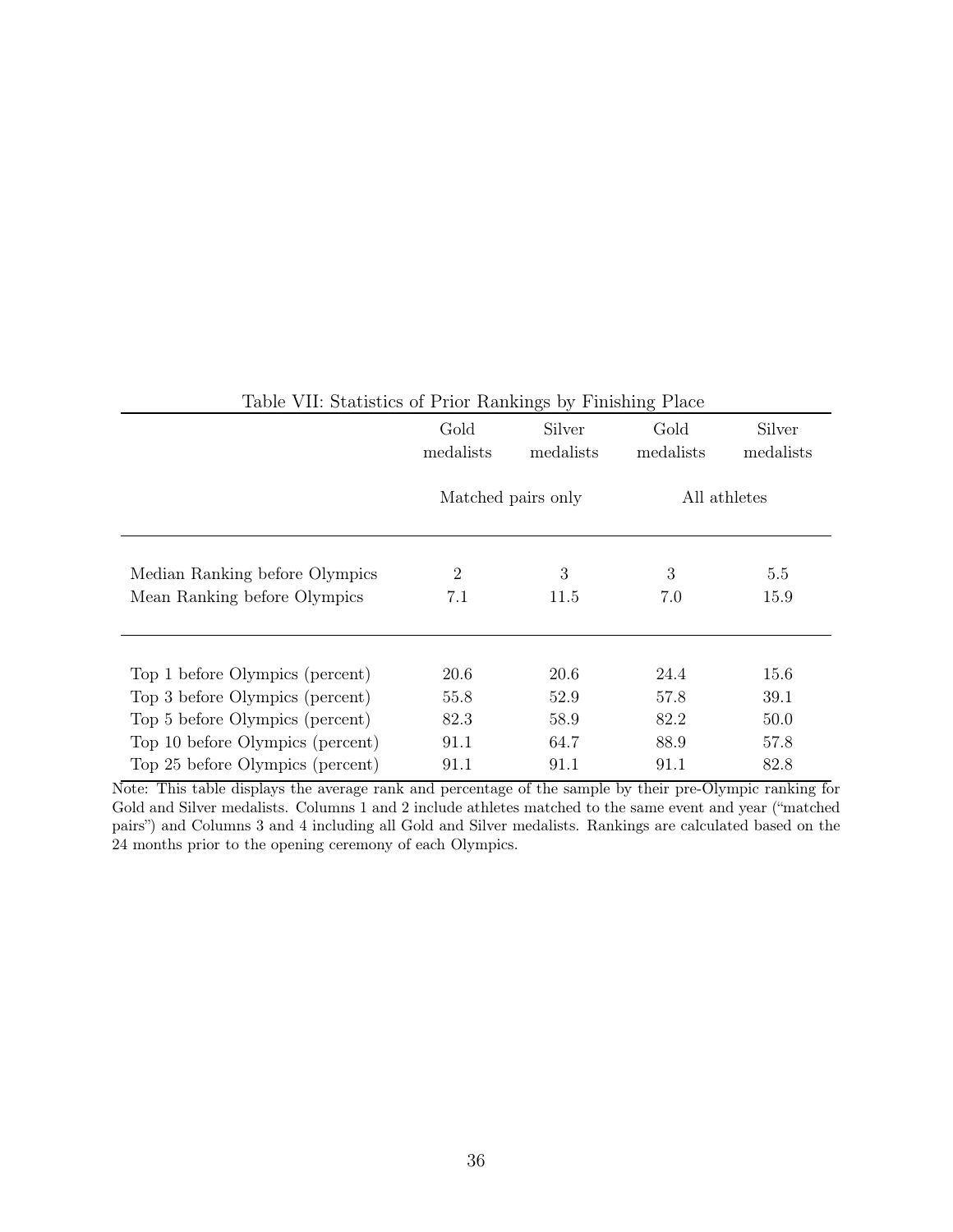Table VII: Statistics of Prior Rankings by Finishing Place

| | Gold medalists | Silver medalists | Gold medalists | Silver medalists |
|---|---|---|---|---|
| | Matched pairs only | | All athletes | |
| Median Ranking before Olympics | 2 | 3 | 3 | 5.5 |
| Mean Ranking before Olympics | 7.1 | 11.5 | 7.0 | 15.9 |
| Top 1 before Olympics (percent) | 20.6 | 20.6 | 24.4 | 15.6 |
| Top 3 before Olympics (percent) | 55.8 | 52.9 | 57.8 | 39.1 |
| Top 5 before Olympics (percent) | 82.3 | 58.9 | 82.2 | 50.0 |
| Top 10 before Olympics (percent) | 91.1 | 64.7 | 88.9 | 57.8 |
| Top 25 before Olympics (percent) | 91.1 | 91.1 | 91.1 | 82.8 |

Note: This table displays the average rank and percentage of the sample by their pre-Olympic ranking for Gold and Silver medalists. Columns 1 and 2 include athletes matched to the same event and year ("matched pairs") and Columns 3 and 4 including all Gold and Silver medalists. Rankings are calculated based on the 24 months prior to the opening ceremony of each Olympics.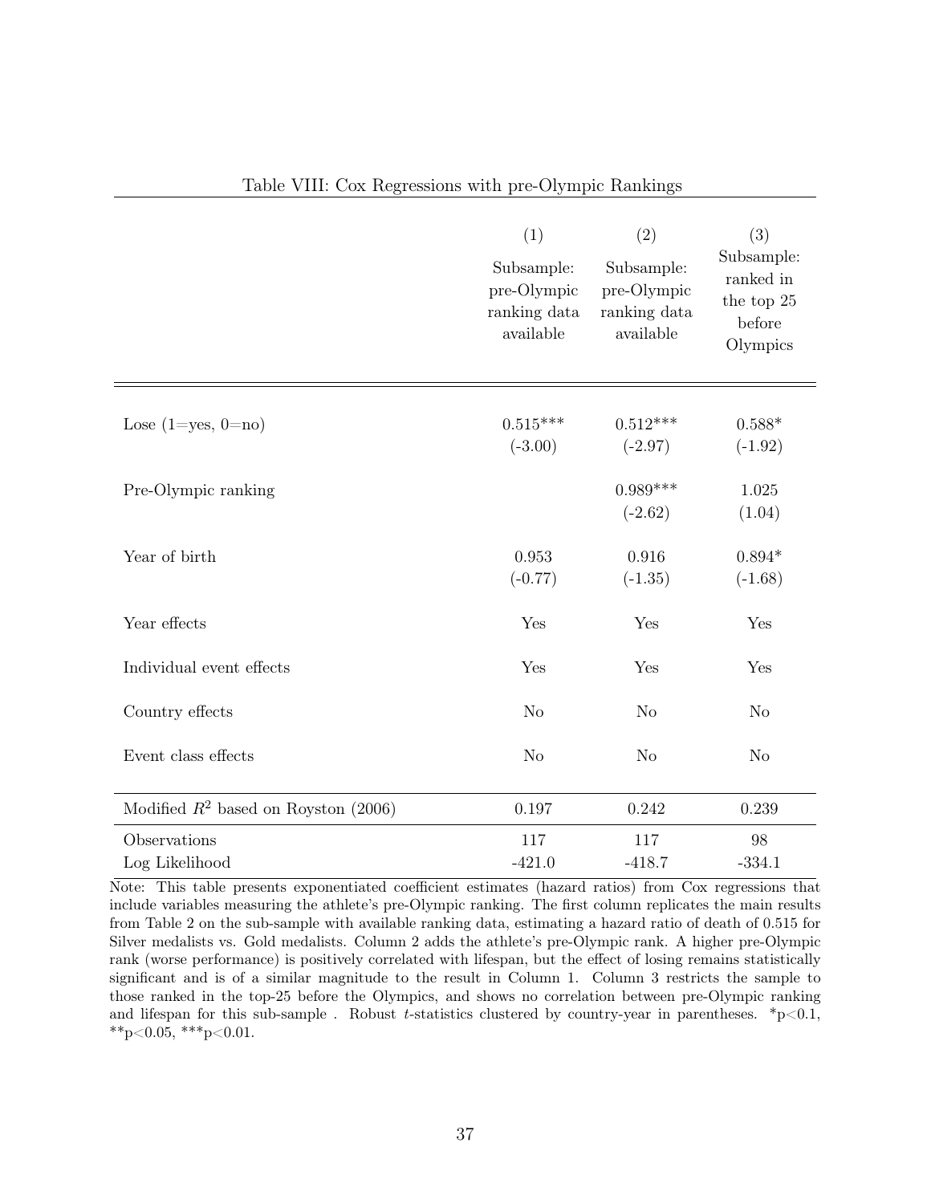Table VIII: Cox Regressions with pre-Olympic Rankings

| | (1) Subsample: pre-Olympic ranking data available | (2) Subsample: pre-Olympic ranking data available | (3) Subsample: ranked in the top 25 before Olympics |
|---|---|---|---|
| Lose (1=yes, 0=no) | 0.515*** | 0.512*** | 0.588* |
| | (-3.00) | (-2.97) | (-1.92) |
| Pre-Olympic ranking | | 0.989*** | 1.025 |
| | | (-2.62) | (1.04) |
| Year of birth | 0.953 | 0.916 | 0.894* |
| | (-0.77) | (-1.35) | (-1.68) |
| Year effects | Yes | Yes | Yes |
| Individual event effects | Yes | Yes | Yes |
| Country effects | No | No | No |
| Event class effects | No | No | No |
| Modified $R^2$ based on Royston (2006) | 0.197 | 0.242 | 0.239 |
| Observations | 117 | 117 | 98 |
| Log Likelihood | -421.0 | -418.7 | -334.1 |

Note: This table presents exponentiated coefficient estimates (hazard ratios) from Cox regressions that include variables measuring the athlete's pre-Olympic ranking. The first column replicates the main results from Table 2 on the sub-sample with available ranking data, estimating a hazard ratio of death of 0.515 for Silver medalists vs. Gold medalists. Column 2 adds the athlete's pre-Olympic rank. A higher pre-Olympic rank (worse performance) is positively correlated with lifespan, but the effect of losing remains statistically significant and is of a similar magnitude to the result in Column 1. Column 3 restricts the sample to those ranked in the top-25 before the Olympics, and shows no correlation between pre-Olympic ranking and lifespan for this sub-sample . Robust $t$-statistics clustered by country-year in parentheses. *p<0.1, **p<0.05, ***p<0.01.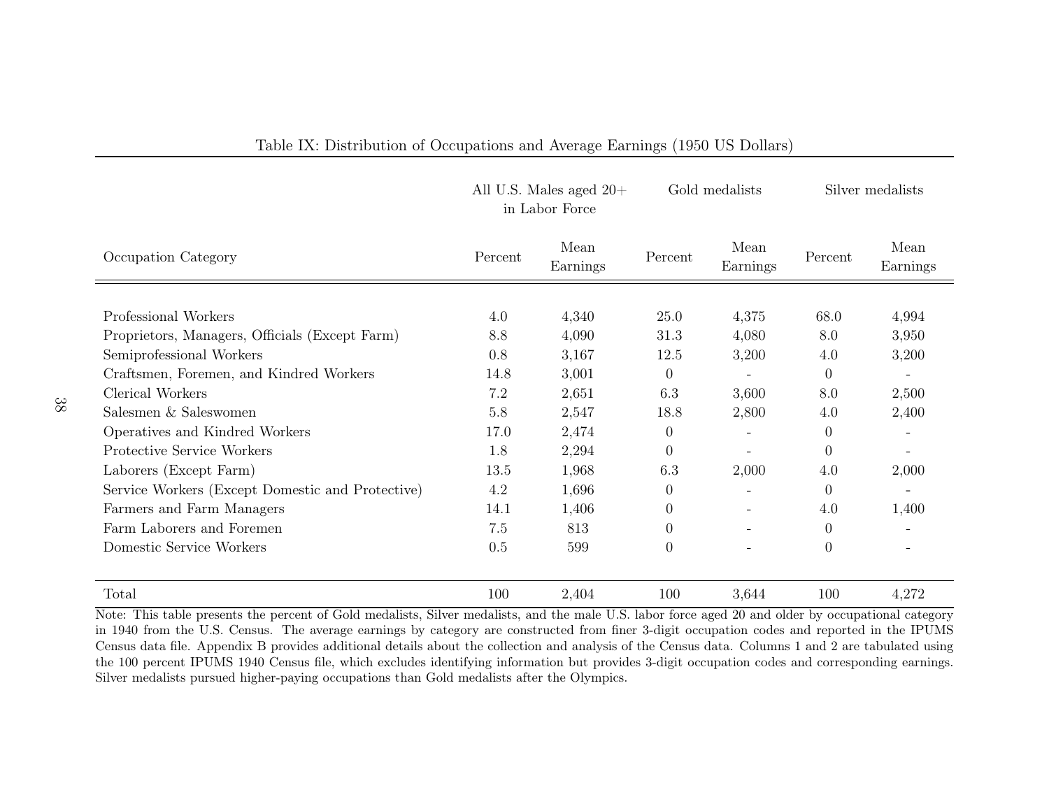Table IX: Distribution of Occupations and Average Earnings (1950 US Dollars)

| Occupation Category | All U.S. Males aged 20+ in Labor Force | | Gold medalists | | Silver medalists | |
|---|---|---|---|---|---|---|
| | Percent | Mean Earnings | Percent | Mean Earnings | Percent | Mean Earnings |
| Professional Workers | 4.0 | 4,340 | 25.0 | 4,375 | 68.0 | 4,994 |
| Proprietors, Managers, Officials (Except Farm) | 8.8 | 4,090 | 31.3 | 4,080 | 8.0 | 3,950 |
| Semiprofessional Workers | 0.8 | 3,167 | 12.5 | 3,200 | 4.0 | 3,200 |
| Craftsmen, Foremen, and Kindred Workers | 14.8 | 3,001 | 0 | - | 0 | - |
| Clerical Workers | 7.2 | 2,651 | 6.3 | 3,600 | 8.0 | 2,500 |
| Salesmen & Saleswomen | 5.8 | 2,547 | 18.8 | 2,800 | 4.0 | 2,400 |
| Operatives and Kindred Workers | 17.0 | 2,474 | 0 | - | 0 | - |
| Protective Service Workers | 1.8 | 2,294 | 0 | - | 0 | - |
| Laborers (Except Farm) | 13.5 | 1,968 | 6.3 | 2,000 | 4.0 | 2,000 |
| Service Workers (Except Domestic and Protective) | 4.2 | 1,696 | 0 | - | 0 | - |
| Farmers and Farm Managers | 14.1 | 1,406 | 0 | - | 4.0 | 1,400 |
| Farm Laborers and Foremen | 7.5 | 813 | 0 | - | 0 | - |
| Domestic Service Workers | 0.5 | 599 | 0 | - | 0 | - |
| Total | 100 | 2,404 | 100 | 3,644 | 100 | 4,272 |

Note: This table presents the percent of Gold medalists, Silver medalists, and the male U.S. labor force aged 20 and older by occupational category in 1940 from the U.S. Census. The average earnings by category are constructed from finer 3-digit occupation codes and reported in the IPUMS Census data file. Appendix B provides additional details about the collection and analysis of the Census data. Columns 1 and 2 are tabulated using the 100 percent IPUMS 1940 Census file, which excludes identifying information but provides 3-digit occupation codes and corresponding earnings. Silver medalists pursued higher-paying occupations than Gold medalists after the Olympics.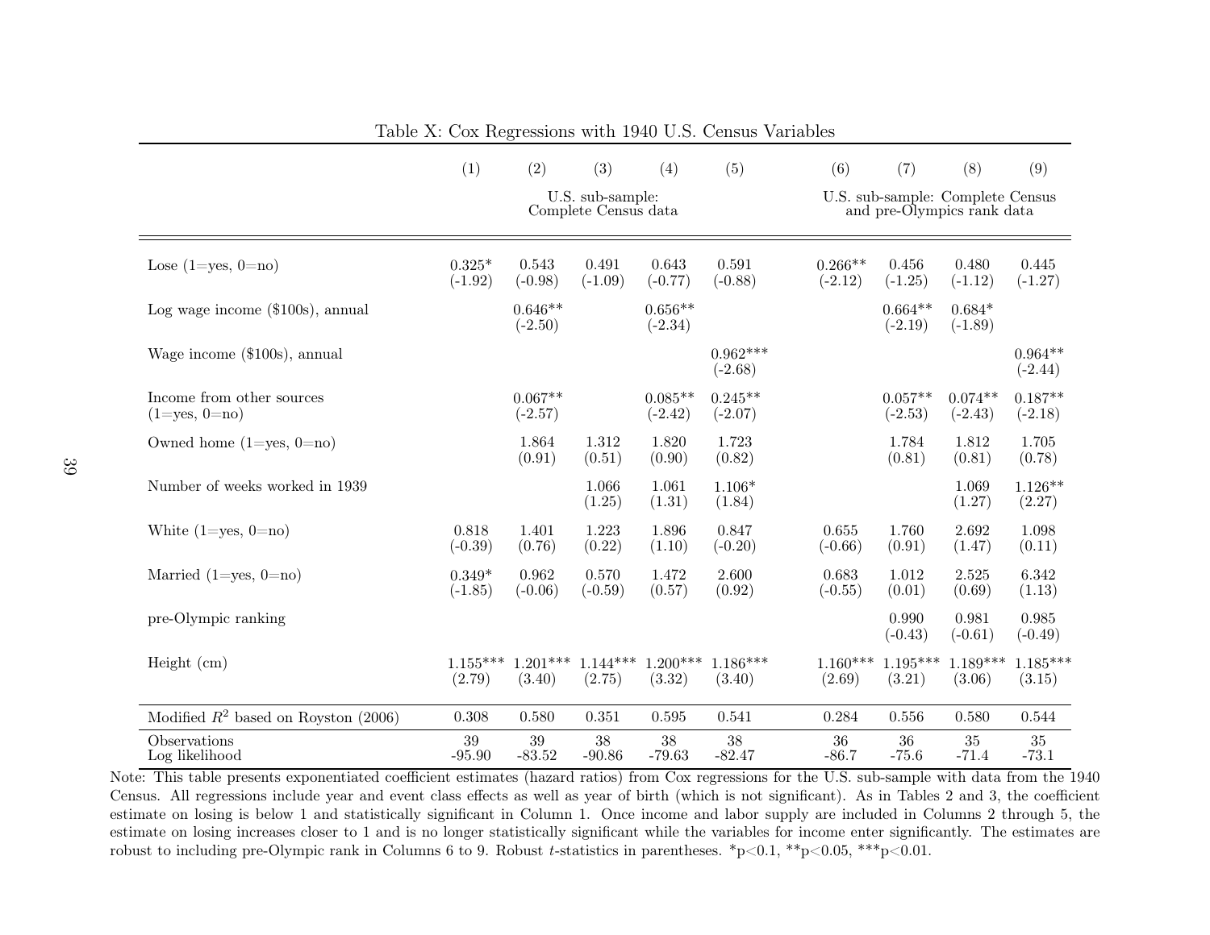Table X: Cox Regressions with 1940 U.S. Census Variables

| | (1) | (2) | (3) | (4) | (5) | (6) | (7) | (8) | (9) |
|---|---|---|---|---|---|---|---|---|---|
| | U.S. sub-sample: Complete Census data | | | | | U.S. sub-sample: Complete Census and pre-Olympics rank data | | | |
| Lose (1=yes, 0=no) | 0.325* | 0.543 | 0.491 | 0.643 | 0.591 | 0.266** | 0.456 | 0.480 | 0.445 |
| | (-1.92) | (-0.98) | (-1.09) | (-0.77) | (-0.88) | (-2.12) | (-1.25) | (-1.12) | (-1.27) |
| Log wage income ($100s), annual | | 0.646** | | 0.656** | | | 0.664** | 0.684* | |
| | | (-2.50) | | (-2.34) | | | (-2.19) | (-1.89) | |
| Wage income ($100s), annual | | | | | 0.962*** | | | | 0.964** |
| | | | | | (-2.68) | | | | (-2.44) |
| Income from other sources (1=yes, 0=no) | | 0.067** | | 0.085** | 0.245** | | 0.057** | 0.074** | 0.187** |
| | | (-2.57) | | (-2.42) | (-2.07) | | (-2.53) | (-2.43) | (-2.18) |
| Owned home (1=yes, 0=no) | | 1.864 | 1.312 | 1.820 | 1.723 | | 1.784 | 1.812 | 1.705 |
| | | (0.91) | (0.51) | (0.90) | (0.82) | | (0.81) | (0.81) | (0.78) |
| Number of weeks worked in 1939 | | | 1.066 | 1.061 | 1.106* | | | 1.069 | 1.126** |
| | | | (1.25) | (1.31) | (1.84) | | | (1.27) | (2.27) |
| White (1=yes, 0=no) | 0.818 | 1.401 | 1.223 | 1.896 | 0.847 | 0.655 | 1.760 | 2.692 | 1.098 |
| | (-0.39) | (0.76) | (0.22) | (1.10) | (-0.20) | (-0.66) | (0.91) | (1.47) | (0.11) |
| Married (1=yes, 0=no) | 0.349* | 0.962 | 0.570 | 1.472 | 2.600 | 0.683 | 1.012 | 2.525 | 6.342 |
| | (-1.85) | (-0.06) | (-0.59) | (0.57) | (0.92) | (-0.55) | (0.01) | (0.69) | (1.13) |
| pre-Olympic ranking | | | | | | | 0.990 | 0.981 | 0.985 |
| | | | | | | | (-0.43) | (-0.61) | (-0.49) |
| Height (cm) | 1.155*** | 1.201*** | 1.144*** | 1.200*** | 1.186*** | 1.160*** | 1.195*** | 1.189*** | 1.185*** |
| | (2.79) | (3.40) | (2.75) | (3.32) | (3.40) | (2.69) | (3.21) | (3.06) | (3.15) |
| Modified $R^2$ based on Royston (2006) | 0.308 | 0.580 | 0.351 | 0.595 | 0.541 | 0.284 | 0.556 | 0.580 | 0.544 |
| Observations | 39 | 39 | 38 | 38 | 38 | 36 | 36 | 35 | 35 |
| Log likelihood | -95.90 | -83.52 | -90.86 | -79.63 | -82.47 | -86.7 | -75.6 | -71.4 | -73.1 |

Note: This table presents exponentiated coefficient estimates (hazard ratios) from Cox regressions for the U.S. sub-sample with data from the 1940 Census. All regressions include year and event class effects as well as year of birth (which is not significant). As in Tables 2 and 3, the coefficient estimate on losing is below 1 and statistically significant in Column 1. Once income and labor supply are included in Columns 2 through 5, the estimate on losing increases closer to 1 and is no longer statistically significant while the variables for income enter significantly. The estimates are robust to including pre-Olympic rank in Columns 6 to 9. Robust $t$-statistics in parentheses. *p<0.1, **p<0.05, ***p<0.01.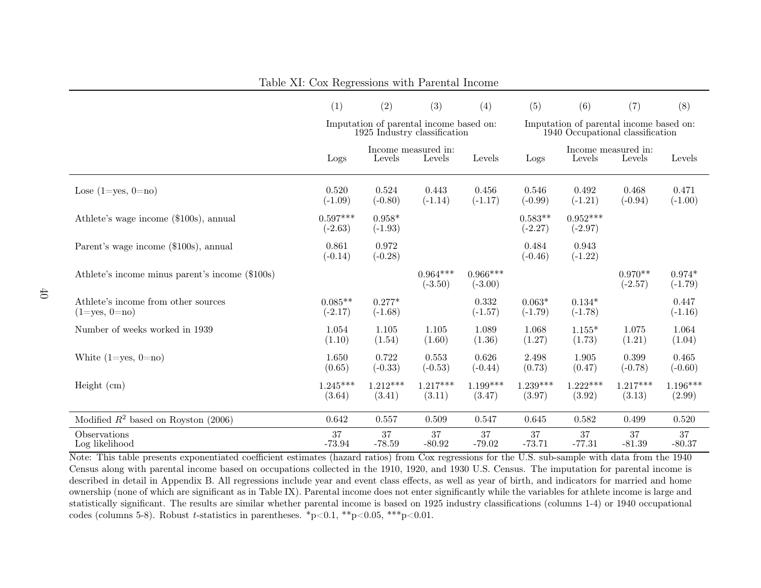Table XI: Cox Regressions with Parental Income

| | (1) | (2) | (3) | (4) | (5) | (6) | (7) | (8) |
|---|---|---|---|---|---|---|---|---|
| | Imputation of parental income based on: 1925 Industry classification | | | | Imputation of parental income based on: 1940 Occupational classification | | | |
| | | Income measured in: | | | | Income measured in: | | |
| | Logs | Levels | Levels | Levels | Logs | Levels | Levels | Levels |
| Lose (1=yes, 0=no) | 0.520 | 0.524 | 0.443 | 0.456 | 0.546 | 0.492 | 0.468 | 0.471 |
| | (-1.09) | (-0.80) | (-1.14) | (-1.17) | (-0.99) | (-1.21) | (-0.94) | (-1.00) |
| Athlete's wage income ($100s), annual | 0.597*** | 0.958* | | | 0.583** | 0.952*** | | |
| | (-2.63) | (-1.93) | | | (-2.27) | (-2.97) | | |
| Parent's wage income ($100s), annual | 0.861 | 0.972 | | | 0.484 | 0.943 | | |
| | (-0.14) | (-0.28) | | | (-0.46) | (-1.22) | | |
| Athlete's income minus parent's income ($100s) | | | 0.964*** | 0.966*** | | | 0.970** | 0.974* |
| | | | (-3.50) | (-3.00) | | | (-2.57) | (-1.79) |
| Athlete's income from other sources (1=yes, 0=no) | 0.085** | 0.277* | | 0.332 | 0.063* | 0.134* | | 0.447 |
| | (-2.17) | (-1.68) | | (-1.57) | (-1.79) | (-1.78) | | (-1.16) |
| Number of weeks worked in 1939 | 1.054 | 1.105 | 1.105 | 1.089 | 1.068 | 1.155* | 1.075 | 1.064 |
| | (1.10) | (1.54) | (1.60) | (1.36) | (1.27) | (1.73) | (1.21) | (1.04) |
| White (1=yes, 0=no) | 1.650 | 0.722 | 0.553 | 0.626 | 2.498 | 1.905 | 0.399 | 0.465 |
| | (0.65) | (-0.33) | (-0.53) | (-0.44) | (0.73) | (0.47) | (-0.78) | (-0.60) |
| Height (cm) | 1.245*** | 1.212*** | 1.217*** | 1.199*** | 1.239*** | 1.222*** | 1.217*** | 1.196*** |
| | (3.64) | (3.41) | (3.11) | (3.47) | (3.97) | (3.92) | (3.13) | (2.99) |
| Modified $R^2$ based on Royston (2006) | 0.642 | 0.557 | 0.509 | 0.547 | 0.645 | 0.582 | 0.499 | 0.520 |
| Observations | 37 | 37 | 37 | 37 | 37 | 37 | 37 | 37 |
| Log likelihood | -73.94 | -78.59 | -80.92 | -79.02 | -73.71 | -77.31 | -81.39 | -80.37 |

Note: This table presents exponentiated coefficient estimates (hazard ratios) from Cox regressions for the U.S. sub-sample with data from the 1940 Census along with parental income based on occupations collected in the 1910, 1920, and 1930 U.S. Census. The imputation for parental income is described in detail in Appendix B. All regressions include year and event class effects, as well as year of birth, and indicators for married and home ownership (none of which are significant as in Table IX). Parental income does not enter significantly while the variables for athlete income is large and statistically significant. The results are similar whether parental income is based on 1925 industry classifications (columns 1-4) or 1940 occupational codes (columns 5-8). Robust $t$-statistics in parentheses. *p<0.1, **p<0.05, ***p<0.01.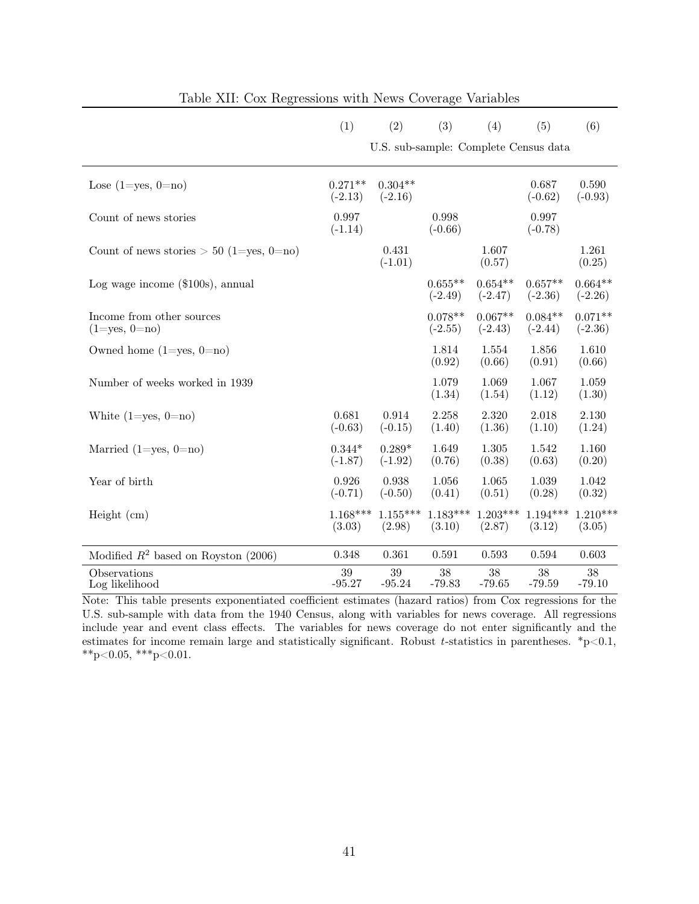Table XII: Cox Regressions with News Coverage Variables

| | (1) | (2) | (3) | (4) | (5) | (6) |
|---|---|---|---|---|---|---|
| | U.S. sub-sample: Complete Census data | | | | | |
| Lose (1=yes, 0=no) | 0.271** (-2.13) | 0.304** (-2.16) | | | 0.687 (-0.62) | 0.590 (-0.93) |
| Count of news stories | 0.997 (-1.14) | | 0.998 (-0.66) | | 0.997 (-0.78) | |
| Count of news stories > 50 (1=yes, 0=no) | | 0.431 (-1.01) | | 1.607 (0.57) | | 1.261 (0.25) |
| Log wage income ($100s), annual | | | 0.655** (-2.49) | 0.654** (-2.47) | 0.657** (-2.36) | 0.664** (-2.26) |
| Income from other sources (1=yes, 0=no) | | | 0.078** (-2.55) | 0.067** (-2.43) | 0.084** (-2.44) | 0.071** (-2.36) |
| Owned home (1=yes, 0=no) | | | 1.814 (0.92) | 1.554 (0.66) | 1.856 (0.91) | 1.610 (0.66) |
| Number of weeks worked in 1939 | | | 1.079 (1.34) | 1.069 (1.54) | 1.067 (1.12) | 1.059 (1.30) |
| White (1=yes, 0=no) | 0.681 (-0.63) | 0.914 (-0.15) | 2.258 (1.40) | 2.320 (1.36) | 2.018 (1.10) | 2.130 (1.24) |
| Married (1=yes, 0=no) | 0.344* (-1.87) | 0.289* (-1.92) | 1.649 (0.76) | 1.305 (0.38) | 1.542 (0.63) | 1.160 (0.20) |
| Year of birth | 0.926 (-0.71) | 0.938 (-0.50) | 1.056 (0.41) | 1.065 (0.51) | 1.039 (0.28) | 1.042 (0.32) |
| Height (cm) | 1.168*** (3.03) | 1.155*** (2.98) | 1.183*** (3.10) | 1.203*** (2.87) | 1.194*** (3.12) | 1.210*** (3.05) |
| Modified $R^2$ based on Royston (2006) | 0.348 | 0.361 | 0.591 | 0.593 | 0.594 | 0.603 |
| Observations | 39 | 39 | 38 | 38 | 38 | 38 |
| Log likelihood | -95.27 | -95.24 | -79.83 | -79.65 | -79.59 | -79.10 |

Note: This table presents exponentiated coefficient estimates (hazard ratios) from Cox regressions for the U.S. sub-sample with data from the 1940 Census, along with variables for news coverage. All regressions include year and event class effects. The variables for news coverage do not enter significantly and the estimates for income remain large and statistically significant. Robust $t$-statistics in parentheses. *p<0.1, **p<0.05, ***p<0.01.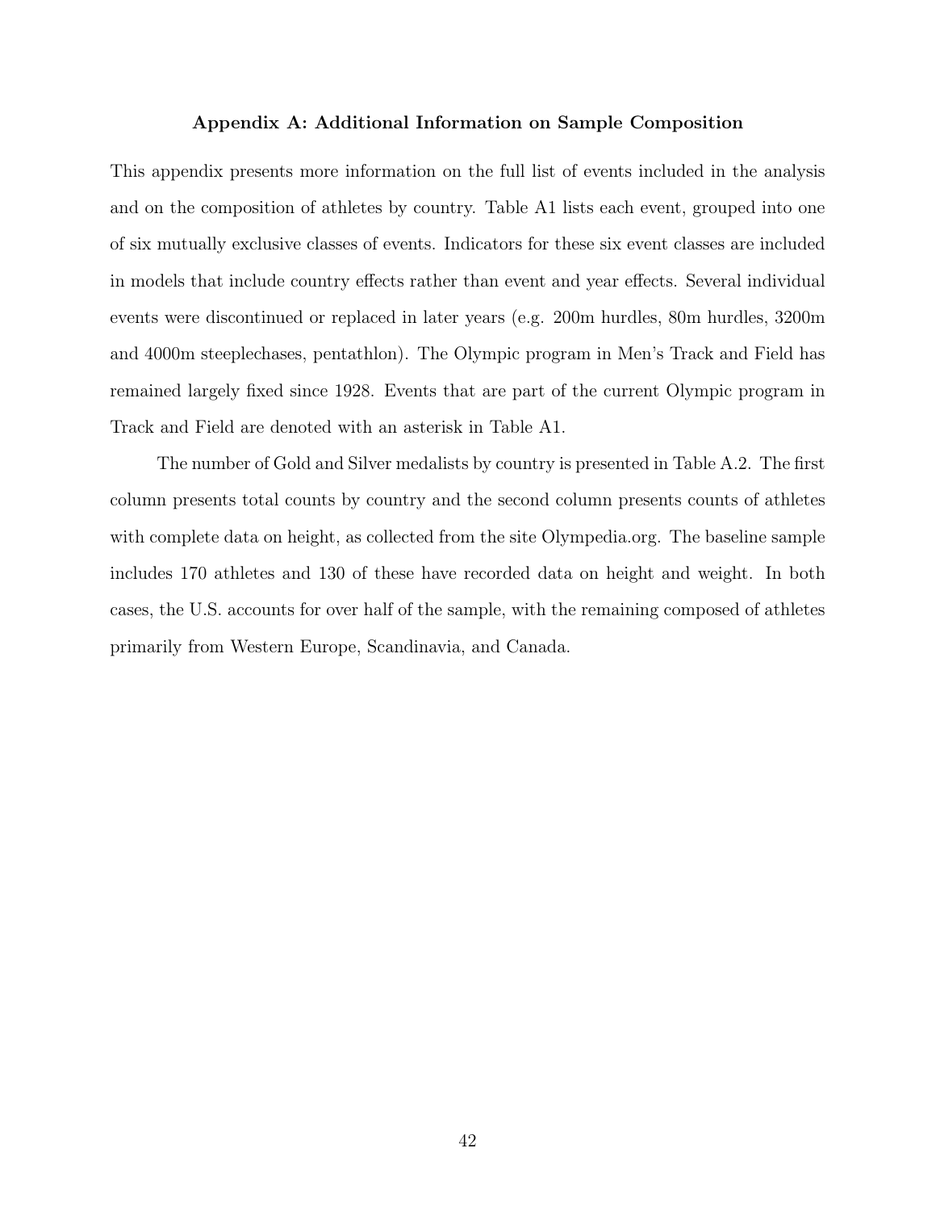## Appendix A: Additional Information on Sample Composition

This appendix presents more information on the full list of events included in the analysis and on the composition of athletes by country. Table A1 lists each event, grouped into one of six mutually exclusive classes of events. Indicators for these six event classes are included in models that include country effects rather than event and year effects. Several individual events were discontinued or replaced in later years (e.g. 200m hurdles, 80m hurdles, 3200m and 4000m steeplechases, pentathlon). The Olympic program in Men's Track and Field has remained largely fixed since 1928. Events that are part of the current Olympic program in Track and Field are denoted with an asterisk in Table A1.

The number of Gold and Silver medalists by country is presented in Table A.2. The first column presents total counts by country and the second column presents counts of athletes with complete data on height, as collected from the site Olympedia.org. The baseline sample includes 170 athletes and 130 of these have recorded data on height and weight. In both cases, the U.S. accounts for over half of the sample, with the remaining composed of athletes primarily from Western Europe, Scandinavia, and Canada.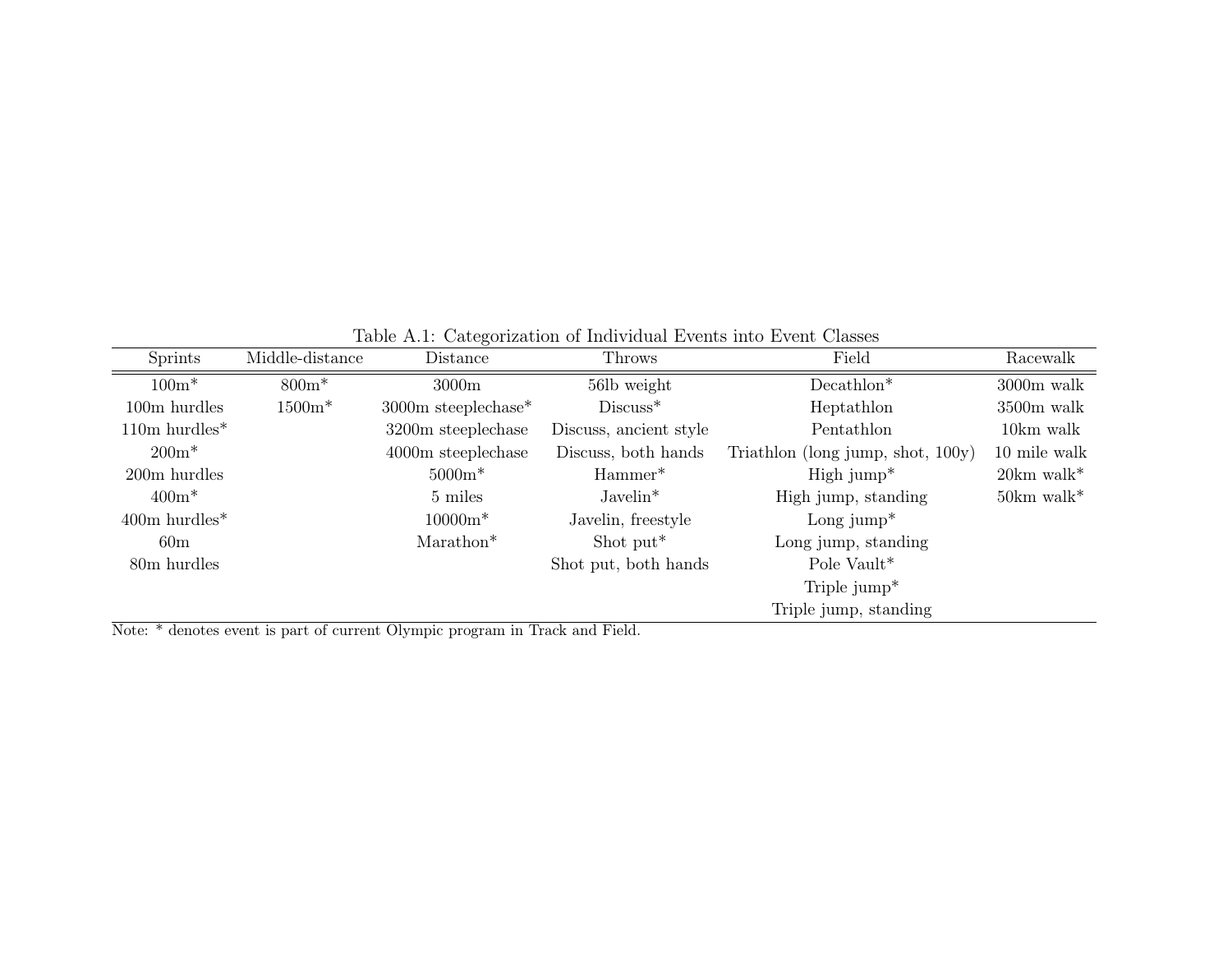Table A.1: Categorization of Individual Events into Event Classes

| Sprints | Middle-distance | Distance | Throws | Field | Racewalk |
|---|---|---|---|---|---|
| 100m* | 800m* | 3000m | 56lb weight | Decathlon* | 3000m walk |
| 100m hurdles | 1500m* | 3000m steeplechase* | Discuss* | Heptathlon | 3500m walk |
| 110m hurdles* | | 3200m steeplechase | Discuss, ancient style | Pentathlon | 10km walk |
| 200m* | | 4000m steeplechase | Discuss, both hands | Triathlon (long jump, shot, 100y) | 10 mile walk |
| 200m hurdles | | 5000m* | Hammer* | High jump* | 20km walk* |
| 400m* | | 5 miles | Javelin* | High jump, standing | 50km walk* |
| 400m hurdles* | | 10000m* | Javelin, freestyle | Long jump* | |
| 60m | | Marathon* | Shot put* | Long jump, standing | |
| 80m hurdles | | | Shot put, both hands | Pole Vault* | |
| | | | | Triple jump* | |
| | | | | Triple jump, standing | |

Note: * denotes event is part of current Olympic program in Track and Field.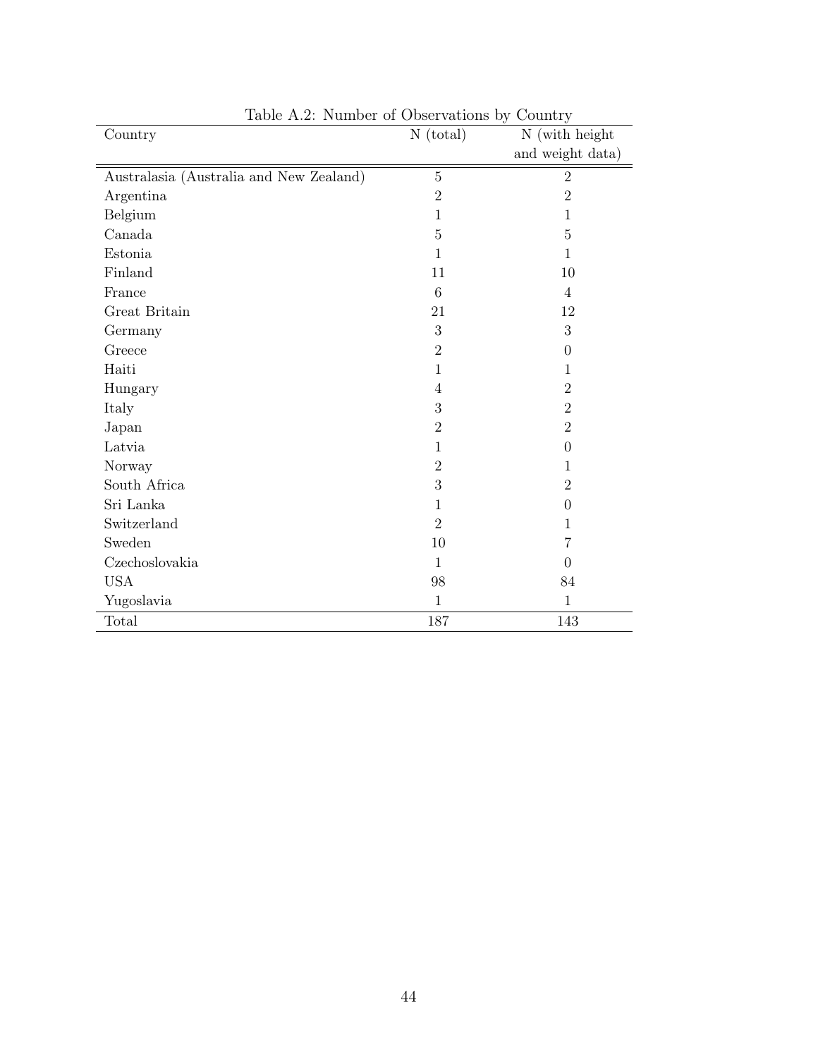Table A.2: Number of Observations by Country

| Country | N (total) | N (with height and weight data) |
|---|---|---|
| Australasia (Australia and New Zealand) | 5 | 2 |
| Argentina | 2 | 2 |
| Belgium | 1 | 1 |
| Canada | 5 | 5 |
| Estonia | 1 | 1 |
| Finland | 11 | 10 |
| France | 6 | 4 |
| Great Britain | 21 | 12 |
| Germany | 3 | 3 |
| Greece | 2 | 0 |
| Haiti | 1 | 1 |
| Hungary | 4 | 2 |
| Italy | 3 | 2 |
| Japan | 2 | 2 |
| Latvia | 1 | 0 |
| Norway | 2 | 1 |
| South Africa | 3 | 2 |
| Sri Lanka | 1 | 0 |
| Switzerland | 2 | 1 |
| Sweden | 10 | 7 |
| Czechoslovakia | 1 | 0 |
| USA | 98 | 84 |
| Yugoslavia | 1 | 1 |
| Total | 187 | 143 |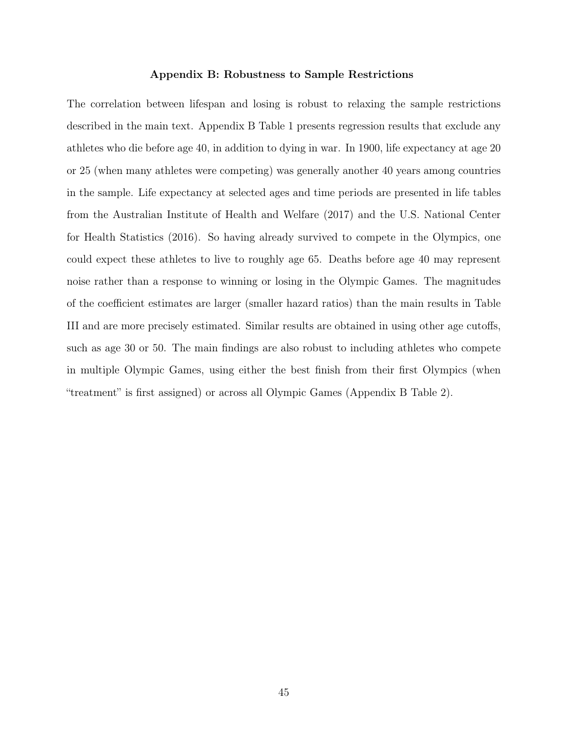### Appendix B: Robustness to Sample Restrictions

The correlation between lifespan and losing is robust to relaxing the sample restrictions described in the main text. Appendix B Table 1 presents regression results that exclude any athletes who die before age 40, in addition to dying in war. In 1900, life expectancy at age 20 or 25 (when many athletes were competing) was generally another 40 years among countries in the sample. Life expectancy at selected ages and time periods are presented in life tables from the Australian Institute of Health and Welfare (2017) and the U.S. National Center for Health Statistics (2016). So having already survived to compete in the Olympics, one could expect these athletes to live to roughly age 65. Deaths before age 40 may represent noise rather than a response to winning or losing in the Olympic Games. The magnitudes of the coefficient estimates are larger (smaller hazard ratios) than the main results in Table III and are more precisely estimated. Similar results are obtained in using other age cutoffs, such as age 30 or 50. The main findings are also robust to including athletes who compete in multiple Olympic Games, using either the best finish from their first Olympics (when "treatment" is first assigned) or across all Olympic Games (Appendix B Table 2).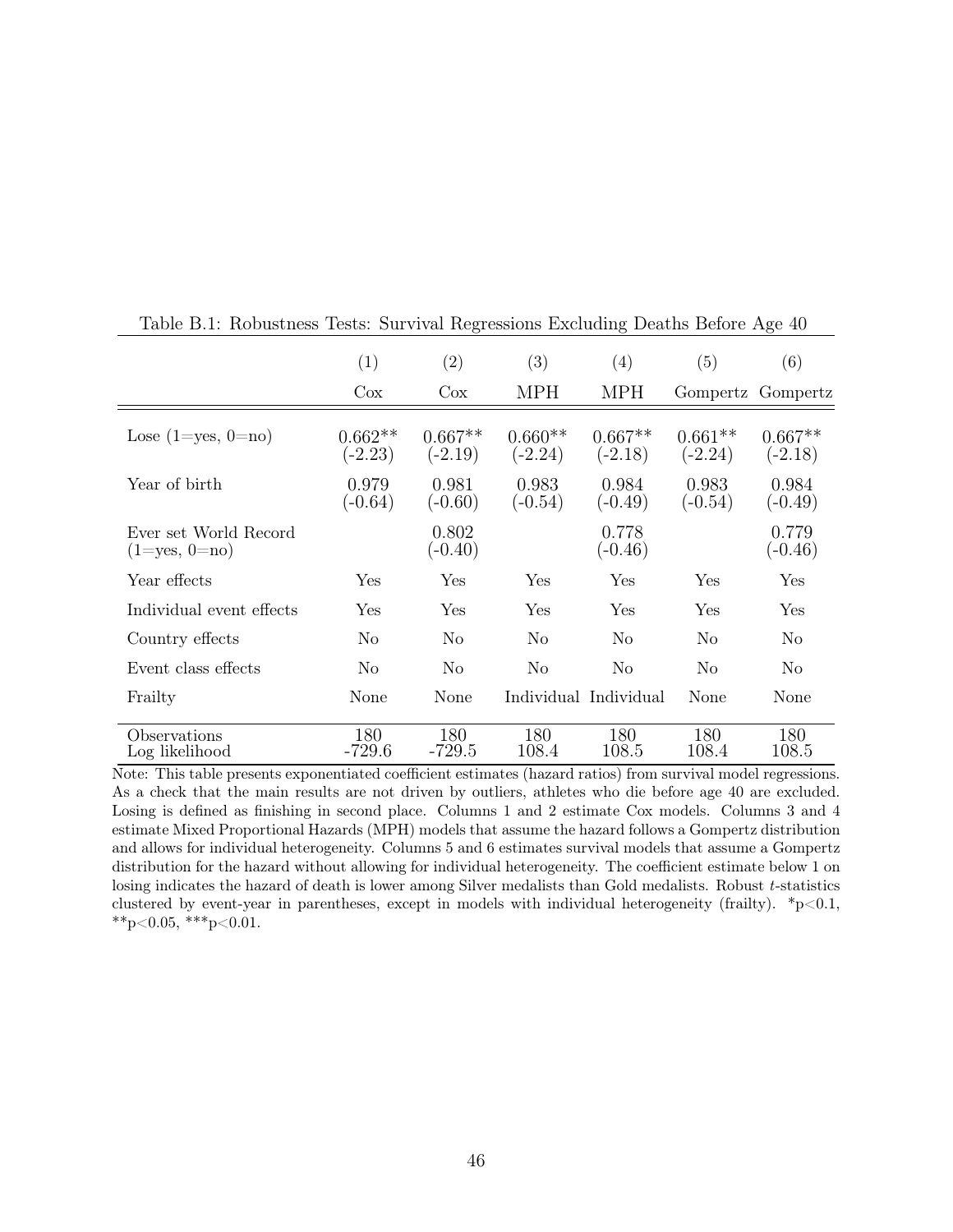Table B.1: Robustness Tests: Survival Regressions Excluding Deaths Before Age 40

| | (1) | (2) | (3) | (4) | (5) | (6) |
|---|---|---|---|---|---|---|
| | Cox | Cox | MPH | MPH | Gompertz | Gompertz |
| Lose (1=yes, 0=no) | 0.662** | 0.667** | 0.660** | 0.667** | 0.661** | 0.667** |
| | (-2.23) | (-2.19) | (-2.24) | (-2.18) | (-2.24) | (-2.18) |
| Year of birth | 0.979 | 0.981 | 0.983 | 0.984 | 0.983 | 0.984 |
| | (-0.64) | (-0.60) | (-0.54) | (-0.49) | (-0.54) | (-0.49) |
| Ever set World Record (1=yes, 0=no) | | 0.802 | | 0.778 | | 0.779 |
| | | (-0.40) | | (-0.46) | | (-0.46) |
| Year effects | Yes | Yes | Yes | Yes | Yes | Yes |
| Individual event effects | Yes | Yes | Yes | Yes | Yes | Yes |
| Country effects | No | No | No | No | No | No |
| Event class effects | No | No | No | No | No | No |
| Frailty | None | None | Individual | Individual | None | None |
| Observations | 180 | 180 | 180 | 180 | 180 | 180 |
| Log likelihood | -729.6 | -729.5 | 108.4 | 108.5 | 108.4 | 108.5 |

Note: This table presents exponentiated coefficient estimates (hazard ratios) from survival model regressions. As a check that the main results are not driven by outliers, athletes who die before age 40 are excluded. Losing is defined as finishing in second place. Columns 1 and 2 estimate Cox models. Columns 3 and 4 estimate Mixed Proportional Hazards (MPH) models that assume the hazard follows a Gompertz distribution and allows for individual heterogeneity. Columns 5 and 6 estimates survival models that assume a Gompertz distribution for the hazard without allowing for individual heterogeneity. The coefficient estimate below 1 on losing indicates the hazard of death is lower among Silver medalists than Gold medalists. Robust *t*-statistics clustered by event-year in parentheses, except in models with individual heterogeneity (frailty). *p<0.1, **p<0.05, ***p<0.01.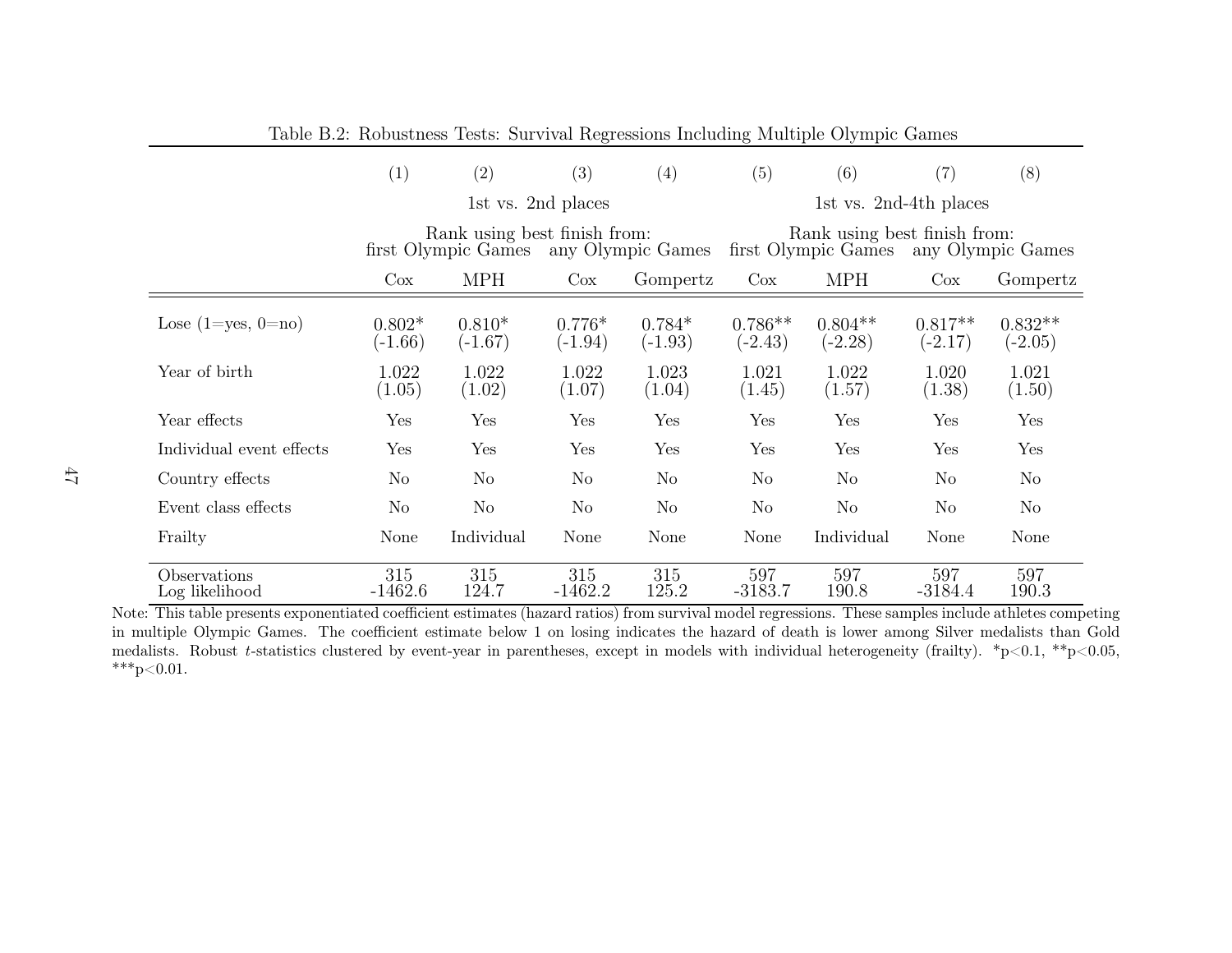Table B.2: Robustness Tests: Survival Regressions Including Multiple Olympic Games

| | (1) | (2) | (3) | (4) | (5) | (6) | (7) | (8) |
|---|---|---|---|---|---|---|---|---|
| | 1st vs. 2nd places | | | | 1st vs. 2nd-4th places | | | |
| | Rank using best finish from: first Olympic Games | | Rank using best finish from: any Olympic Games | | Rank using best finish from: first Olympic Games | | Rank using best finish from: any Olympic Games | |
| | Cox | MPH | Cox | Gompertz | Cox | MPH | Cox | Gompertz |
| Lose (1=yes, 0=no) | 0.802* | 0.810* | 0.776* | 0.784* | 0.786** | 0.804** | 0.817** | 0.832** |
| | (-1.66) | (-1.67) | (-1.94) | (-1.93) | (-2.43) | (-2.28) | (-2.17) | (-2.05) |
| Year of birth | 1.022 | 1.022 | 1.022 | 1.023 | 1.021 | 1.022 | 1.020 | 1.021 |
| | (1.05) | (1.02) | (1.07) | (1.04) | (1.45) | (1.57) | (1.38) | (1.50) |
| Year effects | Yes | Yes | Yes | Yes | Yes | Yes | Yes | Yes |
| Individual event effects | Yes | Yes | Yes | Yes | Yes | Yes | Yes | Yes |
| Country effects | No | No | No | No | No | No | No | No |
| Event class effects | No | No | No | No | No | No | No | No |
| Frailty | None | Individual | None | None | None | Individual | None | None |
| Observations | 315 | 315 | 315 | 315 | 597 | 597 | 597 | 597 |
| Log likelihood | -1462.6 | 124.7 | -1462.2 | 125.2 | -3183.7 | 190.8 | -3184.4 | 190.3 |

Note: This table presents exponentiated coefficient estimates (hazard ratios) from survival model regressions. These samples include athletes competing in multiple Olympic Games. The coefficient estimate below 1 on losing indicates the hazard of death is lower among Silver medalists than Gold medalists. Robust $t$-statistics clustered by event-year in parentheses, except in models with individual heterogeneity (frailty). *p<0.1, **p<0.05, ***p<0.01.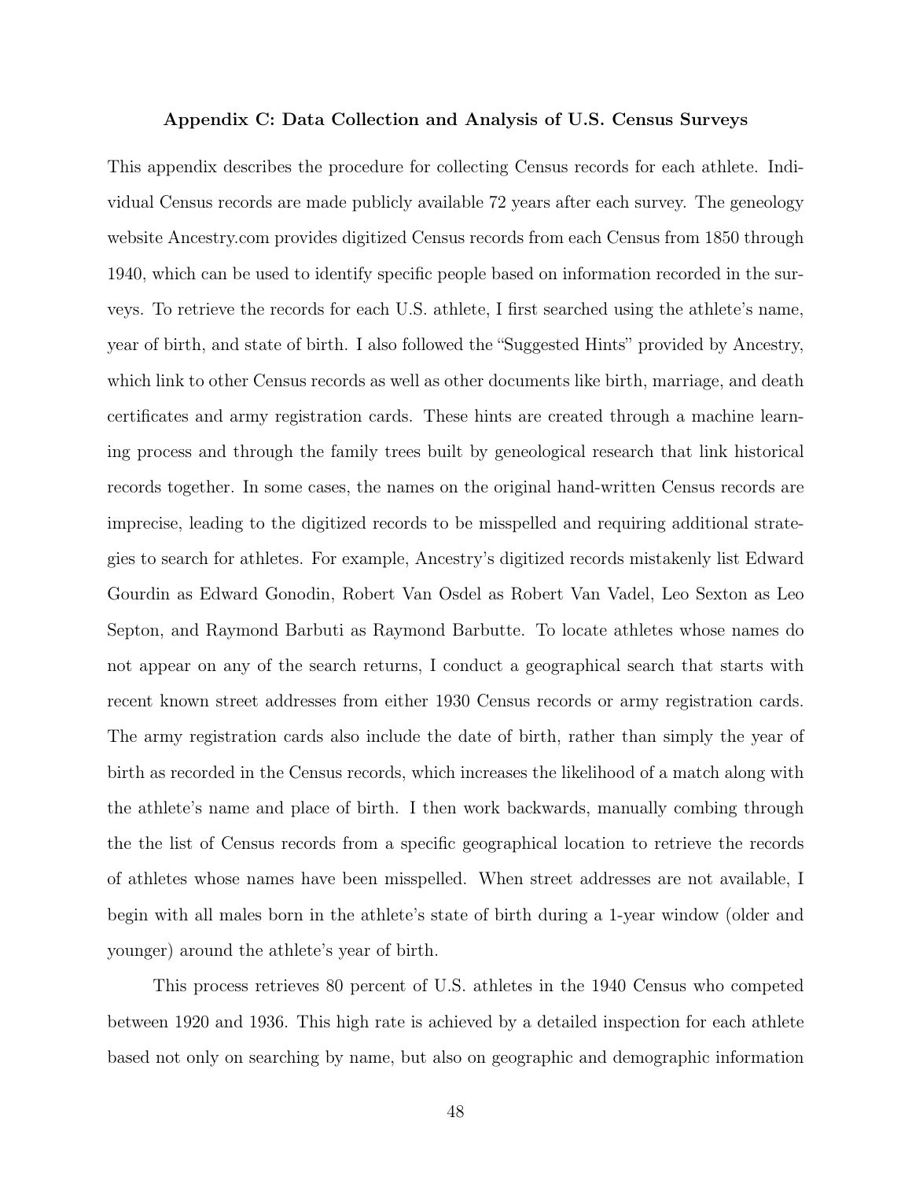### Appendix C: Data Collection and Analysis of U.S. Census Surveys

This appendix describes the procedure for collecting Census records for each athlete. Individual Census records are made publicly available 72 years after each survey. The geneology website Ancestry.com provides digitized Census records from each Census from 1850 through 1940, which can be used to identify specific people based on information recorded in the surveys. To retrieve the records for each U.S. athlete, I first searched using the athlete's name, year of birth, and state of birth. I also followed the "Suggested Hints" provided by Ancestry, which link to other Census records as well as other documents like birth, marriage, and death certificates and army registration cards. These hints are created through a machine learning process and through the family trees built by geneological research that link historical records together. In some cases, the names on the original hand-written Census records are imprecise, leading to the digitized records to be misspelled and requiring additional strategies to search for athletes. For example, Ancestry's digitized records mistakenly list Edward Gourdin as Edward Gonodin, Robert Van Osdel as Robert Van Vadel, Leo Sexton as Leo Septon, and Raymond Barbuti as Raymond Barbutte. To locate athletes whose names do not appear on any of the search returns, I conduct a geographical search that starts with recent known street addresses from either 1930 Census records or army registration cards. The army registration cards also include the date of birth, rather than simply the year of birth as recorded in the Census records, which increases the likelihood of a match along with the athlete's name and place of birth. I then work backwards, manually combing through the the list of Census records from a specific geographical location to retrieve the records of athletes whose names have been misspelled. When street addresses are not available, I begin with all males born in the athlete's state of birth during a 1-year window (older and younger) around the athlete's year of birth.

This process retrieves 80 percent of U.S. athletes in the 1940 Census who competed between 1920 and 1936. This high rate is achieved by a detailed inspection for each athlete based not only on searching by name, but also on geographic and demographic information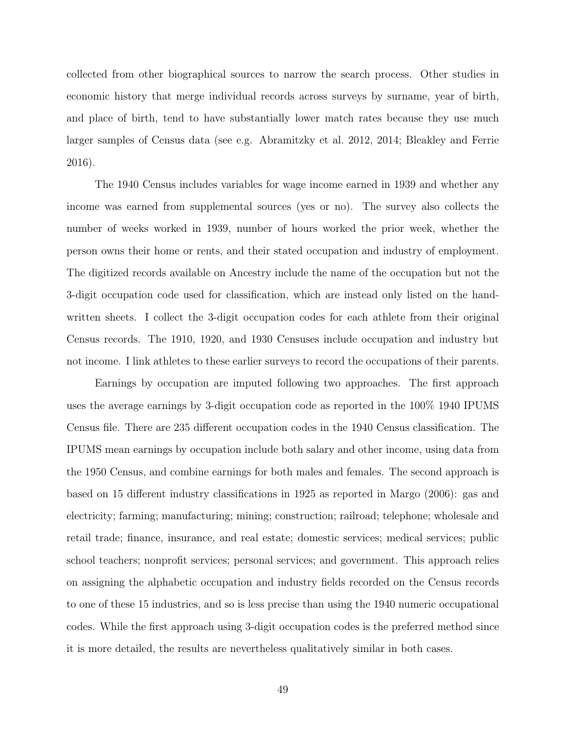collected from other biographical sources to narrow the search process. Other studies in economic history that merge individual records across surveys by surname, year of birth, and place of birth, tend to have substantially lower match rates because they use much larger samples of Census data (see e.g. Abramitzky et al. 2012, 2014; Bleakley and Ferrie 2016).

The 1940 Census includes variables for wage income earned in 1939 and whether any income was earned from supplemental sources (yes or no). The survey also collects the number of weeks worked in 1939, number of hours worked the prior week, whether the person owns their home or rents, and their stated occupation and industry of employment. The digitized records available on Ancestry include the name of the occupation but not the 3-digit occupation code used for classification, which are instead only listed on the hand-written sheets. I collect the 3-digit occupation codes for each athlete from their original Census records. The 1910, 1920, and 1930 Censuses include occupation and industry but not income. I link athletes to these earlier surveys to record the occupations of their parents.

Earnings by occupation are imputed following two approaches. The first approach uses the average earnings by 3-digit occupation code as reported in the 100% 1940 IPUMS Census file. There are 235 different occupation codes in the 1940 Census classification. The IPUMS mean earnings by occupation include both salary and other income, using data from the 1950 Census, and combine earnings for both males and females. The second approach is based on 15 different industry classifications in 1925 as reported in Margo (2006): gas and electricity; farming; manufacturing; mining; construction; railroad; telephone; wholesale and retail trade; finance, insurance, and real estate; domestic services; medical services; public school teachers; nonprofit services; personal services; and government. This approach relies on assigning the alphabetic occupation and industry fields recorded on the Census records to one of these 15 industries, and so is less precise than using the 1940 numeric occupational codes. While the first approach using 3-digit occupation codes is the preferred method since it is more detailed, the results are nevertheless qualitatively similar in both cases.